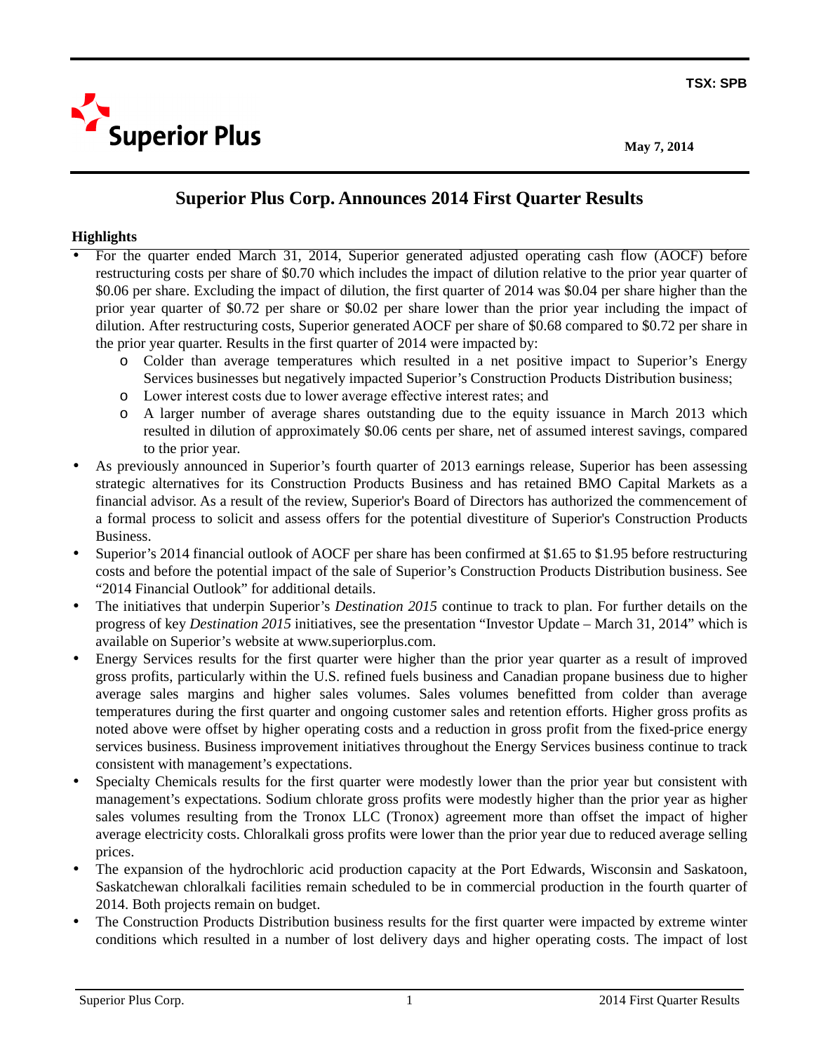TSX: SPB

**Superior Plus**

**May 7, 2014**

# Superior Plus Corp. Announces 2014 First Quarter Results

## Highlights

- For the quarter ended March 31, 2014, Superior generated adjusted operating cash flow (AOCF) before restructuring costs per share of $0.70 which includes the impact of dilution relative to the prior year quarter of $0.06 per share. Excluding the impact of dilution, the first quarter of 2014 was $0.04 per share higher than the prior year quarter of $0.72 per share or $0.02 per share lower than the prior year including the impact of dilution. After restructuring costs, Superior generated AOCF per share of $0.68 compared to $0.72 per share in the prior year quarter. Results in the first quarter of 2014 were impacted by:
  - Colder than average temperatures which resulted in a net positive impact to Superior's Energy Services businesses but negatively impacted Superior's Construction Products Distribution business;
  - Lower interest costs due to lower average effective interest rates; and
  - A larger number of average shares outstanding due to the equity issuance in March 2013 which resulted in dilution of approximately $0.06 cents per share, net of assumed interest savings, compared to the prior year.
- As previously announced in Superior's fourth quarter of 2013 earnings release, Superior has been assessing strategic alternatives for its Construction Products Business and has retained BMO Capital Markets as a financial advisor. As a result of the review, Superior's Board of Directors has authorized the commencement of a formal process to solicit and assess offers for the potential divestiture of Superior's Construction Products Business.
- Superior's 2014 financial outlook of AOCF per share has been confirmed at $1.65 to $1.95 before restructuring costs and before the potential impact of the sale of Superior's Construction Products Distribution business. See "2014 Financial Outlook" for additional details.
- The initiatives that underpin Superior's *Destination 2015* continue to track to plan. For further details on the progress of key *Destination 2015* initiatives, see the presentation "Investor Update – March 31, 2014" which is available on Superior's website at www.superiorplus.com.
- Energy Services results for the first quarter were higher than the prior year quarter as a result of improved gross profits, particularly within the U.S. refined fuels business and Canadian propane business due to higher average sales margins and higher sales volumes. Sales volumes benefitted from colder than average temperatures during the first quarter and ongoing customer sales and retention efforts. Higher gross profits as noted above were offset by higher operating costs and a reduction in gross profit from the fixed-price energy services business. Business improvement initiatives throughout the Energy Services business continue to track consistent with management's expectations.
- Specialty Chemicals results for the first quarter were modestly lower than the prior year but consistent with management's expectations. Sodium chlorate gross profits were modestly higher than the prior year as higher sales volumes resulting from the Tronox LLC (Tronox) agreement more than offset the impact of higher average electricity costs. Chloralkali gross profits were lower than the prior year due to reduced average selling prices.
- The expansion of the hydrochloric acid production capacity at the Port Edwards, Wisconsin and Saskatoon, Saskatchewan chloralkali facilities remain scheduled to be in commercial production in the fourth quarter of 2014. Both projects remain on budget.
- The Construction Products Distribution business results for the first quarter were impacted by extreme winter conditions which resulted in a number of lost delivery days and higher operating costs. The impact of lost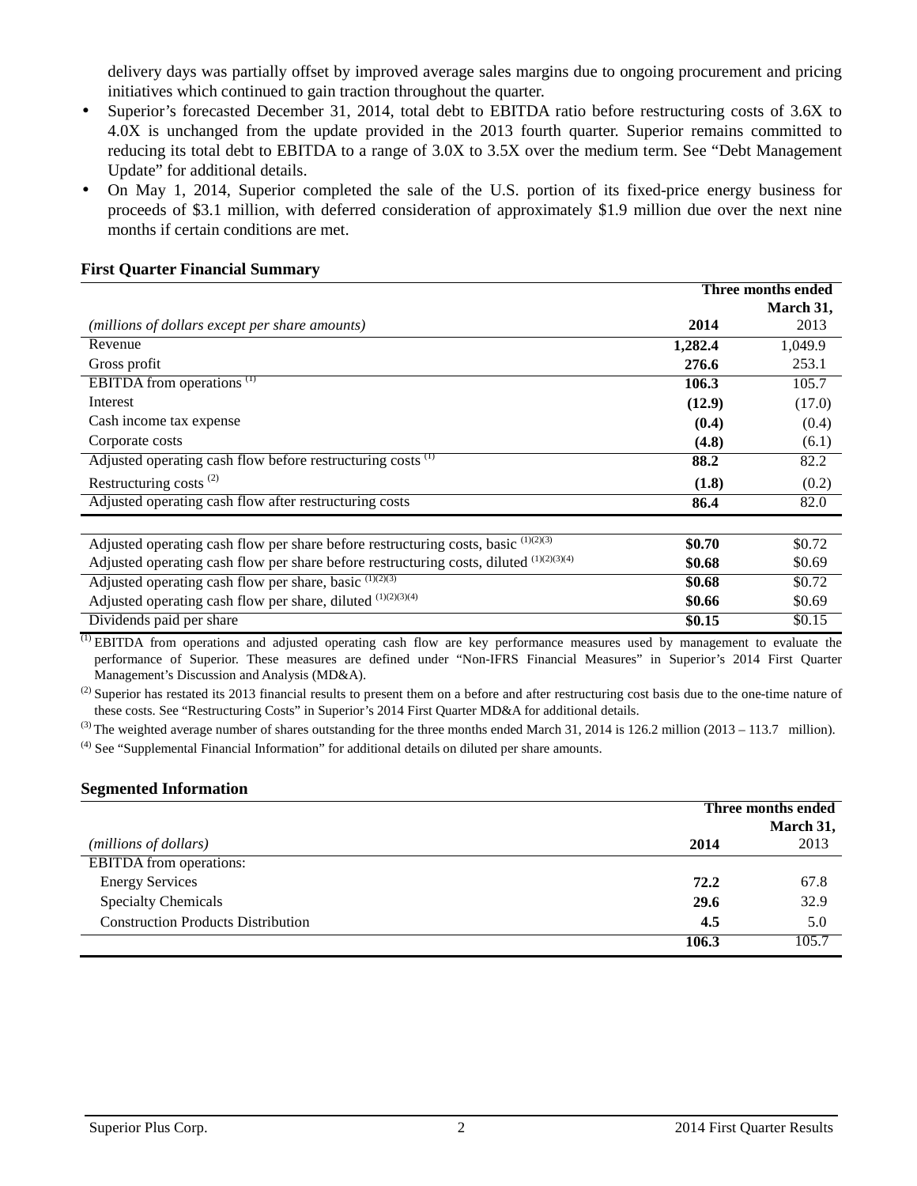delivery days was partially offset by improved average sales margins due to ongoing procurement and pricing initiatives which continued to gain traction throughout the quarter.

- Superior's forecasted December 31, 2014, total debt to EBITDA ratio before restructuring costs of 3.6X to 4.0X is unchanged from the update provided in the 2013 fourth quarter. Superior remains committed to reducing its total debt to EBITDA to a range of 3.0X to 3.5X over the medium term. See "Debt Management Update" for additional details.
- On May 1, 2014, Superior completed the sale of the U.S. portion of its fixed-price energy business for proceeds of $3.1 million, with deferred consideration of approximately $1.9 million due over the next nine months if certain conditions are met.

**First Quarter Financial Summary**

| | Three months ended March 31, | |
|---|---|---|
| *(millions of dollars except per share amounts)* | **2014** | 2013 |
| Revenue | **1,282.4** | 1,049.9 |
| Gross profit | **276.6** | 253.1 |
| EBITDA from operations [1] | **106.3** | 105.7 |
| Interest | **(12.9)** | (17.0) |
| Cash income tax expense | **(0.4)** | (0.4) |
| Corporate costs | **(4.8)** | (6.1) |
| Adjusted operating cash flow before restructuring costs [1] | **88.2** | 82.2 |
| Restructuring costs [2] | **(1.8)** | (0.2) |
| Adjusted operating cash flow after restructuring costs | **86.4** | 82.0 |
| | | |
| Adjusted operating cash flow per share before restructuring costs, basic [1][2][3] | **$0.70** | $0.72 |
| Adjusted operating cash flow per share before restructuring costs, diluted [1][2][3][4] | **$0.68** | $0.69 |
| Adjusted operating cash flow per share, basic [1][2][3] | **$0.68** | $0.72 |
| Adjusted operating cash flow per share, diluted [1][2][3][4] | **$0.66** | $0.69 |
| Dividends paid per share | **$0.15** | $0.15 |

[1] EBITDA from operations and adjusted operating cash flow are key performance measures used by management to evaluate the performance of Superior. These measures are defined under "Non-IFRS Financial Measures" in Superior's 2014 First Quarter Management's Discussion and Analysis (MD&A).

[2] Superior has restated its 2013 financial results to present them on a before and after restructuring cost basis due to the one-time nature of these costs. See "Restructuring Costs" in Superior's 2014 First Quarter MD&A for additional details.

[3] The weighted average number of shares outstanding for the three months ended March 31, 2014 is 126.2 million (2013 – 113.7 million).

[4] See "Supplemental Financial Information" for additional details on diluted per share amounts.

**Segmented Information**

| | Three months ended March 31, | |
|---|---|---|
| *(millions of dollars)* | **2014** | 2013 |
| EBITDA from operations: | | |
| Energy Services | **72.2** | 67.8 |
| Specialty Chemicals | **29.6** | 32.9 |
| Construction Products Distribution | **4.5** | 5.0 |
| | **106.3** | 105.7 |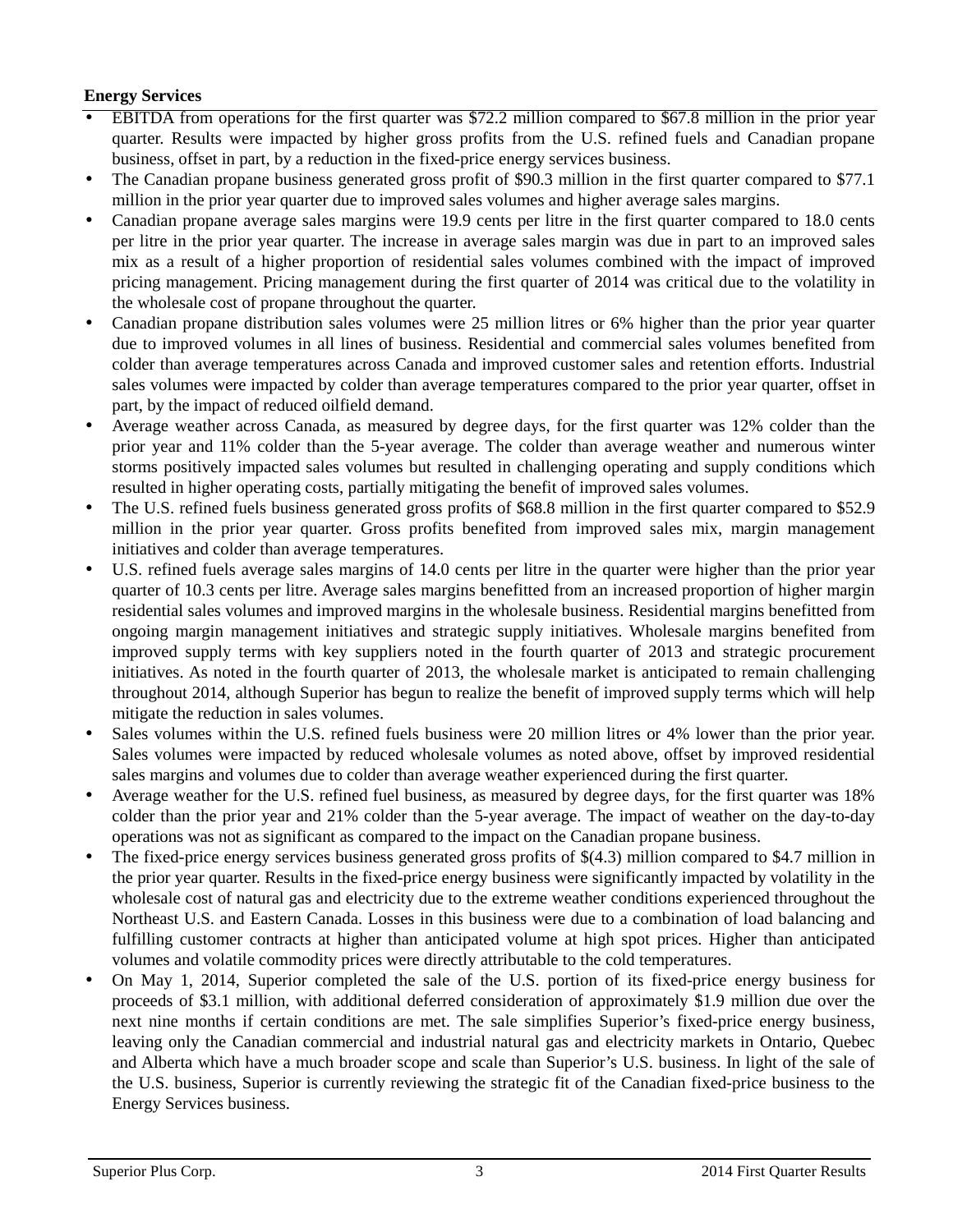**Energy Services**

- EBITDA from operations for the first quarter was $72.2 million compared to $67.8 million in the prior year quarter. Results were impacted by higher gross profits from the U.S. refined fuels and Canadian propane business, offset in part, by a reduction in the fixed-price energy services business.
- The Canadian propane business generated gross profit of $90.3 million in the first quarter compared to $77.1 million in the prior year quarter due to improved sales volumes and higher average sales margins.
- Canadian propane average sales margins were 19.9 cents per litre in the first quarter compared to 18.0 cents per litre in the prior year quarter. The increase in average sales margin was due in part to an improved sales mix as a result of a higher proportion of residential sales volumes combined with the impact of improved pricing management. Pricing management during the first quarter of 2014 was critical due to the volatility in the wholesale cost of propane throughout the quarter.
- Canadian propane distribution sales volumes were 25 million litres or 6% higher than the prior year quarter due to improved volumes in all lines of business. Residential and commercial sales volumes benefited from colder than average temperatures across Canada and improved customer sales and retention efforts. Industrial sales volumes were impacted by colder than average temperatures compared to the prior year quarter, offset in part, by the impact of reduced oilfield demand.
- Average weather across Canada, as measured by degree days, for the first quarter was 12% colder than the prior year and 11% colder than the 5-year average. The colder than average weather and numerous winter storms positively impacted sales volumes but resulted in challenging operating and supply conditions which resulted in higher operating costs, partially mitigating the benefit of improved sales volumes.
- The U.S. refined fuels business generated gross profits of $68.8 million in the first quarter compared to $52.9 million in the prior year quarter. Gross profits benefited from improved sales mix, margin management initiatives and colder than average temperatures.
- U.S. refined fuels average sales margins of 14.0 cents per litre in the quarter were higher than the prior year quarter of 10.3 cents per litre. Average sales margins benefitted from an increased proportion of higher margin residential sales volumes and improved margins in the wholesale business. Residential margins benefitted from ongoing margin management initiatives and strategic supply initiatives. Wholesale margins benefited from improved supply terms with key suppliers noted in the fourth quarter of 2013 and strategic procurement initiatives. As noted in the fourth quarter of 2013, the wholesale market is anticipated to remain challenging throughout 2014, although Superior has begun to realize the benefit of improved supply terms which will help mitigate the reduction in sales volumes.
- Sales volumes within the U.S. refined fuels business were 20 million litres or 4% lower than the prior year. Sales volumes were impacted by reduced wholesale volumes as noted above, offset by improved residential sales margins and volumes due to colder than average weather experienced during the first quarter.
- Average weather for the U.S. refined fuel business, as measured by degree days, for the first quarter was 18% colder than the prior year and 21% colder than the 5-year average. The impact of weather on the day-to-day operations was not as significant as compared to the impact on the Canadian propane business.
- The fixed-price energy services business generated gross profits of $(4.3) million compared to $4.7 million in the prior year quarter. Results in the fixed-price energy business were significantly impacted by volatility in the wholesale cost of natural gas and electricity due to the extreme weather conditions experienced throughout the Northeast U.S. and Eastern Canada. Losses in this business were due to a combination of load balancing and fulfilling customer contracts at higher than anticipated volume at high spot prices. Higher than anticipated volumes and volatile commodity prices were directly attributable to the cold temperatures.
- On May 1, 2014, Superior completed the sale of the U.S. portion of its fixed-price energy business for proceeds of $3.1 million, with additional deferred consideration of approximately $1.9 million due over the next nine months if certain conditions are met. The sale simplifies Superior's fixed-price energy business, leaving only the Canadian commercial and industrial natural gas and electricity markets in Ontario, Quebec and Alberta which have a much broader scope and scale than Superior's U.S. business. In light of the sale of the U.S. business, Superior is currently reviewing the strategic fit of the Canadian fixed-price business to the Energy Services business.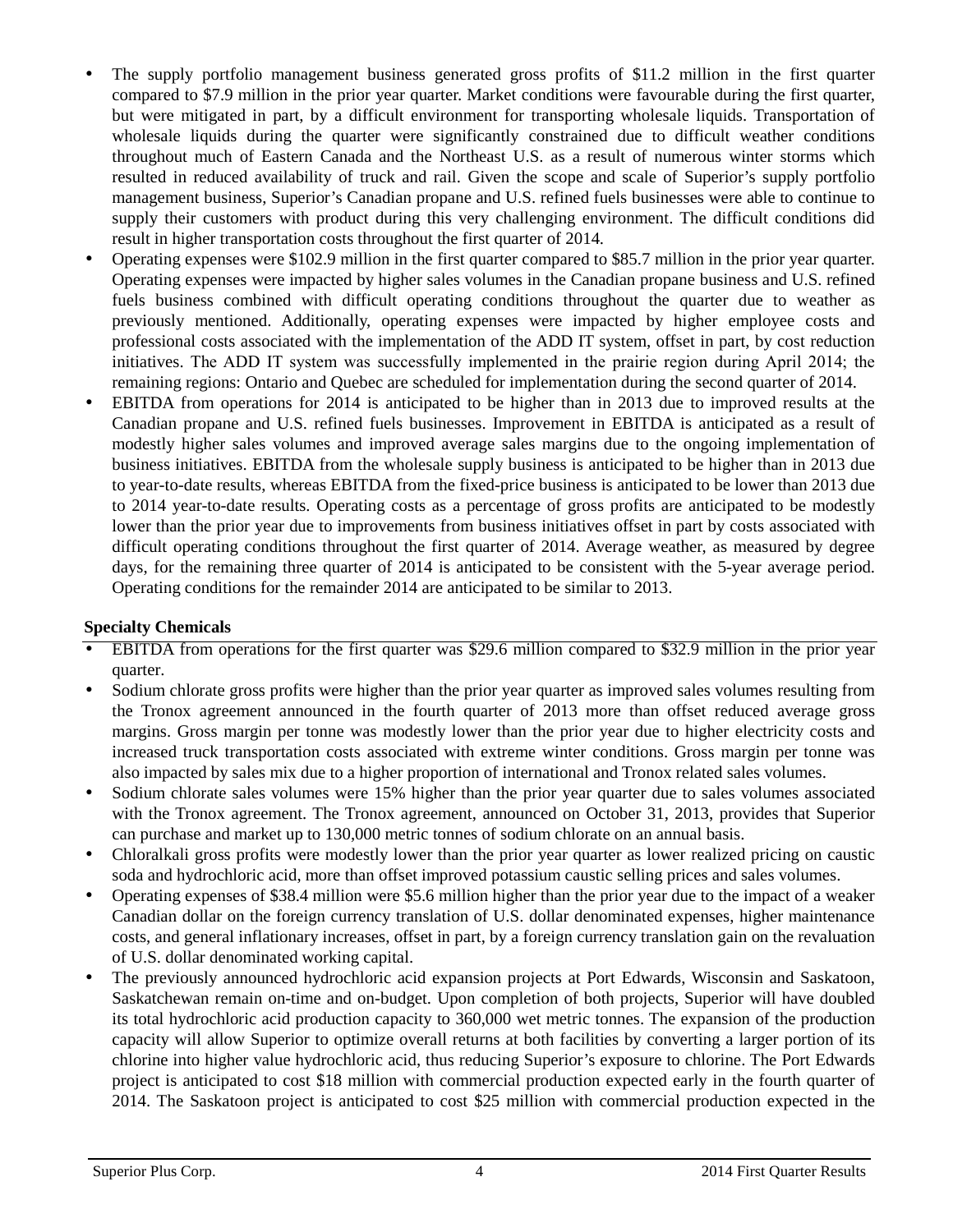- The supply portfolio management business generated gross profits of $11.2 million in the first quarter compared to $7.9 million in the prior year quarter. Market conditions were favourable during the first quarter, but were mitigated in part, by a difficult environment for transporting wholesale liquids. Transportation of wholesale liquids during the quarter were significantly constrained due to difficult weather conditions throughout much of Eastern Canada and the Northeast U.S. as a result of numerous winter storms which resulted in reduced availability of truck and rail. Given the scope and scale of Superior's supply portfolio management business, Superior's Canadian propane and U.S. refined fuels businesses were able to continue to supply their customers with product during this very challenging environment. The difficult conditions did result in higher transportation costs throughout the first quarter of 2014.
- Operating expenses were $102.9 million in the first quarter compared to $85.7 million in the prior year quarter. Operating expenses were impacted by higher sales volumes in the Canadian propane business and U.S. refined fuels business combined with difficult operating conditions throughout the quarter due to weather as previously mentioned. Additionally, operating expenses were impacted by higher employee costs and professional costs associated with the implementation of the ADD IT system, offset in part, by cost reduction initiatives. The ADD IT system was successfully implemented in the prairie region during April 2014; the remaining regions: Ontario and Quebec are scheduled for implementation during the second quarter of 2014.
- EBITDA from operations for 2014 is anticipated to be higher than in 2013 due to improved results at the Canadian propane and U.S. refined fuels businesses. Improvement in EBITDA is anticipated as a result of modestly higher sales volumes and improved average sales margins due to the ongoing implementation of business initiatives. EBITDA from the wholesale supply business is anticipated to be higher than in 2013 due to year-to-date results, whereas EBITDA from the fixed-price business is anticipated to be lower than 2013 due to 2014 year-to-date results. Operating costs as a percentage of gross profits are anticipated to be modestly lower than the prior year due to improvements from business initiatives offset in part by costs associated with difficult operating conditions throughout the first quarter of 2014. Average weather, as measured by degree days, for the remaining three quarter of 2014 is anticipated to be consistent with the 5-year average period. Operating conditions for the remainder 2014 are anticipated to be similar to 2013.

**Specialty Chemicals**

- EBITDA from operations for the first quarter was $29.6 million compared to $32.9 million in the prior year quarter.
- Sodium chlorate gross profits were higher than the prior year quarter as improved sales volumes resulting from the Tronox agreement announced in the fourth quarter of 2013 more than offset reduced average gross margins. Gross margin per tonne was modestly lower than the prior year due to higher electricity costs and increased truck transportation costs associated with extreme winter conditions. Gross margin per tonne was also impacted by sales mix due to a higher proportion of international and Tronox related sales volumes.
- Sodium chlorate sales volumes were 15% higher than the prior year quarter due to sales volumes associated with the Tronox agreement. The Tronox agreement, announced on October 31, 2013, provides that Superior can purchase and market up to 130,000 metric tonnes of sodium chlorate on an annual basis.
- Chloralkali gross profits were modestly lower than the prior year quarter as lower realized pricing on caustic soda and hydrochloric acid, more than offset improved potassium caustic selling prices and sales volumes.
- Operating expenses of $38.4 million were $5.6 million higher than the prior year due to the impact of a weaker Canadian dollar on the foreign currency translation of U.S. dollar denominated expenses, higher maintenance costs, and general inflationary increases, offset in part, by a foreign currency translation gain on the revaluation of U.S. dollar denominated working capital.
- The previously announced hydrochloric acid expansion projects at Port Edwards, Wisconsin and Saskatoon, Saskatchewan remain on-time and on-budget. Upon completion of both projects, Superior will have doubled its total hydrochloric acid production capacity to 360,000 wet metric tonnes. The expansion of the production capacity will allow Superior to optimize overall returns at both facilities by converting a larger portion of its chlorine into higher value hydrochloric acid, thus reducing Superior's exposure to chlorine. The Port Edwards project is anticipated to cost $18 million with commercial production expected early in the fourth quarter of 2014. The Saskatoon project is anticipated to cost $25 million with commercial production expected in the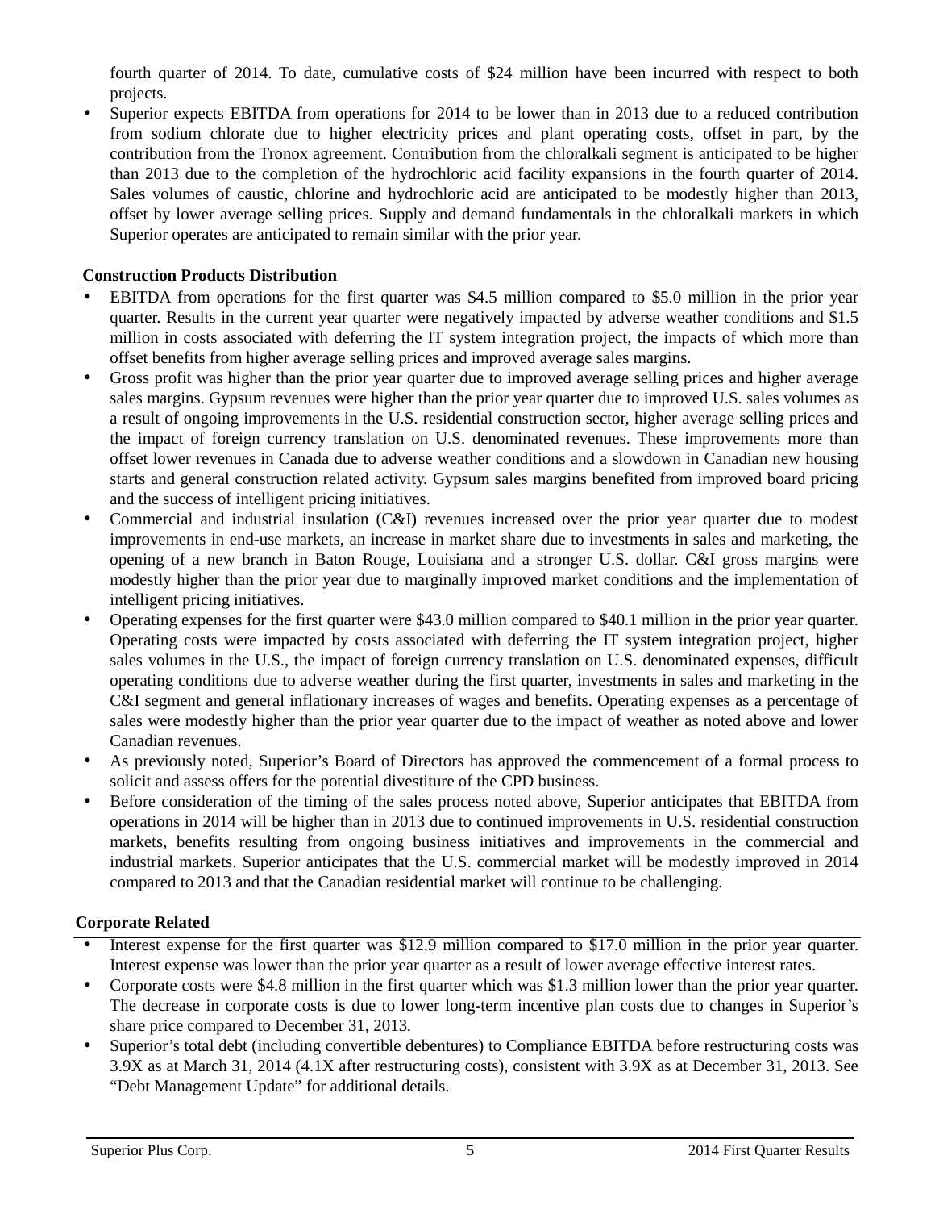fourth quarter of 2014. To date, cumulative costs of $24 million have been incurred with respect to both projects.

- Superior expects EBITDA from operations for 2014 to be lower than in 2013 due to a reduced contribution from sodium chlorate due to higher electricity prices and plant operating costs, offset in part, by the contribution from the Tronox agreement. Contribution from the chloralkali segment is anticipated to be higher than 2013 due to the completion of the hydrochloric acid facility expansions in the fourth quarter of 2014. Sales volumes of caustic, chlorine and hydrochloric acid are anticipated to be modestly higher than 2013, offset by lower average selling prices. Supply and demand fundamentals in the chloralkali markets in which Superior operates are anticipated to remain similar with the prior year.

**Construction Products Distribution**

- EBITDA from operations for the first quarter was $4.5 million compared to $5.0 million in the prior year quarter. Results in the current year quarter were negatively impacted by adverse weather conditions and $1.5 million in costs associated with deferring the IT system integration project, the impacts of which more than offset benefits from higher average selling prices and improved average sales margins.
- Gross profit was higher than the prior year quarter due to improved average selling prices and higher average sales margins. Gypsum revenues were higher than the prior year quarter due to improved U.S. sales volumes as a result of ongoing improvements in the U.S. residential construction sector, higher average selling prices and the impact of foreign currency translation on U.S. denominated revenues. These improvements more than offset lower revenues in Canada due to adverse weather conditions and a slowdown in Canadian new housing starts and general construction related activity. Gypsum sales margins benefited from improved board pricing and the success of intelligent pricing initiatives.
- Commercial and industrial insulation (C&I) revenues increased over the prior year quarter due to modest improvements in end-use markets, an increase in market share due to investments in sales and marketing, the opening of a new branch in Baton Rouge, Louisiana and a stronger U.S. dollar. C&I gross margins were modestly higher than the prior year due to marginally improved market conditions and the implementation of intelligent pricing initiatives.
- Operating expenses for the first quarter were $43.0 million compared to $40.1 million in the prior year quarter. Operating costs were impacted by costs associated with deferring the IT system integration project, higher sales volumes in the U.S., the impact of foreign currency translation on U.S. denominated expenses, difficult operating conditions due to adverse weather during the first quarter, investments in sales and marketing in the C&I segment and general inflationary increases of wages and benefits. Operating expenses as a percentage of sales were modestly higher than the prior year quarter due to the impact of weather as noted above and lower Canadian revenues.
- As previously noted, Superior's Board of Directors has approved the commencement of a formal process to solicit and assess offers for the potential divestiture of the CPD business.
- Before consideration of the timing of the sales process noted above, Superior anticipates that EBITDA from operations in 2014 will be higher than in 2013 due to continued improvements in U.S. residential construction markets, benefits resulting from ongoing business initiatives and improvements in the commercial and industrial markets. Superior anticipates that the U.S. commercial market will be modestly improved in 2014 compared to 2013 and that the Canadian residential market will continue to be challenging.

**Corporate Related**

- Interest expense for the first quarter was $12.9 million compared to $17.0 million in the prior year quarter. Interest expense was lower than the prior year quarter as a result of lower average effective interest rates.
- Corporate costs were $4.8 million in the first quarter which was $1.3 million lower than the prior year quarter. The decrease in corporate costs is due to lower long-term incentive plan costs due to changes in Superior's share price compared to December 31, 2013.
- Superior's total debt (including convertible debentures) to Compliance EBITDA before restructuring costs was 3.9X as at March 31, 2014 (4.1X after restructuring costs), consistent with 3.9X as at December 31, 2013. See "Debt Management Update" for additional details.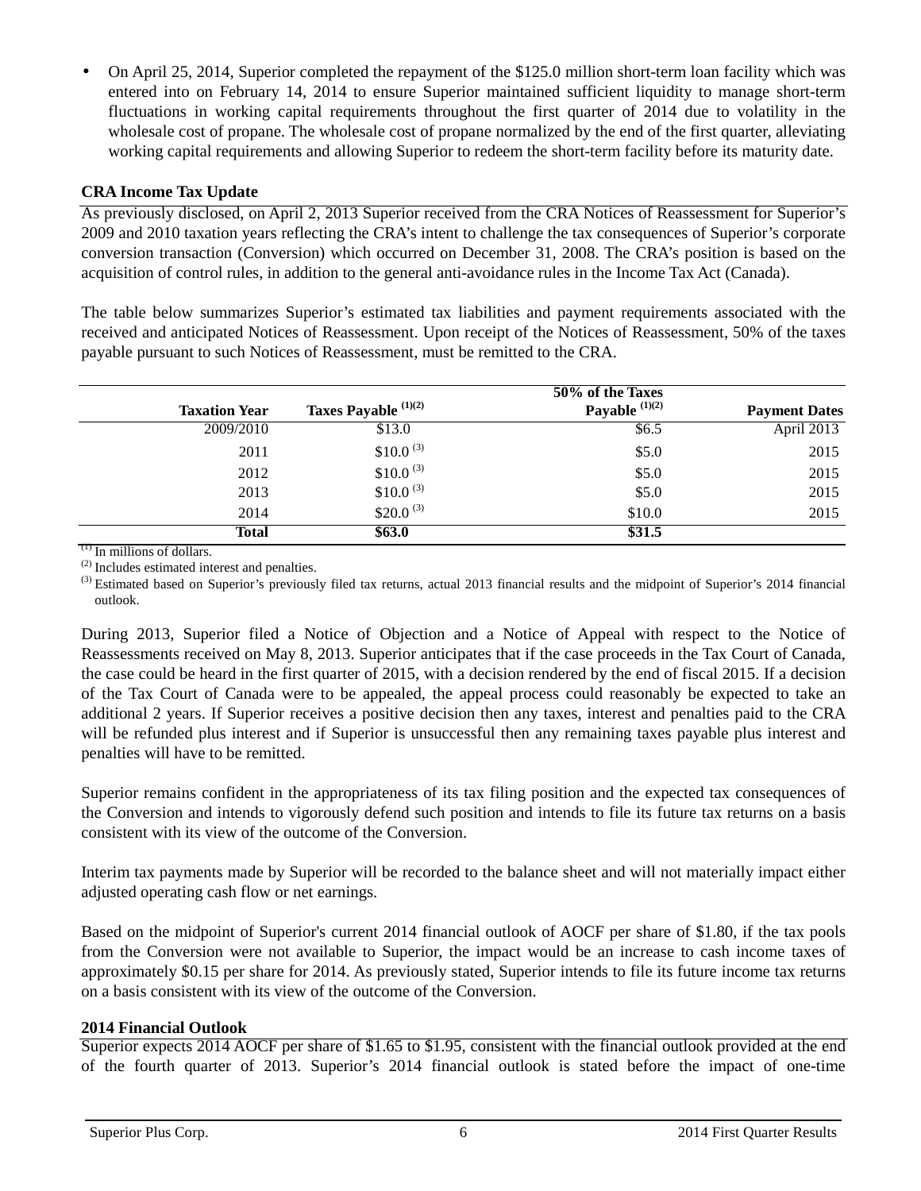- On April 25, 2014, Superior completed the repayment of the $125.0 million short-term loan facility which was entered into on February 14, 2014 to ensure Superior maintained sufficient liquidity to manage short-term fluctuations in working capital requirements throughout the first quarter of 2014 due to volatility in the wholesale cost of propane. The wholesale cost of propane normalized by the end of the first quarter, alleviating working capital requirements and allowing Superior to redeem the short-term facility before its maturity date.

**CRA Income Tax Update**

As previously disclosed, on April 2, 2013 Superior received from the CRA Notices of Reassessment for Superior's 2009 and 2010 taxation years reflecting the CRA's intent to challenge the tax consequences of Superior's corporate conversion transaction (Conversion) which occurred on December 31, 2008. The CRA's position is based on the acquisition of control rules, in addition to the general anti-avoidance rules in the Income Tax Act (Canada).

The table below summarizes Superior's estimated tax liabilities and payment requirements associated with the received and anticipated Notices of Reassessment. Upon receipt of the Notices of Reassessment, 50% of the taxes payable pursuant to such Notices of Reassessment, must be remitted to the CRA.

| Taxation Year | Taxes Payable [(1)(2)] | 50% of the Taxes Payable [(1)(2)] | Payment Dates |
|---|---|---|---|
| 2009/2010 | $13.0 | $6.5 | April 2013 |
| 2011 | $10.0 [(3)] | $5.0 | 2015 |
| 2012 | $10.0 [(3)] | $5.0 | 2015 |
| 2013 | $10.0 [(3)] | $5.0 | 2015 |
| 2014 | $20.0 [(3)] | $10.0 | 2015 |
| **Total** | **$63.0** | **$31.5** | |

[(1)] In millions of dollars.
[(2)] Includes estimated interest and penalties.
[(3)] Estimated based on Superior's previously filed tax returns, actual 2013 financial results and the midpoint of Superior's 2014 financial outlook.

During 2013, Superior filed a Notice of Objection and a Notice of Appeal with respect to the Notice of Reassessments received on May 8, 2013. Superior anticipates that if the case proceeds in the Tax Court of Canada, the case could be heard in the first quarter of 2015, with a decision rendered by the end of fiscal 2015. If a decision of the Tax Court of Canada were to be appealed, the appeal process could reasonably be expected to take an additional 2 years. If Superior receives a positive decision then any taxes, interest and penalties paid to the CRA will be refunded plus interest and if Superior is unsuccessful then any remaining taxes payable plus interest and penalties will have to be remitted.

Superior remains confident in the appropriateness of its tax filing position and the expected tax consequences of the Conversion and intends to vigorously defend such position and intends to file its future tax returns on a basis consistent with its view of the outcome of the Conversion.

Interim tax payments made by Superior will be recorded to the balance sheet and will not materially impact either adjusted operating cash flow or net earnings.

Based on the midpoint of Superior's current 2014 financial outlook of AOCF per share of $1.80, if the tax pools from the Conversion were not available to Superior, the impact would be an increase to cash income taxes of approximately $0.15 per share for 2014. As previously stated, Superior intends to file its future income tax returns on a basis consistent with its view of the outcome of the Conversion.

**2014 Financial Outlook**

Superior expects 2014 AOCF per share of $1.65 to $1.95, consistent with the financial outlook provided at the end of the fourth quarter of 2013. Superior's 2014 financial outlook is stated before the impact of one-time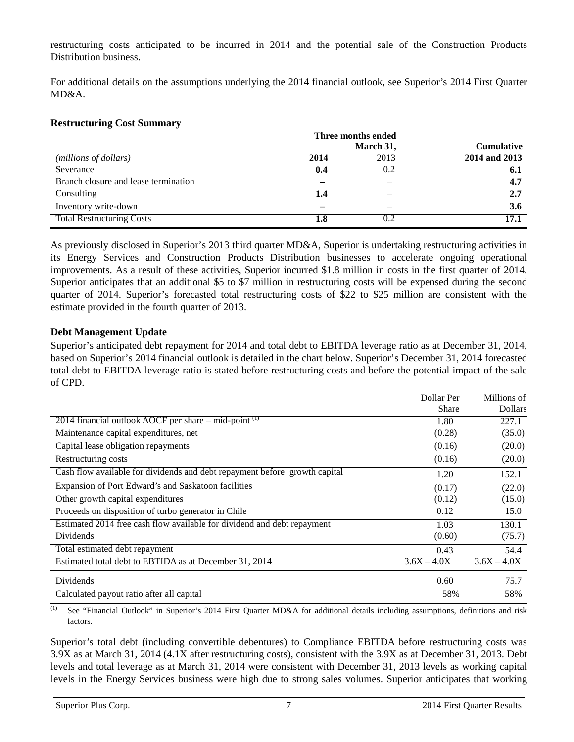restructuring costs anticipated to be incurred in 2014 and the potential sale of the Construction Products Distribution business.

For additional details on the assumptions underlying the 2014 financial outlook, see Superior's 2014 First Quarter MD&A.

**Restructuring Cost Summary**

| | Three months ended March 31, | | Cumulative |
|---|---|---|---|
| *(millions of dollars)* | **2014** | 2013 | **2014 and 2013** |
| Severance | **0.4** | 0.2 | **6.1** |
| Branch closure and lease termination | **–** | – | **4.7** |
| Consulting | **1.4** | – | **2.7** |
| Inventory write-down | **–** | – | **3.6** |
| Total Restructuring Costs | **1.8** | 0.2 | **17.1** |

As previously disclosed in Superior's 2013 third quarter MD&A, Superior is undertaking restructuring activities in its Energy Services and Construction Products Distribution businesses to accelerate ongoing operational improvements. As a result of these activities, Superior incurred $1.8 million in costs in the first quarter of 2014. Superior anticipates that an additional $5 to $7 million in restructuring costs will be expensed during the second quarter of 2014. Superior's forecasted total restructuring costs of $22 to $25 million are consistent with the estimate provided in the fourth quarter of 2013.

**Debt Management Update**

Superior's anticipated debt repayment for 2014 and total debt to EBITDA leverage ratio as at December 31, 2014, based on Superior's 2014 financial outlook is detailed in the chart below. Superior's December 31, 2014 forecasted total debt to EBITDA leverage ratio is stated before restructuring costs and before the potential impact of the sale of CPD.

| | Dollar Per Share | Millions of Dollars |
|---|---|---|
| 2014 financial outlook AOCF per share – mid-point [(1)] | 1.80 | 227.1 |
| Maintenance capital expenditures, net | (0.28) | (35.0) |
| Capital lease obligation repayments | (0.16) | (20.0) |
| Restructuring costs | (0.16) | (20.0) |
| Cash flow available for dividends and debt repayment before growth capital | 1.20 | 152.1 |
| Expansion of Port Edward's and Saskatoon facilities | (0.17) | (22.0) |
| Other growth capital expenditures | (0.12) | (15.0) |
| Proceeds on disposition of turbo generator in Chile | 0.12 | 15.0 |
| Estimated 2014 free cash flow available for dividend and debt repayment | 1.03 | 130.1 |
| Dividends | (0.60) | (75.7) |
| Total estimated debt repayment | 0.43 | 54.4 |
| Estimated total debt to EBTIDA as at December 31, 2014 | 3.6X – 4.0X | 3.6X – 4.0X |
| Dividends | 0.60 | 75.7 |
| Calculated payout ratio after all capital | 58% | 58% |

(1) See "Financial Outlook" in Superior's 2014 First Quarter MD&A for additional details including assumptions, definitions and risk factors.

Superior's total debt (including convertible debentures) to Compliance EBITDA before restructuring costs was 3.9X as at March 31, 2014 (4.1X after restructuring costs), consistent with the 3.9X as at December 31, 2013. Debt levels and total leverage as at March 31, 2014 were consistent with December 31, 2013 levels as working capital levels in the Energy Services business were high due to strong sales volumes. Superior anticipates that working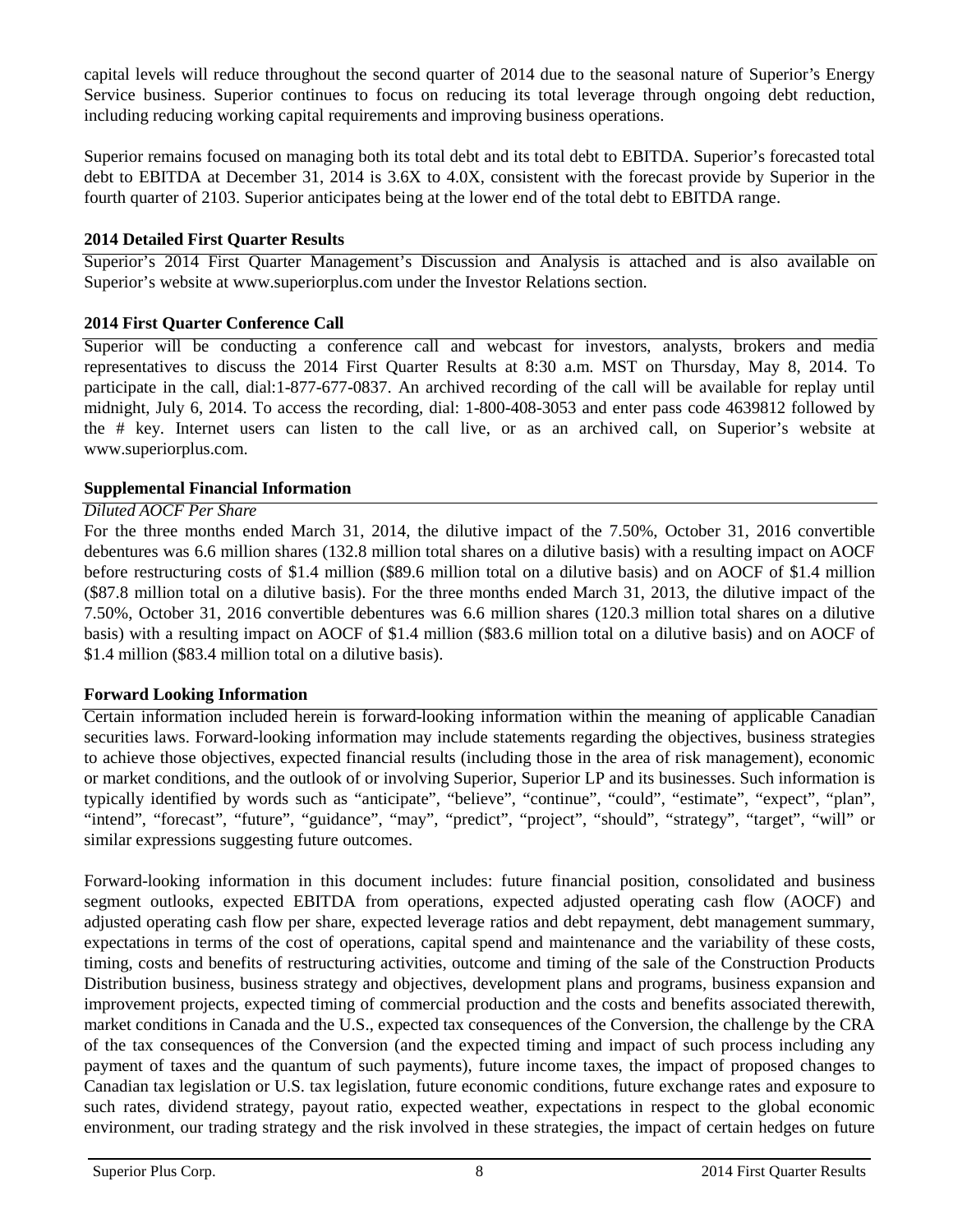capital levels will reduce throughout the second quarter of 2014 due to the seasonal nature of Superior's Energy Service business. Superior continues to focus on reducing its total leverage through ongoing debt reduction, including reducing working capital requirements and improving business operations.

Superior remains focused on managing both its total debt and its total debt to EBITDA. Superior's forecasted total debt to EBITDA at December 31, 2014 is 3.6X to 4.0X, consistent with the forecast provide by Superior in the fourth quarter of 2103. Superior anticipates being at the lower end of the total debt to EBITDA range.

## 2014 Detailed First Quarter Results

Superior's 2014 First Quarter Management's Discussion and Analysis is attached and is also available on Superior's website at www.superiorplus.com under the Investor Relations section.

## 2014 First Quarter Conference Call

Superior will be conducting a conference call and webcast for investors, analysts, brokers and media representatives to discuss the 2014 First Quarter Results at 8:30 a.m. MST on Thursday, May 8, 2014. To participate in the call, dial:1-877-677-0837. An archived recording of the call will be available for replay until midnight, July 6, 2014. To access the recording, dial: 1-800-408-3053 and enter pass code 4639812 followed by the # key. Internet users can listen to the call live, or as an archived call, on Superior's website at www.superiorplus.com.

## Supplemental Financial Information

*Diluted AOCF Per Share*

For the three months ended March 31, 2014, the dilutive impact of the 7.50%, October 31, 2016 convertible debentures was 6.6 million shares (132.8 million total shares on a dilutive basis) with a resulting impact on AOCF before restructuring costs of $1.4 million ($89.6 million total on a dilutive basis) and on AOCF of $1.4 million ($87.8 million total on a dilutive basis). For the three months ended March 31, 2013, the dilutive impact of the 7.50%, October 31, 2016 convertible debentures was 6.6 million shares (120.3 million total shares on a dilutive basis) with a resulting impact on AOCF of $1.4 million ($83.6 million total on a dilutive basis) and on AOCF of $1.4 million ($83.4 million total on a dilutive basis).

## Forward Looking Information

Certain information included herein is forward-looking information within the meaning of applicable Canadian securities laws. Forward-looking information may include statements regarding the objectives, business strategies to achieve those objectives, expected financial results (including those in the area of risk management), economic or market conditions, and the outlook of or involving Superior, Superior LP and its businesses. Such information is typically identified by words such as "anticipate", "believe", "continue", "could", "estimate", "expect", "plan", "intend", "forecast", "future", "guidance", "may", "predict", "project", "should", "strategy", "target", "will" or similar expressions suggesting future outcomes.

Forward-looking information in this document includes: future financial position, consolidated and business segment outlooks, expected EBITDA from operations, expected adjusted operating cash flow (AOCF) and adjusted operating cash flow per share, expected leverage ratios and debt repayment, debt management summary, expectations in terms of the cost of operations, capital spend and maintenance and the variability of these costs, timing, costs and benefits of restructuring activities, outcome and timing of the sale of the Construction Products Distribution business, business strategy and objectives, development plans and programs, business expansion and improvement projects, expected timing of commercial production and the costs and benefits associated therewith, market conditions in Canada and the U.S., expected tax consequences of the Conversion, the challenge by the CRA of the tax consequences of the Conversion (and the expected timing and impact of such process including any payment of taxes and the quantum of such payments), future income taxes, the impact of proposed changes to Canadian tax legislation or U.S. tax legislation, future economic conditions, future exchange rates and exposure to such rates, dividend strategy, payout ratio, expected weather, expectations in respect to the global economic environment, our trading strategy and the risk involved in these strategies, the impact of certain hedges on future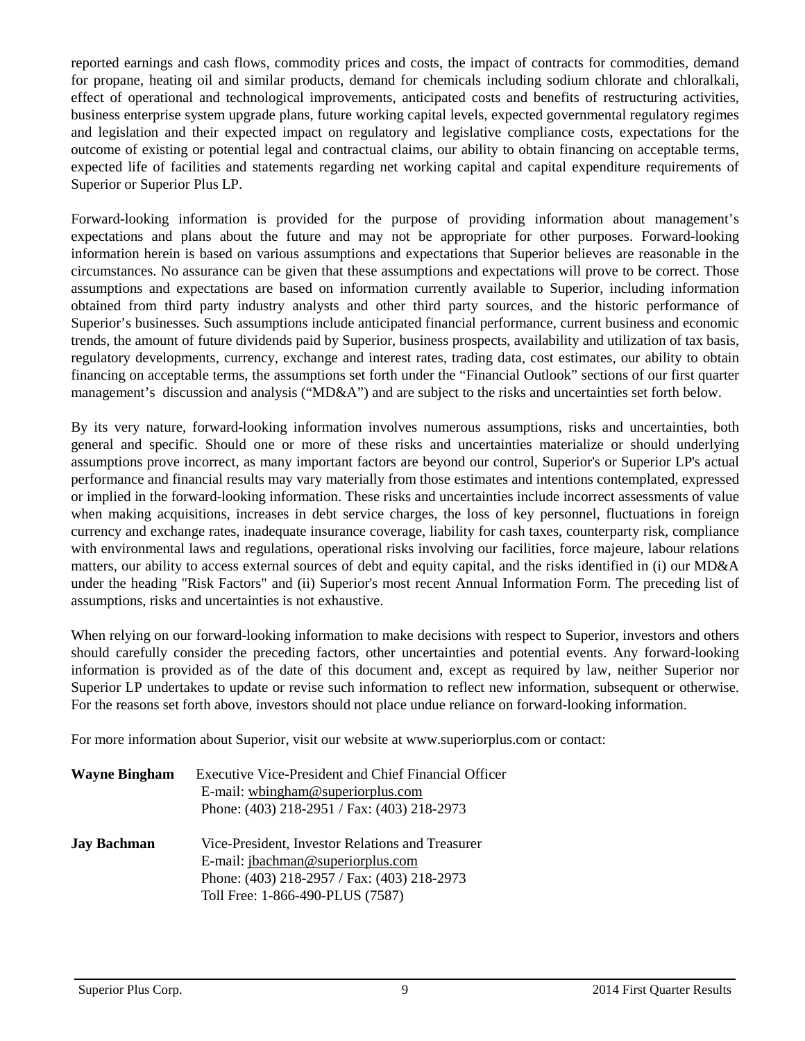reported earnings and cash flows, commodity prices and costs, the impact of contracts for commodities, demand for propane, heating oil and similar products, demand for chemicals including sodium chlorate and chloralkali, effect of operational and technological improvements, anticipated costs and benefits of restructuring activities, business enterprise system upgrade plans, future working capital levels, expected governmental regulatory regimes and legislation and their expected impact on regulatory and legislative compliance costs, expectations for the outcome of existing or potential legal and contractual claims, our ability to obtain financing on acceptable terms, expected life of facilities and statements regarding net working capital and capital expenditure requirements of Superior or Superior Plus LP.

Forward-looking information is provided for the purpose of providing information about management's expectations and plans about the future and may not be appropriate for other purposes. Forward-looking information herein is based on various assumptions and expectations that Superior believes are reasonable in the circumstances. No assurance can be given that these assumptions and expectations will prove to be correct. Those assumptions and expectations are based on information currently available to Superior, including information obtained from third party industry analysts and other third party sources, and the historic performance of Superior's businesses. Such assumptions include anticipated financial performance, current business and economic trends, the amount of future dividends paid by Superior, business prospects, availability and utilization of tax basis, regulatory developments, currency, exchange and interest rates, trading data, cost estimates, our ability to obtain financing on acceptable terms, the assumptions set forth under the "Financial Outlook" sections of our first quarter management's discussion and analysis ("MD&A") and are subject to the risks and uncertainties set forth below.

By its very nature, forward-looking information involves numerous assumptions, risks and uncertainties, both general and specific. Should one or more of these risks and uncertainties materialize or should underlying assumptions prove incorrect, as many important factors are beyond our control, Superior's or Superior LP's actual performance and financial results may vary materially from those estimates and intentions contemplated, expressed or implied in the forward-looking information. These risks and uncertainties include incorrect assessments of value when making acquisitions, increases in debt service charges, the loss of key personnel, fluctuations in foreign currency and exchange rates, inadequate insurance coverage, liability for cash taxes, counterparty risk, compliance with environmental laws and regulations, operational risks involving our facilities, force majeure, labour relations matters, our ability to access external sources of debt and equity capital, and the risks identified in (i) our MD&A under the heading "Risk Factors" and (ii) Superior's most recent Annual Information Form. The preceding list of assumptions, risks and uncertainties is not exhaustive.

When relying on our forward-looking information to make decisions with respect to Superior, investors and others should carefully consider the preceding factors, other uncertainties and potential events. Any forward-looking information is provided as of the date of this document and, except as required by law, neither Superior nor Superior LP undertakes to update or revise such information to reflect new information, subsequent or otherwise. For the reasons set forth above, investors should not place undue reliance on forward-looking information.

For more information about Superior, visit our website at www.superiorplus.com or contact:

**Wayne Bingham** Executive Vice-President and Chief Financial Officer
E-mail: wbingham@superiorplus.com
Phone: (403) 218-2951 / Fax: (403) 218-2973

**Jay Bachman** Vice-President, Investor Relations and Treasurer
E-mail: jbachman@superiorplus.com
Phone: (403) 218-2957 / Fax: (403) 218-2973
Toll Free: 1-866-490-PLUS (7587)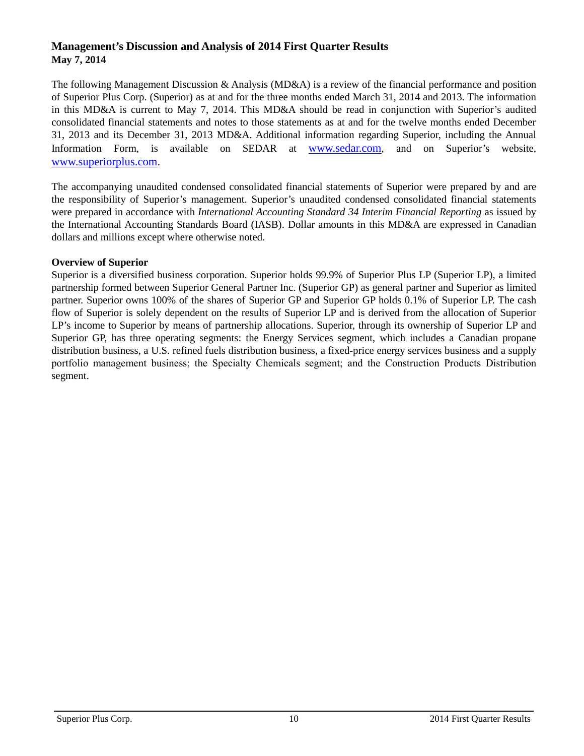## Management's Discussion and Analysis of 2014 First Quarter Results
**May 7, 2014**

The following Management Discussion & Analysis (MD&A) is a review of the financial performance and position of Superior Plus Corp. (Superior) as at and for the three months ended March 31, 2014 and 2013. The information in this MD&A is current to May 7, 2014. This MD&A should be read in conjunction with Superior's audited consolidated financial statements and notes to those statements as at and for the twelve months ended December 31, 2013 and its December 31, 2013 MD&A. Additional information regarding Superior, including the Annual Information Form, is available on SEDAR at www.sedar.com, and on Superior's website, www.superiorplus.com.

The accompanying unaudited condensed consolidated financial statements of Superior were prepared by and are the responsibility of Superior's management. Superior's unaudited condensed consolidated financial statements were prepared in accordance with *International Accounting Standard 34 Interim Financial Reporting* as issued by the International Accounting Standards Board (IASB). Dollar amounts in this MD&A are expressed in Canadian dollars and millions except where otherwise noted.

**Overview of Superior**

Superior is a diversified business corporation. Superior holds 99.9% of Superior Plus LP (Superior LP), a limited partnership formed between Superior General Partner Inc. (Superior GP) as general partner and Superior as limited partner. Superior owns 100% of the shares of Superior GP and Superior GP holds 0.1% of Superior LP. The cash flow of Superior is solely dependent on the results of Superior LP and is derived from the allocation of Superior LP's income to Superior by means of partnership allocations. Superior, through its ownership of Superior LP and Superior GP, has three operating segments: the Energy Services segment, which includes a Canadian propane distribution business, a U.S. refined fuels distribution business, a fixed-price energy services business and a supply portfolio management business; the Specialty Chemicals segment; and the Construction Products Distribution segment.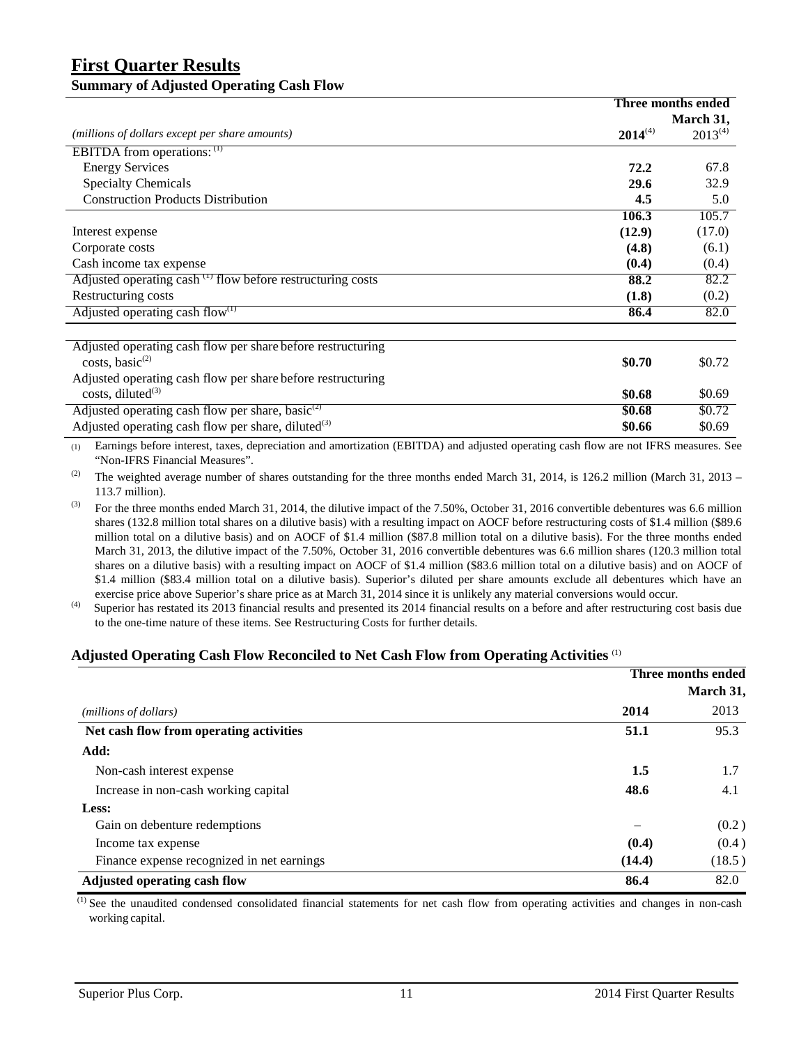# First Quarter Results

## Summary of Adjusted Operating Cash Flow

| *(millions of dollars except per share amounts)* | Three months ended March 31, 2014[4] | 2013[4] |
|---|---|---|
| EBITDA from operations: [1] | | |
| Energy Services | **72.2** | 67.8 |
| Specialty Chemicals | **29.6** | 32.9 |
| Construction Products Distribution | **4.5** | 5.0 |
| | **106.3** | 105.7 |
| Interest expense | **(12.9)** | (17.0) |
| Corporate costs | **(4.8)** | (6.1) |
| Cash income tax expense | **(0.4)** | (0.4) |
| Adjusted operating cash [1] flow before restructuring costs | **88.2** | 82.2 |
| Restructuring costs | **(1.8)** | (0.2) |
| Adjusted operating cash flow[1] | **86.4** | 82.0 |
| | | |
| Adjusted operating cash flow per share before restructuring costs, basic[2] | **$0.70** | $0.72 |
| Adjusted operating cash flow per share before restructuring costs, diluted[3] | **$0.68** | $0.69 |
| Adjusted operating cash flow per share, basic[2] | **$0.68** | $0.72 |
| Adjusted operating cash flow per share, diluted[3] | **$0.66** | $0.69 |

(1) Earnings before interest, taxes, depreciation and amortization (EBITDA) and adjusted operating cash flow are not IFRS measures. See "Non-IFRS Financial Measures".

(2) The weighted average number of shares outstanding for the three months ended March 31, 2014, is 126.2 million (March 31, 2013 – 113.7 million).

(3) For the three months ended March 31, 2014, the dilutive impact of the 7.50%, October 31, 2016 convertible debentures was 6.6 million shares (132.8 million total shares on a dilutive basis) with a resulting impact on AOCF before restructuring costs of $1.4 million ($89.6 million total on a dilutive basis) and on AOCF of $1.4 million ($87.8 million total on a dilutive basis). For the three months ended March 31, 2013, the dilutive impact of the 7.50%, October 31, 2016 convertible debentures was 6.6 million shares (120.3 million total shares on a dilutive basis) with a resulting impact on AOCF of $1.4 million ($83.6 million total on a dilutive basis) and on AOCF of $1.4 million ($83.4 million total on a dilutive basis). Superior's diluted per share amounts exclude all debentures which have an exercise price above Superior's share price as at March 31, 2014 since it is unlikely any material conversions would occur.

(4) Superior has restated its 2013 financial results and presented its 2014 financial results on a before and after restructuring cost basis due to the one-time nature of these items. See Restructuring Costs for further details.

## Adjusted Operating Cash Flow Reconciled to Net Cash Flow from Operating Activities [1]

| *(millions of dollars)* | Three months ended March 31, 2014 | 2013 |
|---|---|---|
| **Net cash flow from operating activities** | **51.1** | 95.3 |
| **Add:** | | |
| Non-cash interest expense | **1.5** | 1.7 |
| Increase in non-cash working capital | **48.6** | 4.1 |
| **Less:** | | |
| Gain on debenture redemptions | – | (0.2) |
| Income tax expense | **(0.4)** | (0.4) |
| Finance expense recognized in net earnings | **(14.4)** | (18.5) |
| **Adjusted operating cash flow** | **86.4** | 82.0 |

(1) See the unaudited condensed consolidated financial statements for net cash flow from operating activities and changes in non-cash working capital.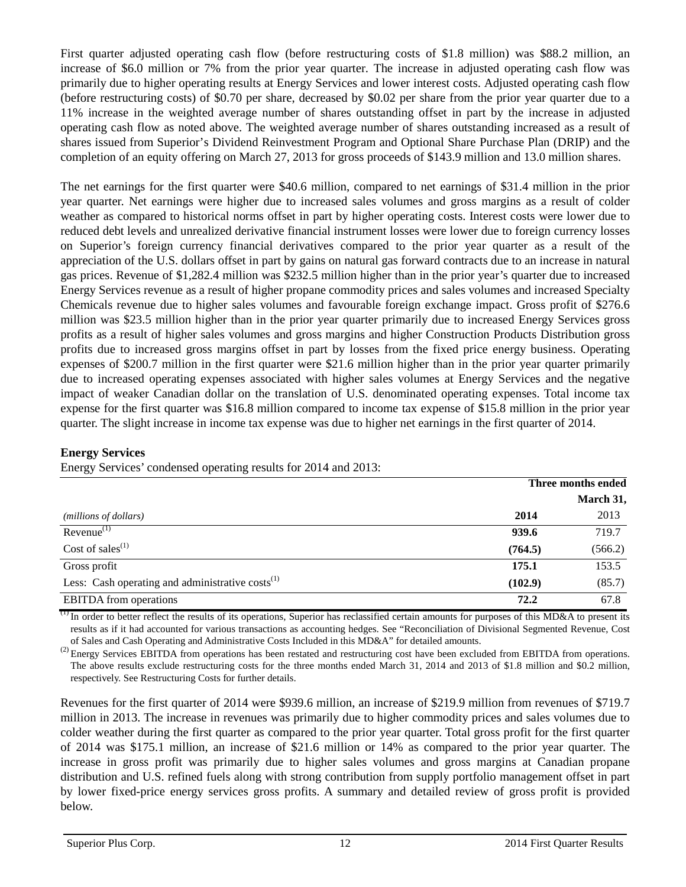First quarter adjusted operating cash flow (before restructuring costs of $1.8 million) was $88.2 million, an increase of $6.0 million or 7% from the prior year quarter. The increase in adjusted operating cash flow was primarily due to higher operating results at Energy Services and lower interest costs. Adjusted operating cash flow (before restructuring costs) of $0.70 per share, decreased by $0.02 per share from the prior year quarter due to a 11% increase in the weighted average number of shares outstanding offset in part by the increase in adjusted operating cash flow as noted above. The weighted average number of shares outstanding increased as a result of shares issued from Superior's Dividend Reinvestment Program and Optional Share Purchase Plan (DRIP) and the completion of an equity offering on March 27, 2013 for gross proceeds of $143.9 million and 13.0 million shares.

The net earnings for the first quarter were $40.6 million, compared to net earnings of $31.4 million in the prior year quarter. Net earnings were higher due to increased sales volumes and gross margins as a result of colder weather as compared to historical norms offset in part by higher operating costs. Interest costs were lower due to reduced debt levels and unrealized derivative financial instrument losses were lower due to foreign currency losses on Superior's foreign currency financial derivatives compared to the prior year quarter as a result of the appreciation of the U.S. dollars offset in part by gains on natural gas forward contracts due to an increase in natural gas prices. Revenue of $1,282.4 million was $232.5 million higher than in the prior year's quarter due to increased Energy Services revenue as a result of higher propane commodity prices and sales volumes and increased Specialty Chemicals revenue due to higher sales volumes and favourable foreign exchange impact. Gross profit of $276.6 million was $23.5 million higher than in the prior year quarter primarily due to increased Energy Services gross profits as a result of higher sales volumes and gross margins and higher Construction Products Distribution gross profits due to increased gross margins offset in part by losses from the fixed price energy business. Operating expenses of $200.7 million in the first quarter were $21.6 million higher than in the prior year quarter primarily due to increased operating expenses associated with higher sales volumes at Energy Services and the negative impact of weaker Canadian dollar on the translation of U.S. denominated operating expenses. Total income tax expense for the first quarter was $16.8 million compared to income tax expense of $15.8 million in the prior year quarter. The slight increase in income tax expense was due to higher net earnings in the first quarter of 2014.

**Energy Services**

Energy Services' condensed operating results for 2014 and 2013:

| | **Three months ended** | |
|---|---|---|
| | | **March 31,** |
| *(millions of dollars)* | **2014** | 2013 |
| Revenue[1] | **939.6** | 719.7 |
| Cost of sales[1] | **(764.5)** | (566.2) |
| Gross profit | **175.1** | 153.5 |
| Less: Cash operating and administrative costs[1] | **(102.9)** | (85.7) |
| EBITDA from operations | **72.2** | 67.8 |

[1] In order to better reflect the results of its operations, Superior has reclassified certain amounts for purposes of this MD&A to present its results as if it had accounted for various transactions as accounting hedges. See "Reconciliation of Divisional Segmented Revenue, Cost of Sales and Cash Operating and Administrative Costs Included in this MD&A" for detailed amounts.

[2] Energy Services EBITDA from operations has been restated and restructuring cost have been excluded from EBITDA from operations. The above results exclude restructuring costs for the three months ended March 31, 2014 and 2013 of $1.8 million and $0.2 million, respectively. See Restructuring Costs for further details.

Revenues for the first quarter of 2014 were $939.6 million, an increase of $219.9 million from revenues of $719.7 million in 2013. The increase in revenues was primarily due to higher commodity prices and sales volumes due to colder weather during the first quarter as compared to the prior year quarter. Total gross profit for the first quarter of 2014 was $175.1 million, an increase of $21.6 million or 14% as compared to the prior year quarter. The increase in gross profit was primarily due to higher sales volumes and gross margins at Canadian propane distribution and U.S. refined fuels along with strong contribution from supply portfolio management offset in part by lower fixed-price energy services gross profits. A summary and detailed review of gross profit is provided below.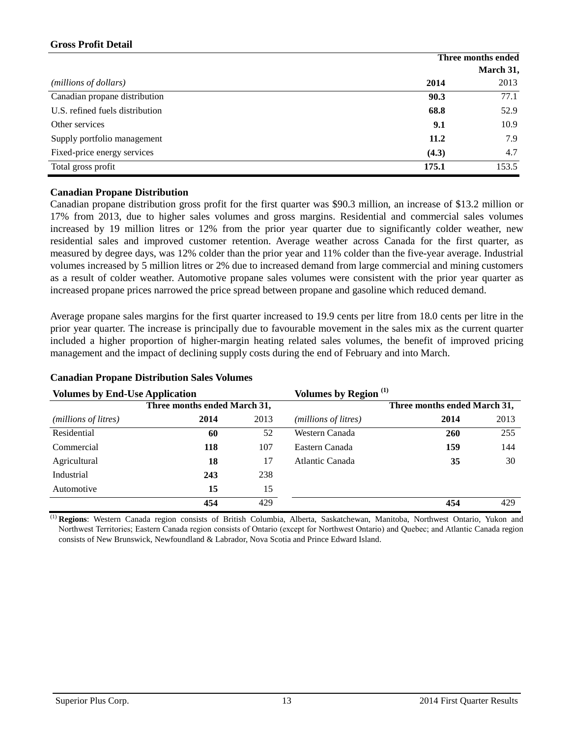**Gross Profit Detail**

| *(millions of dollars)* | Three months ended March 31, 2014 | 2013 |
|---|---|---|
| Canadian propane distribution | **90.3** | 77.1 |
| U.S. refined fuels distribution | **68.8** | 52.9 |
| Other services | **9.1** | 10.9 |
| Supply portfolio management | **11.2** | 7.9 |
| Fixed-price energy services | **(4.3)** | 4.7 |
| Total gross profit | **175.1** | 153.5 |

**Canadian Propane Distribution**

Canadian propane distribution gross profit for the first quarter was $90.3 million, an increase of $13.2 million or 17% from 2013, due to higher sales volumes and gross margins. Residential and commercial sales volumes increased by 19 million litres or 12% from the prior year quarter due to significantly colder weather, new residential sales and improved customer retention. Average weather across Canada for the first quarter, as measured by degree days, was 12% colder than the prior year and 11% colder than the five-year average. Industrial volumes increased by 5 million litres or 2% due to increased demand from large commercial and mining customers as a result of colder weather. Automotive propane sales volumes were consistent with the prior year quarter as increased propane prices narrowed the price spread between propane and gasoline which reduced demand.

Average propane sales margins for the first quarter increased to 19.9 cents per litre from 18.0 cents per litre in the prior year quarter. The increase is principally due to favourable movement in the sales mix as the current quarter included a higher proportion of higher-margin heating related sales volumes, the benefit of improved pricing management and the impact of declining supply costs during the end of February and into March.

**Canadian Propane Distribution Sales Volumes**

**Volumes by End-Use Application**

| *(millions of litres)* | Three months ended March 31, 2014 | 2013 |
|---|---|---|
| Residential | **60** | 52 |
| Commercial | **118** | 107 |
| Agricultural | **18** | 17 |
| Industrial | **243** | 238 |
| Automotive | **15** | 15 |
| | **454** | 429 |

**Volumes by Region** [1]

| *(millions of litres)* | Three months ended March 31, 2014 | 2013 |
|---|---|---|
| Western Canada | **260** | 255 |
| Eastern Canada | **159** | 144 |
| Atlantic Canada | **35** | 30 |
| | **454** | 429 |

[1] **Regions**: Western Canada region consists of British Columbia, Alberta, Saskatchewan, Manitoba, Northwest Ontario, Yukon and Northwest Territories; Eastern Canada region consists of Ontario (except for Northwest Ontario) and Quebec; and Atlantic Canada region consists of New Brunswick, Newfoundland & Labrador, Nova Scotia and Prince Edward Island.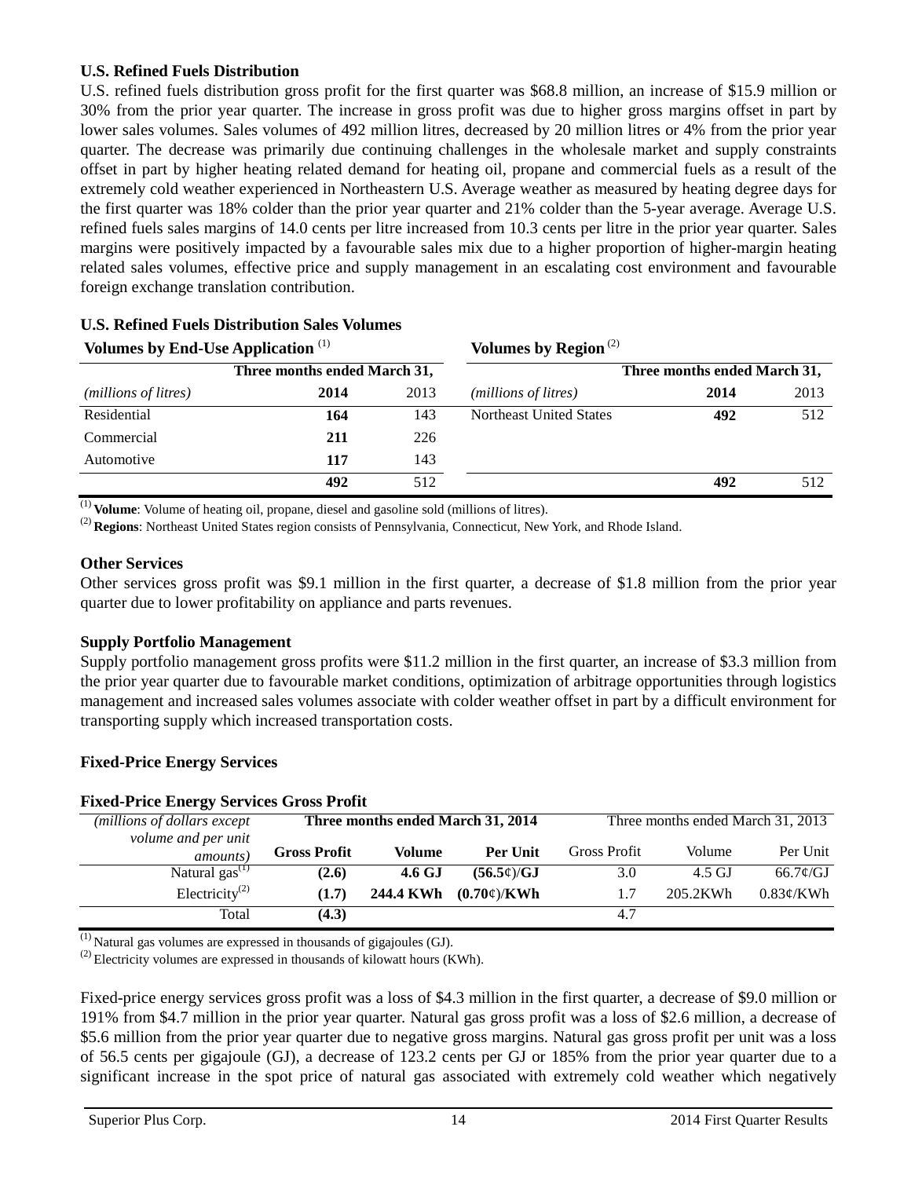### U.S. Refined Fuels Distribution

U.S. refined fuels distribution gross profit for the first quarter was $68.8 million, an increase of $15.9 million or 30% from the prior year quarter. The increase in gross profit was due to higher gross margins offset in part by lower sales volumes. Sales volumes of 492 million litres, decreased by 20 million litres or 4% from the prior year quarter. The decrease was primarily due continuing challenges in the wholesale market and supply constraints offset in part by higher heating related demand for heating oil, propane and commercial fuels as a result of the extremely cold weather experienced in Northeastern U.S. Average weather as measured by heating degree days for the first quarter was 18% colder than the prior year quarter and 21% colder than the 5-year average. Average U.S. refined fuels sales margins of 14.0 cents per litre increased from 10.3 cents per litre in the prior year quarter. Sales margins were positively impacted by a favourable sales mix due to a higher proportion of higher-margin heating related sales volumes, effective price and supply management in an escalating cost environment and favourable foreign exchange translation contribution.

**U.S. Refined Fuels Distribution Sales Volumes**

**Volumes by End-Use Application** (1)

| | Three months ended March 31, | |
|---|---|---|
| *(millions of litres)* | **2014** | 2013 |
| Residential | **164** | 143 |
| Commercial | **211** | 226 |
| Automotive | **117** | 143 |
| | **492** | 512 |

**Volumes by Region** (2)

| | Three months ended March 31, | |
|---|---|---|
| *(millions of litres)* | **2014** | 2013 |
| Northeast United States | **492** | 512 |
| | **492** | 512 |

(1) **Volume**: Volume of heating oil, propane, diesel and gasoline sold (millions of litres).
(2) **Regions**: Northeast United States region consists of Pennsylvania, Connecticut, New York, and Rhode Island.

### Other Services

Other services gross profit was $9.1 million in the first quarter, a decrease of $1.8 million from the prior year quarter due to lower profitability on appliance and parts revenues.

### Supply Portfolio Management

Supply portfolio management gross profits were $11.2 million in the first quarter, an increase of $3.3 million from the prior year quarter due to favourable market conditions, optimization of arbitrage opportunities through logistics management and increased sales volumes associate with colder weather offset in part by a difficult environment for transporting supply which increased transportation costs.

### Fixed-Price Energy Services

**Fixed-Price Energy Services Gross Profit**

| *(millions of dollars except volume and per unit amounts)* | Three months ended March 31, 2014 | | | Three months ended March 31, 2013 | | |
|---|---|---|---|---|---|---|
| | **Gross Profit** | **Volume** | **Per Unit** | Gross Profit | Volume | Per Unit |
| Natural gas(1) | **(2.6)** | **4.6 GJ** | **(56.5¢)/GJ** | 3.0 | 4.5 GJ | 66.7¢/GJ |
| Electricity(2) | **(1.7)** | **244.4 KWh** | **(0.70¢)/KWh** | 1.7 | 205.2KWh | 0.83¢/KWh |
| Total | **(4.3)** | | | 4.7 | | |

(1) Natural gas volumes are expressed in thousands of gigajoules (GJ).
(2) Electricity volumes are expressed in thousands of kilowatt hours (KWh).

Fixed-price energy services gross profit was a loss of $4.3 million in the first quarter, a decrease of $9.0 million or 191% from $4.7 million in the prior year quarter. Natural gas gross profit was a loss of $2.6 million, a decrease of $5.6 million from the prior year quarter due to negative gross margins. Natural gas gross profit per unit was a loss of 56.5 cents per gigajoule (GJ), a decrease of 123.2 cents per GJ or 185% from the prior year quarter due to a significant increase in the spot price of natural gas associated with extremely cold weather which negatively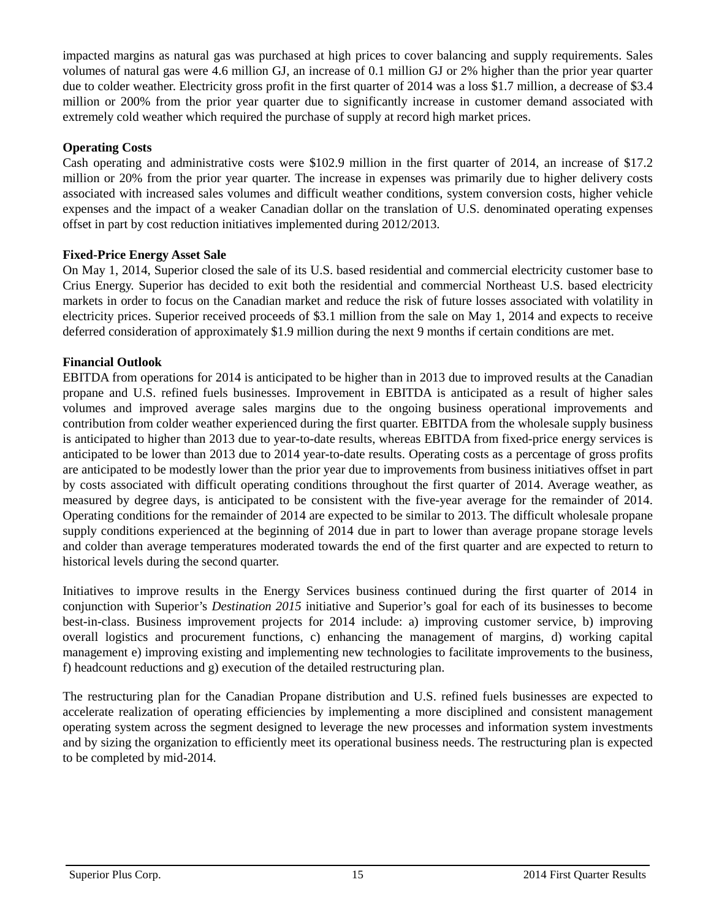impacted margins as natural gas was purchased at high prices to cover balancing and supply requirements. Sales volumes of natural gas were 4.6 million GJ, an increase of 0.1 million GJ or 2% higher than the prior year quarter due to colder weather. Electricity gross profit in the first quarter of 2014 was a loss $1.7 million, a decrease of $3.4 million or 200% from the prior year quarter due to significantly increase in customer demand associated with extremely cold weather which required the purchase of supply at record high market prices.

**Operating Costs**

Cash operating and administrative costs were $102.9 million in the first quarter of 2014, an increase of $17.2 million or 20% from the prior year quarter. The increase in expenses was primarily due to higher delivery costs associated with increased sales volumes and difficult weather conditions, system conversion costs, higher vehicle expenses and the impact of a weaker Canadian dollar on the translation of U.S. denominated operating expenses offset in part by cost reduction initiatives implemented during 2012/2013.

**Fixed-Price Energy Asset Sale**

On May 1, 2014, Superior closed the sale of its U.S. based residential and commercial electricity customer base to Crius Energy. Superior has decided to exit both the residential and commercial Northeast U.S. based electricity markets in order to focus on the Canadian market and reduce the risk of future losses associated with volatility in electricity prices. Superior received proceeds of $3.1 million from the sale on May 1, 2014 and expects to receive deferred consideration of approximately $1.9 million during the next 9 months if certain conditions are met.

**Financial Outlook**

EBITDA from operations for 2014 is anticipated to be higher than in 2013 due to improved results at the Canadian propane and U.S. refined fuels businesses. Improvement in EBITDA is anticipated as a result of higher sales volumes and improved average sales margins due to the ongoing business operational improvements and contribution from colder weather experienced during the first quarter. EBITDA from the wholesale supply business is anticipated to higher than 2013 due to year-to-date results, whereas EBITDA from fixed-price energy services is anticipated to be lower than 2013 due to 2014 year-to-date results. Operating costs as a percentage of gross profits are anticipated to be modestly lower than the prior year due to improvements from business initiatives offset in part by costs associated with difficult operating conditions throughout the first quarter of 2014. Average weather, as measured by degree days, is anticipated to be consistent with the five-year average for the remainder of 2014. Operating conditions for the remainder of 2014 are expected to be similar to 2013. The difficult wholesale propane supply conditions experienced at the beginning of 2014 due in part to lower than average propane storage levels and colder than average temperatures moderated towards the end of the first quarter and are expected to return to historical levels during the second quarter.

Initiatives to improve results in the Energy Services business continued during the first quarter of 2014 in conjunction with Superior's *Destination 2015* initiative and Superior's goal for each of its businesses to become best-in-class. Business improvement projects for 2014 include: a) improving customer service, b) improving overall logistics and procurement functions, c) enhancing the management of margins, d) working capital management e) improving existing and implementing new technologies to facilitate improvements to the business, f) headcount reductions and g) execution of the detailed restructuring plan.

The restructuring plan for the Canadian Propane distribution and U.S. refined fuels businesses are expected to accelerate realization of operating efficiencies by implementing a more disciplined and consistent management operating system across the segment designed to leverage the new processes and information system investments and by sizing the organization to efficiently meet its operational business needs. The restructuring plan is expected to be completed by mid-2014.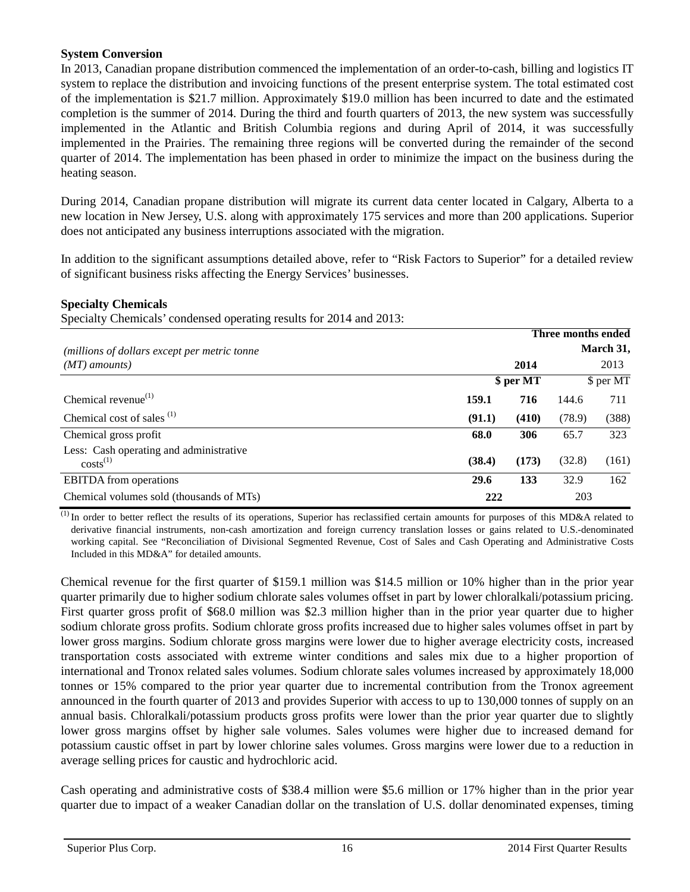**System Conversion**

In 2013, Canadian propane distribution commenced the implementation of an order-to-cash, billing and logistics IT system to replace the distribution and invoicing functions of the present enterprise system. The total estimated cost of the implementation is $21.7 million. Approximately $19.0 million has been incurred to date and the estimated completion is the summer of 2014. During the third and fourth quarters of 2013, the new system was successfully implemented in the Atlantic and British Columbia regions and during April of 2014, it was successfully implemented in the Prairies. The remaining three regions will be converted during the remainder of the second quarter of 2014. The implementation has been phased in order to minimize the impact on the business during the heating season.

During 2014, Canadian propane distribution will migrate its current data center located in Calgary, Alberta to a new location in New Jersey, U.S. along with approximately 175 services and more than 200 applications. Superior does not anticipated any business interruptions associated with the migration.

In addition to the significant assumptions detailed above, refer to "Risk Factors to Superior" for a detailed review of significant business risks affecting the Energy Services' businesses.

**Specialty Chemicals**

Specialty Chemicals' condensed operating results for 2014 and 2013:

| *(millions of dollars except per metric tonne (MT) amounts)* | **Three months ended March 31, 2014** | | 2013 | |
|---|---|---|---|---|
| | | **\$ per MT** | | \$ per MT |
| Chemical revenue[(1)] | **159.1** | **716** | 144.6 | 711 |
| Chemical cost of sales [(1)] | **(91.1)** | **(410)** | (78.9) | (388) |
| Chemical gross profit | **68.0** | **306** | 65.7 | 323 |
| Less: Cash operating and administrative costs[(1)] | **(38.4)** | **(173)** | (32.8) | (161) |
| EBITDA from operations | **29.6** | **133** | 32.9 | 162 |
| Chemical volumes sold (thousands of MTs) | **222** | | 203 | |

[(1)] In order to better reflect the results of its operations, Superior has reclassified certain amounts for purposes of this MD&A related to derivative financial instruments, non-cash amortization and foreign currency translation losses or gains related to U.S.-denominated working capital. See "Reconciliation of Divisional Segmented Revenue, Cost of Sales and Cash Operating and Administrative Costs Included in this MD&A" for detailed amounts.

Chemical revenue for the first quarter of $159.1 million was $14.5 million or 10% higher than in the prior year quarter primarily due to higher sodium chlorate sales volumes offset in part by lower chloralkali/potassium pricing. First quarter gross profit of $68.0 million was $2.3 million higher than in the prior year quarter due to higher sodium chlorate gross profits. Sodium chlorate gross profits increased due to higher sales volumes offset in part by lower gross margins. Sodium chlorate gross margins were lower due to higher average electricity costs, increased transportation costs associated with extreme winter conditions and sales mix due to a higher proportion of international and Tronox related sales volumes. Sodium chlorate sales volumes increased by approximately 18,000 tonnes or 15% compared to the prior year quarter due to incremental contribution from the Tronox agreement announced in the fourth quarter of 2013 and provides Superior with access to up to 130,000 tonnes of supply on an annual basis. Chloralkali/potassium products gross profits were lower than the prior year quarter due to slightly lower gross margins offset by higher sale volumes. Sales volumes were higher due to increased demand for potassium caustic offset in part by lower chlorine sales volumes. Gross margins were lower due to a reduction in average selling prices for caustic and hydrochloric acid.

Cash operating and administrative costs of $38.4 million were $5.6 million or 17% higher than in the prior year quarter due to impact of a weaker Canadian dollar on the translation of U.S. dollar denominated expenses, timing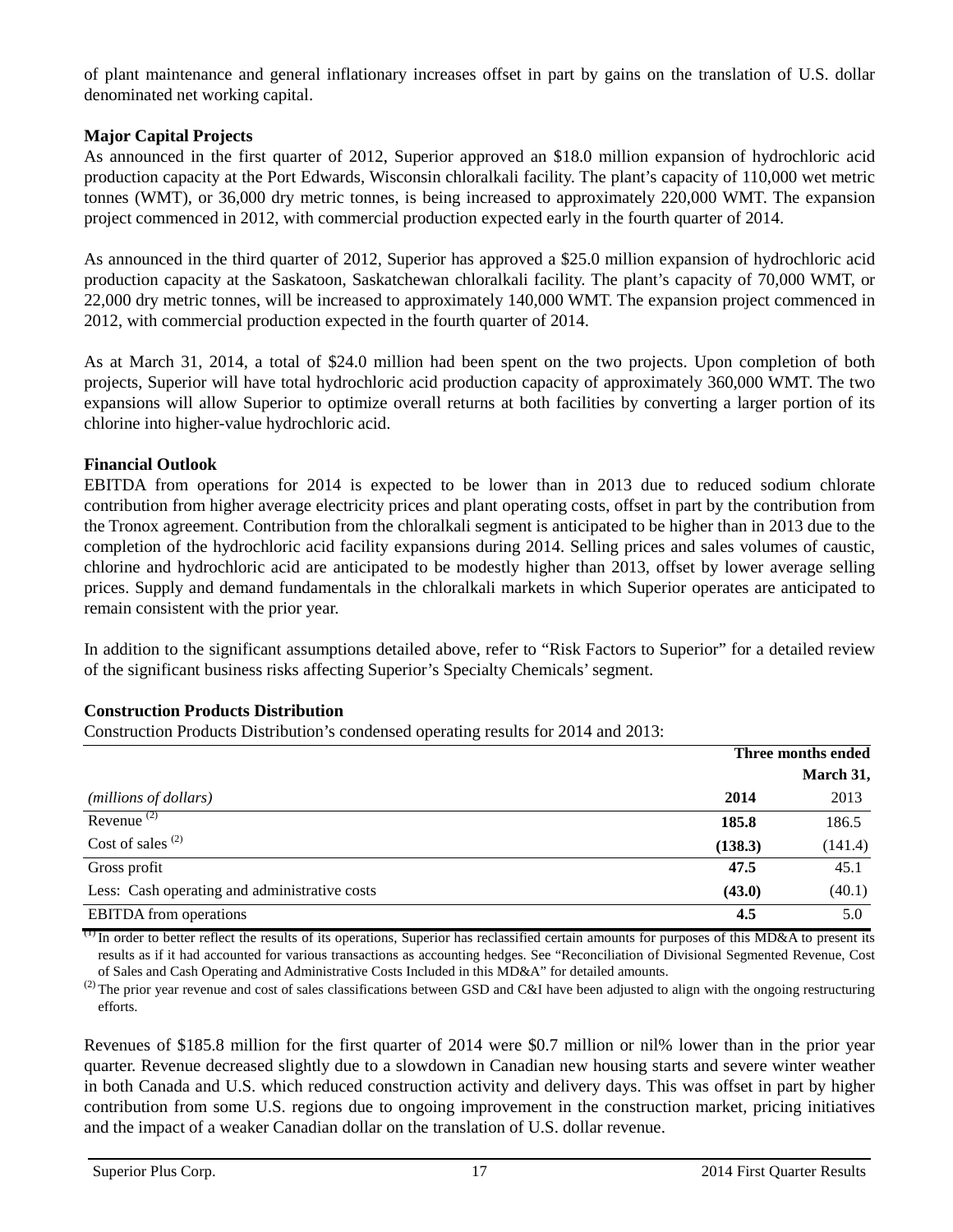of plant maintenance and general inflationary increases offset in part by gains on the translation of U.S. dollar denominated net working capital.

**Major Capital Projects**

As announced in the first quarter of 2012, Superior approved an \$18.0 million expansion of hydrochloric acid production capacity at the Port Edwards, Wisconsin chloralkali facility. The plant's capacity of 110,000 wet metric tonnes (WMT), or 36,000 dry metric tonnes, is being increased to approximately 220,000 WMT. The expansion project commenced in 2012, with commercial production expected early in the fourth quarter of 2014.

As announced in the third quarter of 2012, Superior has approved a \$25.0 million expansion of hydrochloric acid production capacity at the Saskatoon, Saskatchewan chloralkali facility. The plant's capacity of 70,000 WMT, or 22,000 dry metric tonnes, will be increased to approximately 140,000 WMT. The expansion project commenced in 2012, with commercial production expected in the fourth quarter of 2014.

As at March 31, 2014, a total of \$24.0 million had been spent on the two projects. Upon completion of both projects, Superior will have total hydrochloric acid production capacity of approximately 360,000 WMT. The two expansions will allow Superior to optimize overall returns at both facilities by converting a larger portion of its chlorine into higher-value hydrochloric acid.

**Financial Outlook**

EBITDA from operations for 2014 is expected to be lower than in 2013 due to reduced sodium chlorate contribution from higher average electricity prices and plant operating costs, offset in part by the contribution from the Tronox agreement. Contribution from the chloralkali segment is anticipated to be higher than in 2013 due to the completion of the hydrochloric acid facility expansions during 2014. Selling prices and sales volumes of caustic, chlorine and hydrochloric acid are anticipated to be modestly higher than 2013, offset by lower average selling prices. Supply and demand fundamentals in the chloralkali markets in which Superior operates are anticipated to remain consistent with the prior year.

In addition to the significant assumptions detailed above, refer to "Risk Factors to Superior" for a detailed review of the significant business risks affecting Superior's Specialty Chemicals' segment.

**Construction Products Distribution**

Construction Products Distribution's condensed operating results for 2014 and 2013:

| | Three months ended March 31, | |
|---|---|---|
| *(millions of dollars)* | **2014** | 2013 |
| Revenue [2] | **185.8** | 186.5 |
| Cost of sales [2] | **(138.3)** | (141.4) |
| Gross profit | **47.5** | 45.1 |
| Less: Cash operating and administrative costs | **(43.0)** | (40.1) |
| EBITDA from operations | **4.5** | 5.0 |

[1] In order to better reflect the results of its operations, Superior has reclassified certain amounts for purposes of this MD&A to present its results as if it had accounted for various transactions as accounting hedges. See "Reconciliation of Divisional Segmented Revenue, Cost of Sales and Cash Operating and Administrative Costs Included in this MD&A" for detailed amounts.

[2] The prior year revenue and cost of sales classifications between GSD and C&I have been adjusted to align with the ongoing restructuring efforts.

Revenues of \$185.8 million for the first quarter of 2014 were \$0.7 million or nil% lower than in the prior year quarter. Revenue decreased slightly due to a slowdown in Canadian new housing starts and severe winter weather in both Canada and U.S. which reduced construction activity and delivery days. This was offset in part by higher contribution from some U.S. regions due to ongoing improvement in the construction market, pricing initiatives and the impact of a weaker Canadian dollar on the translation of U.S. dollar revenue.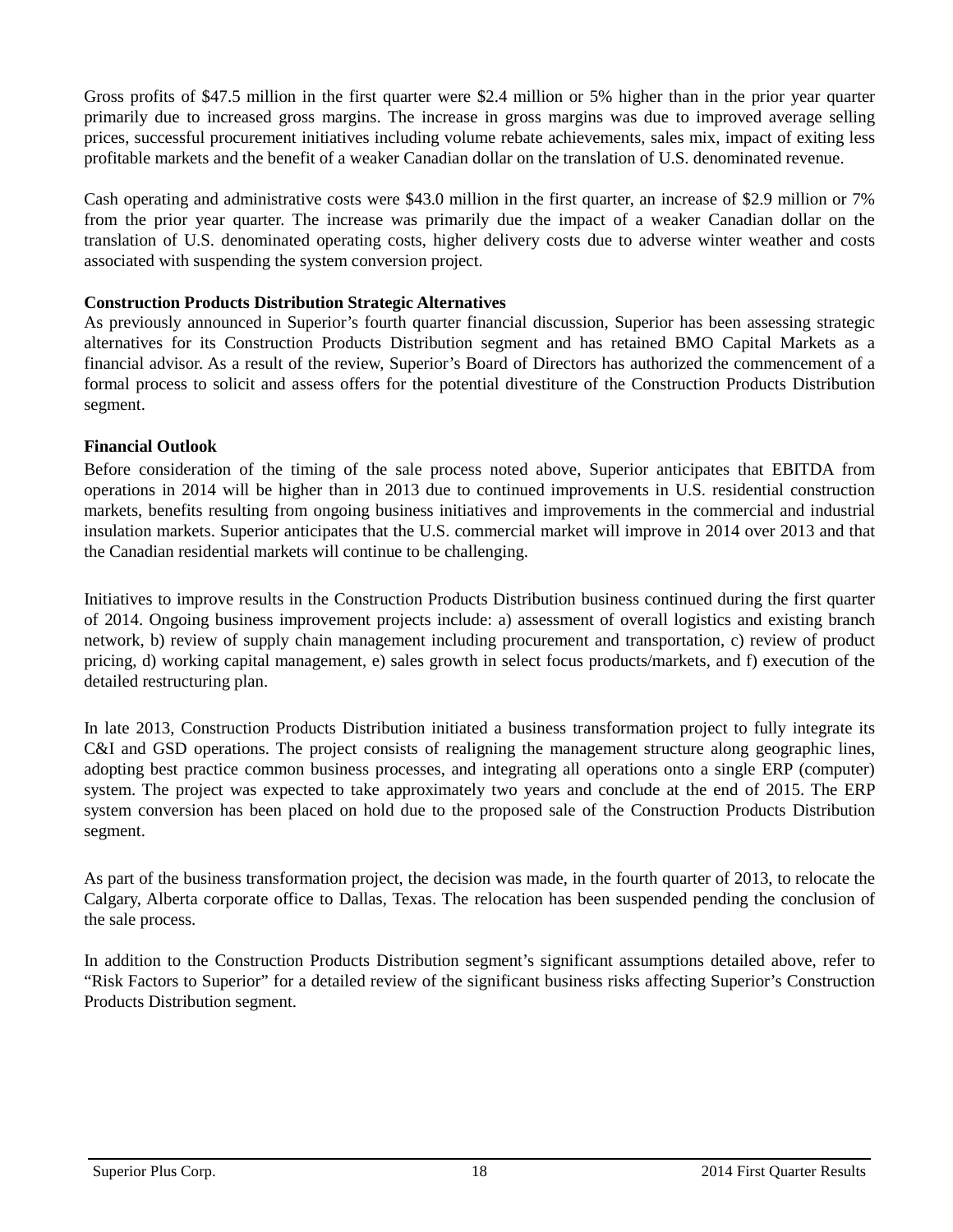Gross profits of $47.5 million in the first quarter were $2.4 million or 5% higher than in the prior year quarter primarily due to increased gross margins. The increase in gross margins was due to improved average selling prices, successful procurement initiatives including volume rebate achievements, sales mix, impact of exiting less profitable markets and the benefit of a weaker Canadian dollar on the translation of U.S. denominated revenue.

Cash operating and administrative costs were $43.0 million in the first quarter, an increase of $2.9 million or 7% from the prior year quarter. The increase was primarily due the impact of a weaker Canadian dollar on the translation of U.S. denominated operating costs, higher delivery costs due to adverse winter weather and costs associated with suspending the system conversion project.

**Construction Products Distribution Strategic Alternatives**

As previously announced in Superior's fourth quarter financial discussion, Superior has been assessing strategic alternatives for its Construction Products Distribution segment and has retained BMO Capital Markets as a financial advisor. As a result of the review, Superior's Board of Directors has authorized the commencement of a formal process to solicit and assess offers for the potential divestiture of the Construction Products Distribution segment.

**Financial Outlook**

Before consideration of the timing of the sale process noted above, Superior anticipates that EBITDA from operations in 2014 will be higher than in 2013 due to continued improvements in U.S. residential construction markets, benefits resulting from ongoing business initiatives and improvements in the commercial and industrial insulation markets. Superior anticipates that the U.S. commercial market will improve in 2014 over 2013 and that the Canadian residential markets will continue to be challenging.

Initiatives to improve results in the Construction Products Distribution business continued during the first quarter of 2014. Ongoing business improvement projects include: a) assessment of overall logistics and existing branch network, b) review of supply chain management including procurement and transportation, c) review of product pricing, d) working capital management, e) sales growth in select focus products/markets, and f) execution of the detailed restructuring plan.

In late 2013, Construction Products Distribution initiated a business transformation project to fully integrate its C&I and GSD operations. The project consists of realigning the management structure along geographic lines, adopting best practice common business processes, and integrating all operations onto a single ERP (computer) system. The project was expected to take approximately two years and conclude at the end of 2015. The ERP system conversion has been placed on hold due to the proposed sale of the Construction Products Distribution segment.

As part of the business transformation project, the decision was made, in the fourth quarter of 2013, to relocate the Calgary, Alberta corporate office to Dallas, Texas. The relocation has been suspended pending the conclusion of the sale process.

In addition to the Construction Products Distribution segment's significant assumptions detailed above, refer to "Risk Factors to Superior" for a detailed review of the significant business risks affecting Superior's Construction Products Distribution segment.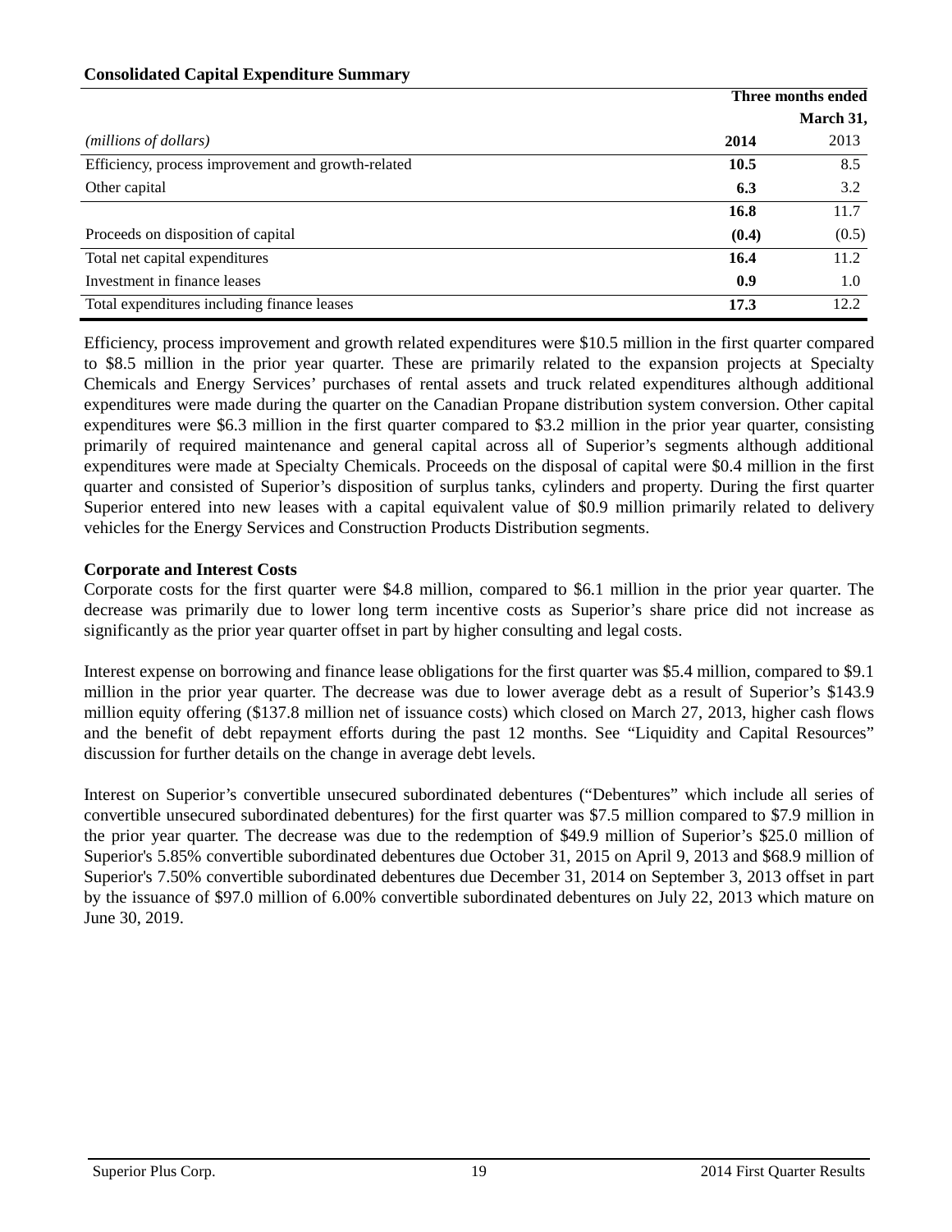**Consolidated Capital Expenditure Summary**

| | Three months ended | |
|---|---|---|
| | March 31, | |
| *(millions of dollars)* | **2014** | 2013 |
| Efficiency, process improvement and growth-related | **10.5** | 8.5 |
| Other capital | **6.3** | 3.2 |
| | **16.8** | 11.7 |
| Proceeds on disposition of capital | **(0.4)** | (0.5) |
| Total net capital expenditures | **16.4** | 11.2 |
| Investment in finance leases | **0.9** | 1.0 |
| Total expenditures including finance leases | **17.3** | 12.2 |

Efficiency, process improvement and growth related expenditures were $10.5 million in the first quarter compared to $8.5 million in the prior year quarter. These are primarily related to the expansion projects at Specialty Chemicals and Energy Services' purchases of rental assets and truck related expenditures although additional expenditures were made during the quarter on the Canadian Propane distribution system conversion. Other capital expenditures were $6.3 million in the first quarter compared to $3.2 million in the prior year quarter, consisting primarily of required maintenance and general capital across all of Superior's segments although additional expenditures were made at Specialty Chemicals. Proceeds on the disposal of capital were $0.4 million in the first quarter and consisted of Superior's disposition of surplus tanks, cylinders and property. During the first quarter Superior entered into new leases with a capital equivalent value of $0.9 million primarily related to delivery vehicles for the Energy Services and Construction Products Distribution segments.

**Corporate and Interest Costs**

Corporate costs for the first quarter were $4.8 million, compared to $6.1 million in the prior year quarter. The decrease was primarily due to lower long term incentive costs as Superior's share price did not increase as significantly as the prior year quarter offset in part by higher consulting and legal costs.

Interest expense on borrowing and finance lease obligations for the first quarter was $5.4 million, compared to $9.1 million in the prior year quarter. The decrease was due to lower average debt as a result of Superior's $143.9 million equity offering ($137.8 million net of issuance costs) which closed on March 27, 2013, higher cash flows and the benefit of debt repayment efforts during the past 12 months. See "Liquidity and Capital Resources" discussion for further details on the change in average debt levels.

Interest on Superior's convertible unsecured subordinated debentures ("Debentures" which include all series of convertible unsecured subordinated debentures) for the first quarter was $7.5 million compared to $7.9 million in the prior year quarter. The decrease was due to the redemption of $49.9 million of Superior's $25.0 million of Superior's 5.85% convertible subordinated debentures due October 31, 2015 on April 9, 2013 and $68.9 million of Superior's 7.50% convertible subordinated debentures due December 31, 2014 on September 3, 2013 offset in part by the issuance of $97.0 million of 6.00% convertible subordinated debentures on July 22, 2013 which mature on June 30, 2019.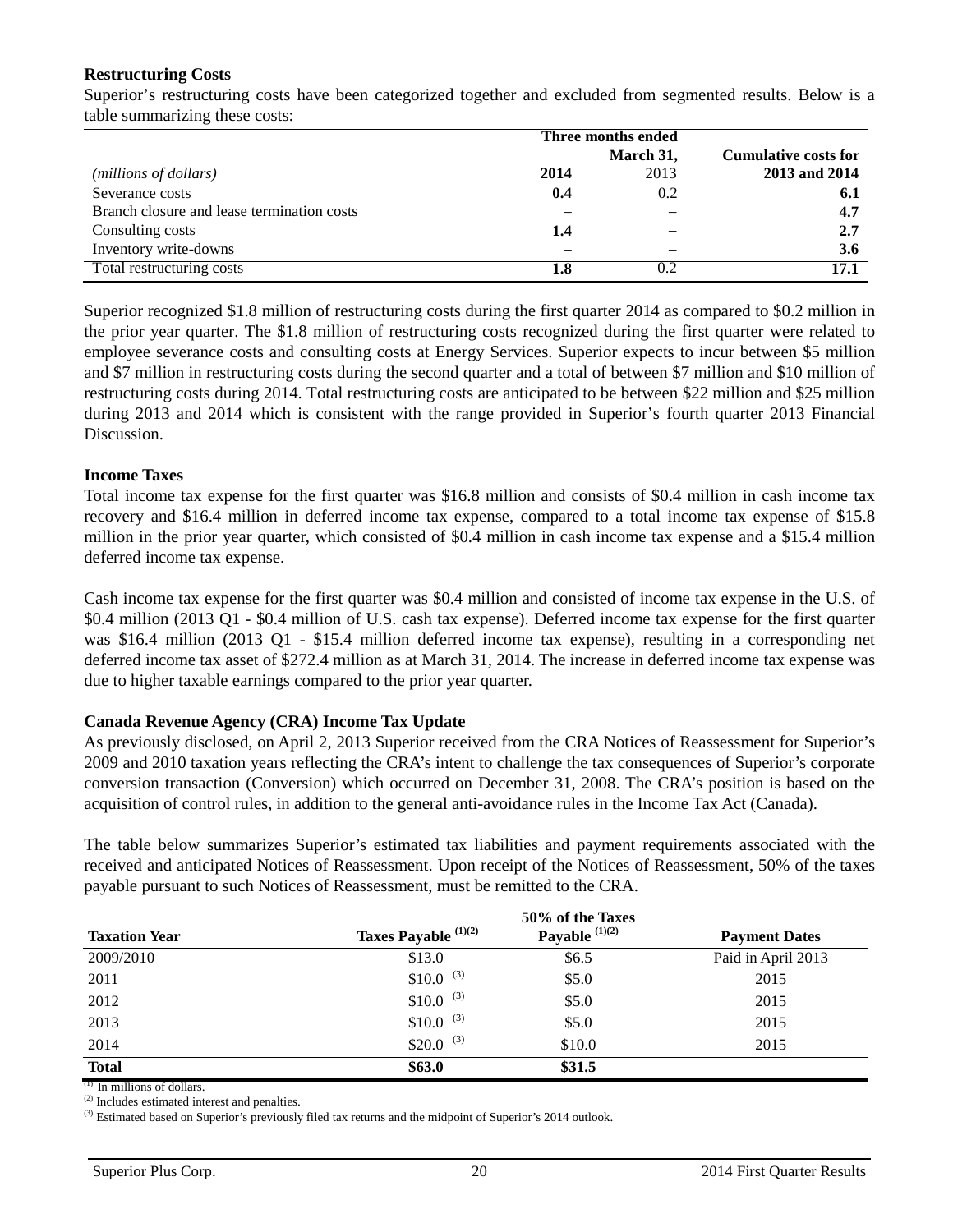**Restructuring Costs**

Superior's restructuring costs have been categorized together and excluded from segmented results. Below is a table summarizing these costs:

| | Three months ended | | |
|---|---|---|---|
| | | March 31, | Cumulative costs for |
| *(millions of dollars)* | **2014** | 2013 | **2013 and 2014** |
| Severance costs | **0.4** | 0.2 | **6.1** |
| Branch closure and lease termination costs | – | – | **4.7** |
| Consulting costs | **1.4** | – | **2.7** |
| Inventory write-downs | – | – | **3.6** |
| Total restructuring costs | **1.8** | 0.2 | **17.1** |

Superior recognized $1.8 million of restructuring costs during the first quarter 2014 as compared to $0.2 million in the prior year quarter. The $1.8 million of restructuring costs recognized during the first quarter were related to employee severance costs and consulting costs at Energy Services. Superior expects to incur between $5 million and $7 million in restructuring costs during the second quarter and a total of between $7 million and $10 million of restructuring costs during 2014. Total restructuring costs are anticipated to be between $22 million and $25 million during 2013 and 2014 which is consistent with the range provided in Superior's fourth quarter 2013 Financial Discussion.

**Income Taxes**

Total income tax expense for the first quarter was $16.8 million and consists of $0.4 million in cash income tax recovery and $16.4 million in deferred income tax expense, compared to a total income tax expense of $15.8 million in the prior year quarter, which consisted of $0.4 million in cash income tax expense and a $15.4 million deferred income tax expense.

Cash income tax expense for the first quarter was $0.4 million and consisted of income tax expense in the U.S. of $0.4 million (2013 Q1 - $0.4 million of U.S. cash tax expense). Deferred income tax expense for the first quarter was $16.4 million (2013 Q1 - $15.4 million deferred income tax expense), resulting in a corresponding net deferred income tax asset of $272.4 million as at March 31, 2014. The increase in deferred income tax expense was due to higher taxable earnings compared to the prior year quarter.

**Canada Revenue Agency (CRA) Income Tax Update**

As previously disclosed, on April 2, 2013 Superior received from the CRA Notices of Reassessment for Superior's 2009 and 2010 taxation years reflecting the CRA's intent to challenge the tax consequences of Superior's corporate conversion transaction (Conversion) which occurred on December 31, 2008. The CRA's position is based on the acquisition of control rules, in addition to the general anti-avoidance rules in the Income Tax Act (Canada).

The table below summarizes Superior's estimated tax liabilities and payment requirements associated with the received and anticipated Notices of Reassessment. Upon receipt of the Notices of Reassessment, 50% of the taxes payable pursuant to such Notices of Reassessment, must be remitted to the CRA.

| Taxation Year | Taxes Payable (1)(2) | 50% of the Taxes Payable (1)(2) | Payment Dates |
|---|---|---|---|
| 2009/2010 | $13.0 | $6.5 | Paid in April 2013 |
| 2011 | $10.0 (3) | $5.0 | 2015 |
| 2012 | $10.0 (3) | $5.0 | 2015 |
| 2013 | $10.0 (3) | $5.0 | 2015 |
| 2014 | $20.0 (3) | $10.0 | 2015 |
| **Total** | **$63.0** | **$31.5** | |

(1) In millions of dollars.
(2) Includes estimated interest and penalties.
(3) Estimated based on Superior's previously filed tax returns and the midpoint of Superior's 2014 outlook.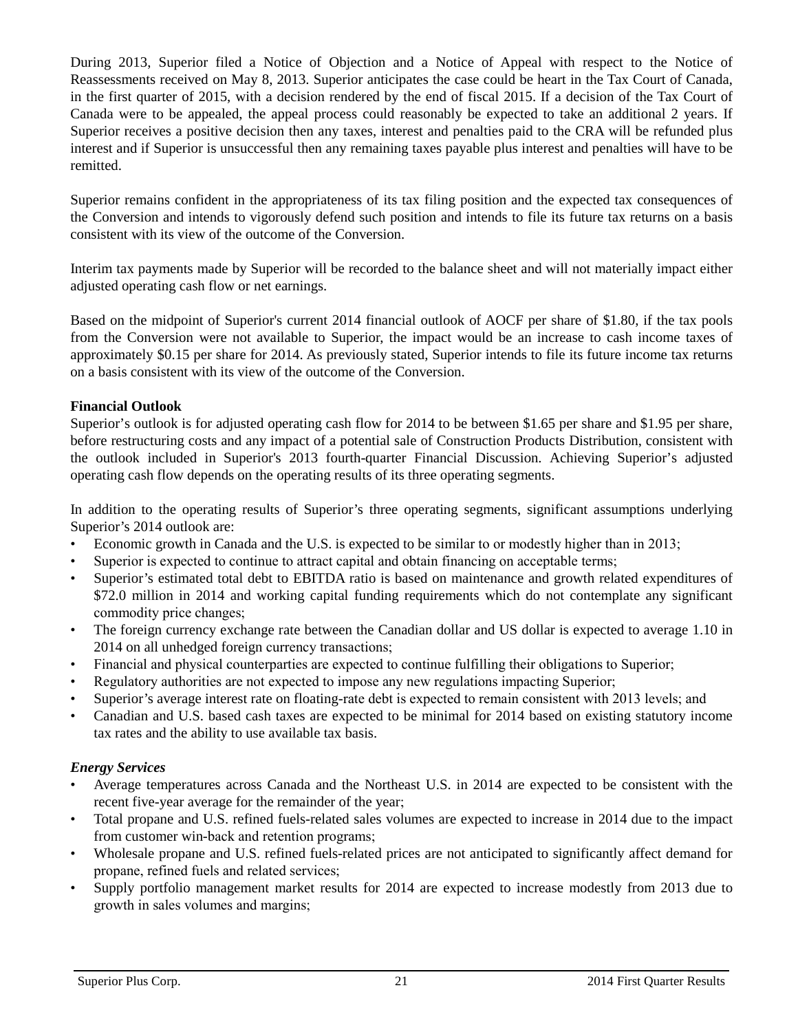During 2013, Superior filed a Notice of Objection and a Notice of Appeal with respect to the Notice of Reassessments received on May 8, 2013. Superior anticipates the case could be heart in the Tax Court of Canada, in the first quarter of 2015, with a decision rendered by the end of fiscal 2015. If a decision of the Tax Court of Canada were to be appealed, the appeal process could reasonably be expected to take an additional 2 years. If Superior receives a positive decision then any taxes, interest and penalties paid to the CRA will be refunded plus interest and if Superior is unsuccessful then any remaining taxes payable plus interest and penalties will have to be remitted.

Superior remains confident in the appropriateness of its tax filing position and the expected tax consequences of the Conversion and intends to vigorously defend such position and intends to file its future tax returns on a basis consistent with its view of the outcome of the Conversion.

Interim tax payments made by Superior will be recorded to the balance sheet and will not materially impact either adjusted operating cash flow or net earnings.

Based on the midpoint of Superior's current 2014 financial outlook of AOCF per share of $1.80, if the tax pools from the Conversion were not available to Superior, the impact would be an increase to cash income taxes of approximately $0.15 per share for 2014. As previously stated, Superior intends to file its future income tax returns on a basis consistent with its view of the outcome of the Conversion.

**Financial Outlook**

Superior's outlook is for adjusted operating cash flow for 2014 to be between $1.65 per share and $1.95 per share, before restructuring costs and any impact of a potential sale of Construction Products Distribution, consistent with the outlook included in Superior's 2013 fourth-quarter Financial Discussion. Achieving Superior's adjusted operating cash flow depends on the operating results of its three operating segments.

In addition to the operating results of Superior's three operating segments, significant assumptions underlying Superior's 2014 outlook are:

- Economic growth in Canada and the U.S. is expected to be similar to or modestly higher than in 2013;
- Superior is expected to continue to attract capital and obtain financing on acceptable terms;
- Superior's estimated total debt to EBITDA ratio is based on maintenance and growth related expenditures of $72.0 million in 2014 and working capital funding requirements which do not contemplate any significant commodity price changes;
- The foreign currency exchange rate between the Canadian dollar and US dollar is expected to average 1.10 in 2014 on all unhedged foreign currency transactions;
- Financial and physical counterparties are expected to continue fulfilling their obligations to Superior;
- Regulatory authorities are not expected to impose any new regulations impacting Superior;
- Superior's average interest rate on floating-rate debt is expected to remain consistent with 2013 levels; and
- Canadian and U.S. based cash taxes are expected to be minimal for 2014 based on existing statutory income tax rates and the ability to use available tax basis.

***Energy Services***

- Average temperatures across Canada and the Northeast U.S. in 2014 are expected to be consistent with the recent five-year average for the remainder of the year;
- Total propane and U.S. refined fuels-related sales volumes are expected to increase in 2014 due to the impact from customer win-back and retention programs;
- Wholesale propane and U.S. refined fuels-related prices are not anticipated to significantly affect demand for propane, refined fuels and related services;
- Supply portfolio management market results for 2014 are expected to increase modestly from 2013 due to growth in sales volumes and margins;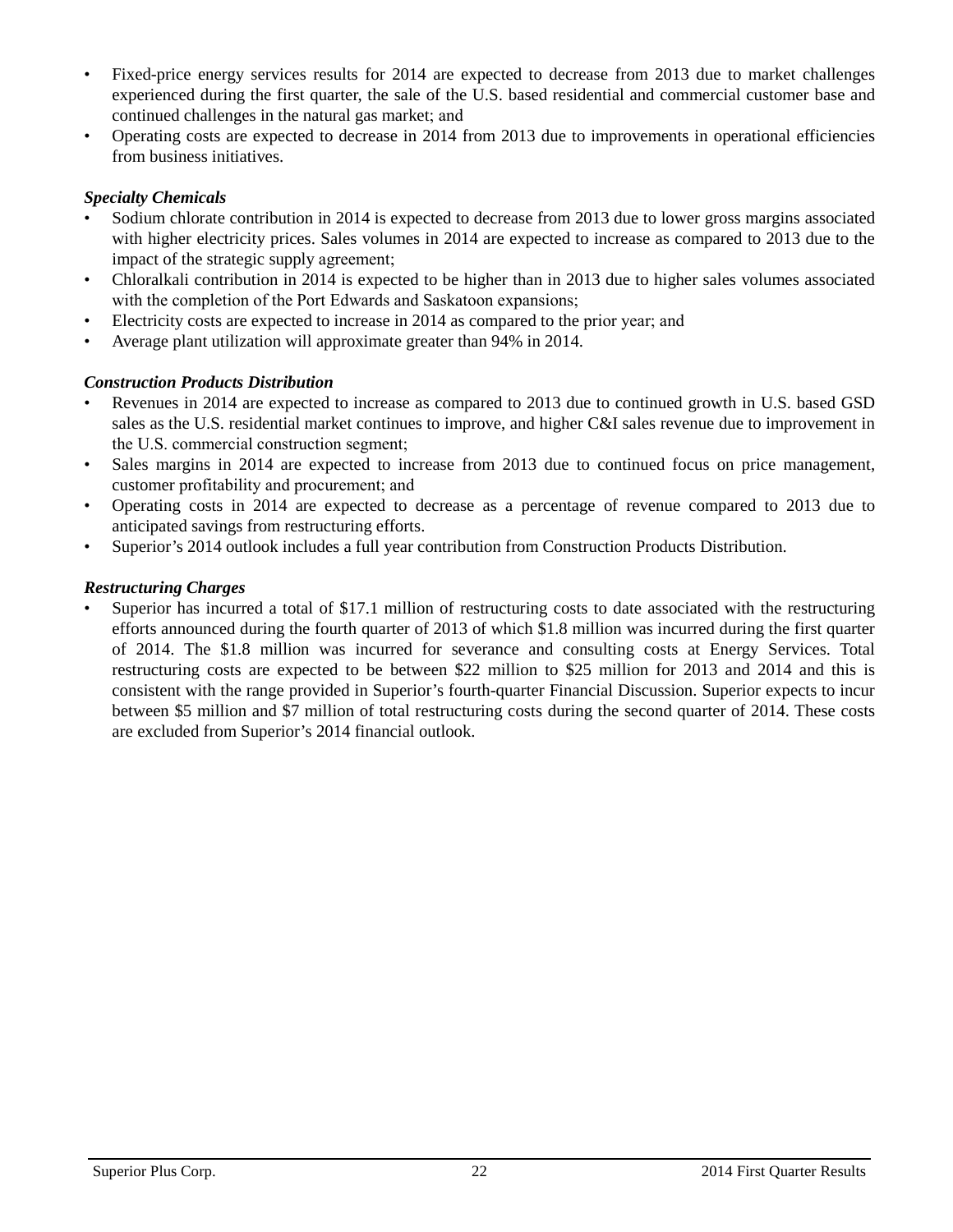- Fixed-price energy services results for 2014 are expected to decrease from 2013 due to market challenges experienced during the first quarter, the sale of the U.S. based residential and commercial customer base and continued challenges in the natural gas market; and
- Operating costs are expected to decrease in 2014 from 2013 due to improvements in operational efficiencies from business initiatives.

***Specialty Chemicals***

- Sodium chlorate contribution in 2014 is expected to decrease from 2013 due to lower gross margins associated with higher electricity prices. Sales volumes in 2014 are expected to increase as compared to 2013 due to the impact of the strategic supply agreement;
- Chloralkali contribution in 2014 is expected to be higher than in 2013 due to higher sales volumes associated with the completion of the Port Edwards and Saskatoon expansions;
- Electricity costs are expected to increase in 2014 as compared to the prior year; and
- Average plant utilization will approximate greater than 94% in 2014.

***Construction Products Distribution***

- Revenues in 2014 are expected to increase as compared to 2013 due to continued growth in U.S. based GSD sales as the U.S. residential market continues to improve, and higher C&I sales revenue due to improvement in the U.S. commercial construction segment;
- Sales margins in 2014 are expected to increase from 2013 due to continued focus on price management, customer profitability and procurement; and
- Operating costs in 2014 are expected to decrease as a percentage of revenue compared to 2013 due to anticipated savings from restructuring efforts.
- Superior's 2014 outlook includes a full year contribution from Construction Products Distribution.

***Restructuring Charges***

- Superior has incurred a total of $17.1 million of restructuring costs to date associated with the restructuring efforts announced during the fourth quarter of 2013 of which $1.8 million was incurred during the first quarter of 2014. The $1.8 million was incurred for severance and consulting costs at Energy Services. Total restructuring costs are expected to be between $22 million to $25 million for 2013 and 2014 and this is consistent with the range provided in Superior's fourth-quarter Financial Discussion. Superior expects to incur between $5 million and $7 million of total restructuring costs during the second quarter of 2014. These costs are excluded from Superior's 2014 financial outlook.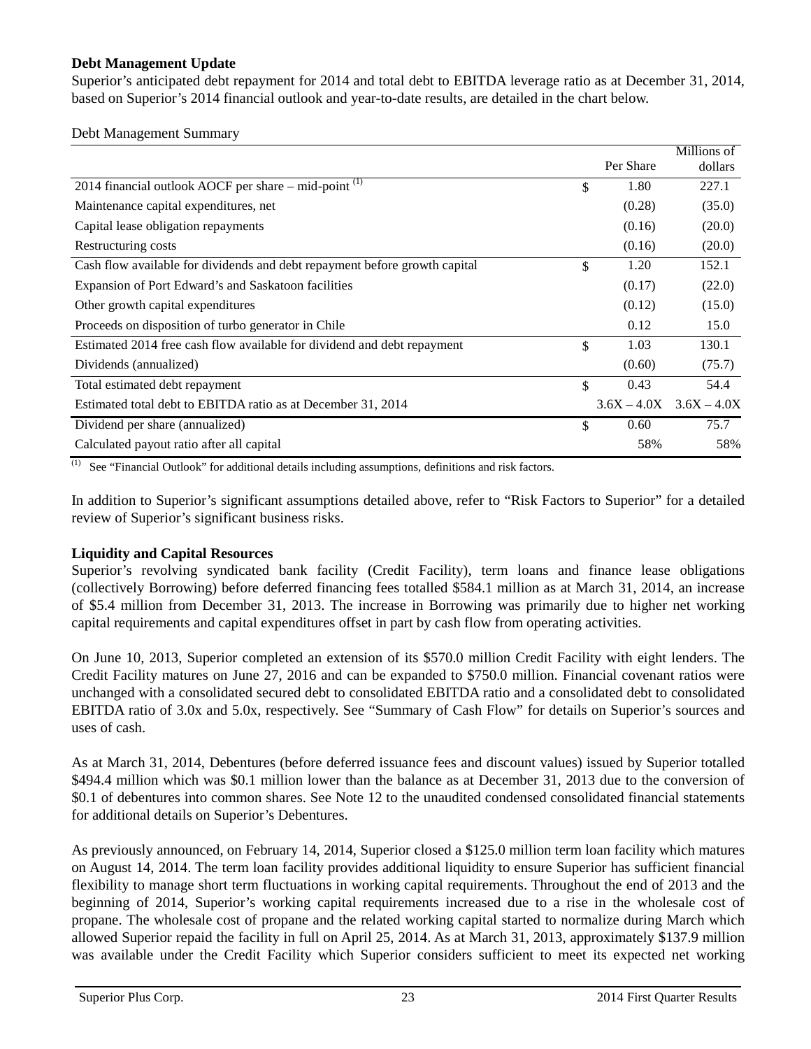**Debt Management Update**

Superior's anticipated debt repayment for 2014 and total debt to EBITDA leverage ratio as at December 31, 2014, based on Superior's 2014 financial outlook and year-to-date results, are detailed in the chart below.

Debt Management Summary

| | | Per Share | Millions of dollars |
|---|---|---|---|
| 2014 financial outlook AOCF per share – mid-point [(1)] | $ | 1.80 | 227.1 |
| Maintenance capital expenditures, net | | (0.28) | (35.0) |
| Capital lease obligation repayments | | (0.16) | (20.0) |
| Restructuring costs | | (0.16) | (20.0) |
| Cash flow available for dividends and debt repayment before growth capital | $ | 1.20 | 152.1 |
| Expansion of Port Edward's and Saskatoon facilities | | (0.17) | (22.0) |
| Other growth capital expenditures | | (0.12) | (15.0) |
| Proceeds on disposition of turbo generator in Chile | | 0.12 | 15.0 |
| Estimated 2014 free cash flow available for dividend and debt repayment | $ | 1.03 | 130.1 |
| Dividends (annualized) | | (0.60) | (75.7) |
| Total estimated debt repayment | $ | 0.43 | 54.4 |
| Estimated total debt to EBITDA ratio as at December 31, 2014 | | 3.6X – 4.0X | 3.6X – 4.0X |
| Dividend per share (annualized) | $ | 0.60 | 75.7 |
| Calculated payout ratio after all capital | | 58% | 58% |

(1) See "Financial Outlook" for additional details including assumptions, definitions and risk factors.

In addition to Superior's significant assumptions detailed above, refer to "Risk Factors to Superior" for a detailed review of Superior's significant business risks.

**Liquidity and Capital Resources**

Superior's revolving syndicated bank facility (Credit Facility), term loans and finance lease obligations (collectively Borrowing) before deferred financing fees totalled $584.1 million as at March 31, 2014, an increase of $5.4 million from December 31, 2013. The increase in Borrowing was primarily due to higher net working capital requirements and capital expenditures offset in part by cash flow from operating activities.

On June 10, 2013, Superior completed an extension of its $570.0 million Credit Facility with eight lenders. The Credit Facility matures on June 27, 2016 and can be expanded to $750.0 million. Financial covenant ratios were unchanged with a consolidated secured debt to consolidated EBITDA ratio and a consolidated debt to consolidated EBITDA ratio of 3.0x and 5.0x, respectively. See "Summary of Cash Flow" for details on Superior's sources and uses of cash.

As at March 31, 2014, Debentures (before deferred issuance fees and discount values) issued by Superior totalled $494.4 million which was $0.1 million lower than the balance as at December 31, 2013 due to the conversion of $0.1 of debentures into common shares. See Note 12 to the unaudited condensed consolidated financial statements for additional details on Superior's Debentures.

As previously announced, on February 14, 2014, Superior closed a $125.0 million term loan facility which matures on August 14, 2014. The term loan facility provides additional liquidity to ensure Superior has sufficient financial flexibility to manage short term fluctuations in working capital requirements. Throughout the end of 2013 and the beginning of 2014, Superior's working capital requirements increased due to a rise in the wholesale cost of propane. The wholesale cost of propane and the related working capital started to normalize during March which allowed Superior repaid the facility in full on April 25, 2014. As at March 31, 2013, approximately $137.9 million was available under the Credit Facility which Superior considers sufficient to meet its expected net working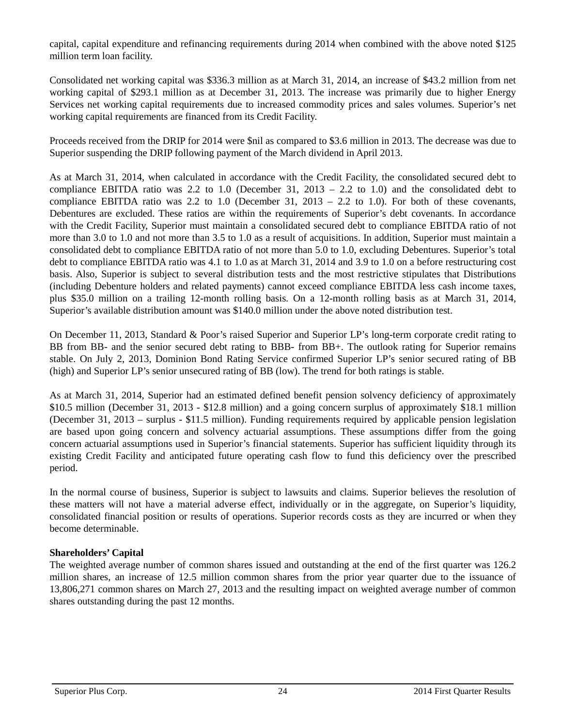capital, capital expenditure and refinancing requirements during 2014 when combined with the above noted $125 million term loan facility.

Consolidated net working capital was $336.3 million as at March 31, 2014, an increase of $43.2 million from net working capital of $293.1 million as at December 31, 2013. The increase was primarily due to higher Energy Services net working capital requirements due to increased commodity prices and sales volumes. Superior's net working capital requirements are financed from its Credit Facility.

Proceeds received from the DRIP for 2014 were $nil as compared to $3.6 million in 2013. The decrease was due to Superior suspending the DRIP following payment of the March dividend in April 2013.

As at March 31, 2014, when calculated in accordance with the Credit Facility, the consolidated secured debt to compliance EBITDA ratio was 2.2 to 1.0 (December 31, 2013 – 2.2 to 1.0) and the consolidated debt to compliance EBITDA ratio was 2.2 to 1.0 (December 31, 2013 – 2.2 to 1.0). For both of these covenants, Debentures are excluded. These ratios are within the requirements of Superior's debt covenants. In accordance with the Credit Facility, Superior must maintain a consolidated secured debt to compliance EBITDA ratio of not more than 3.0 to 1.0 and not more than 3.5 to 1.0 as a result of acquisitions. In addition, Superior must maintain a consolidated debt to compliance EBITDA ratio of not more than 5.0 to 1.0, excluding Debentures. Superior's total debt to compliance EBITDA ratio was 4.1 to 1.0 as at March 31, 2014 and 3.9 to 1.0 on a before restructuring cost basis. Also, Superior is subject to several distribution tests and the most restrictive stipulates that Distributions (including Debenture holders and related payments) cannot exceed compliance EBITDA less cash income taxes, plus $35.0 million on a trailing 12-month rolling basis. On a 12-month rolling basis as at March 31, 2014, Superior's available distribution amount was $140.0 million under the above noted distribution test.

On December 11, 2013, Standard & Poor's raised Superior and Superior LP's long-term corporate credit rating to BB from BB- and the senior secured debt rating to BBB- from BB+. The outlook rating for Superior remains stable. On July 2, 2013, Dominion Bond Rating Service confirmed Superior LP's senior secured rating of BB (high) and Superior LP's senior unsecured rating of BB (low). The trend for both ratings is stable.

As at March 31, 2014, Superior had an estimated defined benefit pension solvency deficiency of approximately $10.5 million (December 31, 2013 - $12.8 million) and a going concern surplus of approximately $18.1 million (December 31, 2013 – surplus - $11.5 million). Funding requirements required by applicable pension legislation are based upon going concern and solvency actuarial assumptions. These assumptions differ from the going concern actuarial assumptions used in Superior's financial statements. Superior has sufficient liquidity through its existing Credit Facility and anticipated future operating cash flow to fund this deficiency over the prescribed period.

In the normal course of business, Superior is subject to lawsuits and claims. Superior believes the resolution of these matters will not have a material adverse effect, individually or in the aggregate, on Superior's liquidity, consolidated financial position or results of operations. Superior records costs as they are incurred or when they become determinable.

**Shareholders' Capital**

The weighted average number of common shares issued and outstanding at the end of the first quarter was 126.2 million shares, an increase of 12.5 million common shares from the prior year quarter due to the issuance of 13,806,271 common shares on March 27, 2013 and the resulting impact on weighted average number of common shares outstanding during the past 12 months.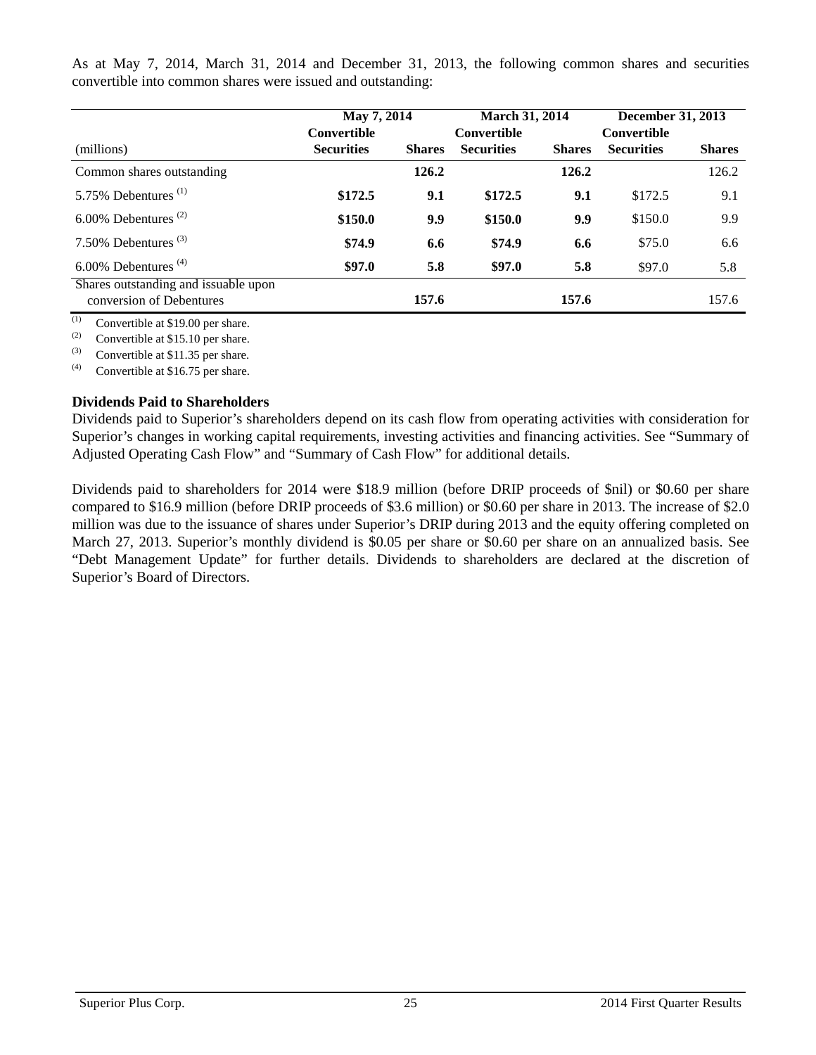As at May 7, 2014, March 31, 2014 and December 31, 2013, the following common shares and securities convertible into common shares were issued and outstanding:

| | May 7, 2014 | | March 31, 2014 | | December 31, 2013 | |
|---|---|---|---|---|---|---|
| (millions) | Convertible Securities | Shares | Convertible Securities | Shares | Convertible Securities | Shares |
| Common shares outstanding | | **126.2** | | **126.2** | | 126.2 |
| 5.75% Debentures [(1)] | **$172.5** | **9.1** | **$172.5** | **9.1** | $172.5 | 9.1 |
| 6.00% Debentures [(2)] | **$150.0** | **9.9** | **$150.0** | **9.9** | $150.0 | 9.9 |
| 7.50% Debentures [(3)] | **$74.9** | **6.6** | **$74.9** | **6.6** | $75.0 | 6.6 |
| 6.00% Debentures [(4)] | **$97.0** | **5.8** | **$97.0** | **5.8** | $97.0 | 5.8 |
| Shares outstanding and issuable upon conversion of Debentures | | **157.6** | | **157.6** | | 157.6 |

(1) Convertible at $19.00 per share.
(2) Convertible at $15.10 per share.
(3) Convertible at $11.35 per share.
(4) Convertible at $16.75 per share.

**Dividends Paid to Shareholders**

Dividends paid to Superior's shareholders depend on its cash flow from operating activities with consideration for Superior's changes in working capital requirements, investing activities and financing activities. See "Summary of Adjusted Operating Cash Flow" and "Summary of Cash Flow" for additional details.

Dividends paid to shareholders for 2014 were $18.9 million (before DRIP proceeds of $nil) or $0.60 per share compared to $16.9 million (before DRIP proceeds of $3.6 million) or $0.60 per share in 2013. The increase of $2.0 million was due to the issuance of shares under Superior's DRIP during 2013 and the equity offering completed on March 27, 2013. Superior's monthly dividend is $0.05 per share or $0.60 per share on an annualized basis. See "Debt Management Update" for further details. Dividends to shareholders are declared at the discretion of Superior's Board of Directors.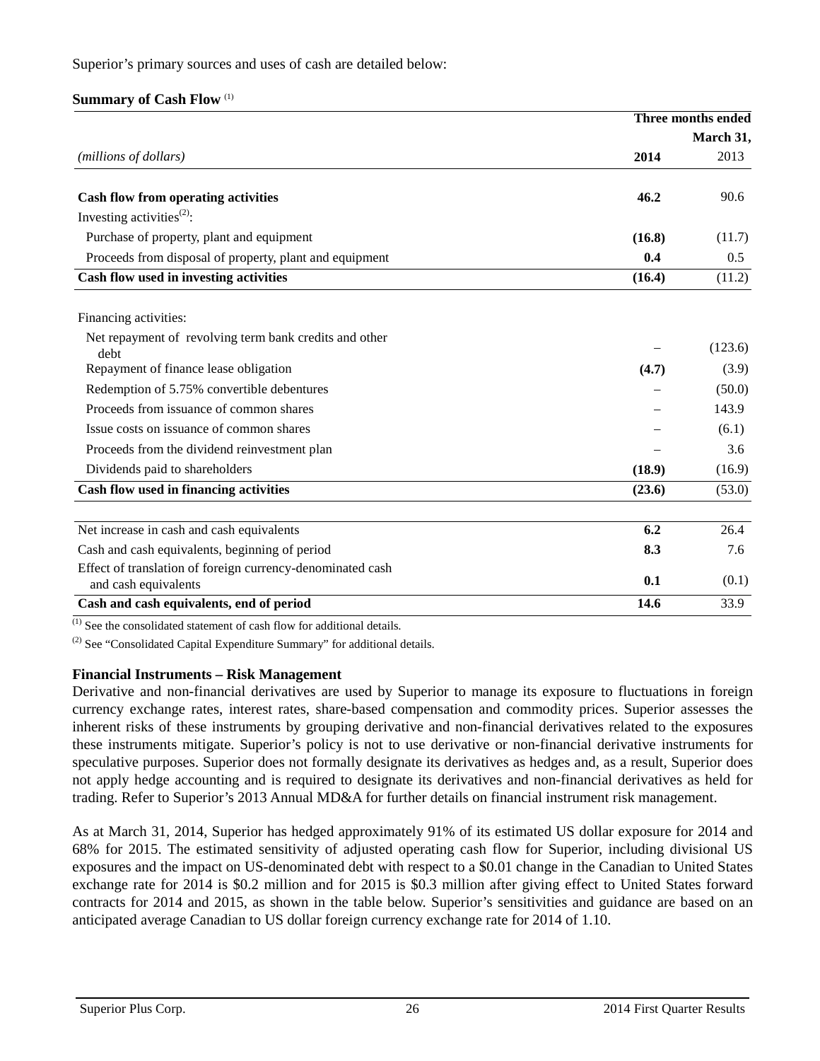Superior's primary sources and uses of cash are detailed below:

**Summary of Cash Flow** [(1)]

| | Three months ended March 31, | |
|---|---|---|
| *(millions of dollars)* | **2014** | 2013 |
| **Cash flow from operating activities** | **46.2** | 90.6 |
| Investing activities[(2)]: | | |
| Purchase of property, plant and equipment | **(16.8)** | (11.7) |
| Proceeds from disposal of property, plant and equipment | **0.4** | 0.5 |
| **Cash flow used in investing activities** | **(16.4)** | (11.2) |
| Financing activities: | | |
| Net repayment of revolving term bank credits and other debt | – | (123.6) |
| Repayment of finance lease obligation | **(4.7)** | (3.9) |
| Redemption of 5.75% convertible debentures | – | (50.0) |
| Proceeds from issuance of common shares | – | 143.9 |
| Issue costs on issuance of common shares | – | (6.1) |
| Proceeds from the dividend reinvestment plan | – | 3.6 |
| Dividends paid to shareholders | **(18.9)** | (16.9) |
| **Cash flow used in financing activities** | **(23.6)** | (53.0) |
| Net increase in cash and cash equivalents | **6.2** | 26.4 |
| Cash and cash equivalents, beginning of period | **8.3** | 7.6 |
| Effect of translation of foreign currency-denominated cash and cash equivalents | **0.1** | (0.1) |
| **Cash and cash equivalents, end of period** | **14.6** | 33.9 |

[(1)] See the consolidated statement of cash flow for additional details.

[(2)] See "Consolidated Capital Expenditure Summary" for additional details.

**Financial Instruments – Risk Management**

Derivative and non-financial derivatives are used by Superior to manage its exposure to fluctuations in foreign currency exchange rates, interest rates, share-based compensation and commodity prices. Superior assesses the inherent risks of these instruments by grouping derivative and non-financial derivatives related to the exposures these instruments mitigate. Superior's policy is not to use derivative or non-financial derivative instruments for speculative purposes. Superior does not formally designate its derivatives as hedges and, as a result, Superior does not apply hedge accounting and is required to designate its derivatives and non-financial derivatives as held for trading. Refer to Superior's 2013 Annual MD&A for further details on financial instrument risk management.

As at March 31, 2014, Superior has hedged approximately 91% of its estimated US dollar exposure for 2014 and 68% for 2015. The estimated sensitivity of adjusted operating cash flow for Superior, including divisional US exposures and the impact on US-denominated debt with respect to a \$0.01 change in the Canadian to United States exchange rate for 2014 is \$0.2 million and for 2015 is \$0.3 million after giving effect to United States forward contracts for 2014 and 2015, as shown in the table below. Superior's sensitivities and guidance are based on an anticipated average Canadian to US dollar foreign currency exchange rate for 2014 of 1.10.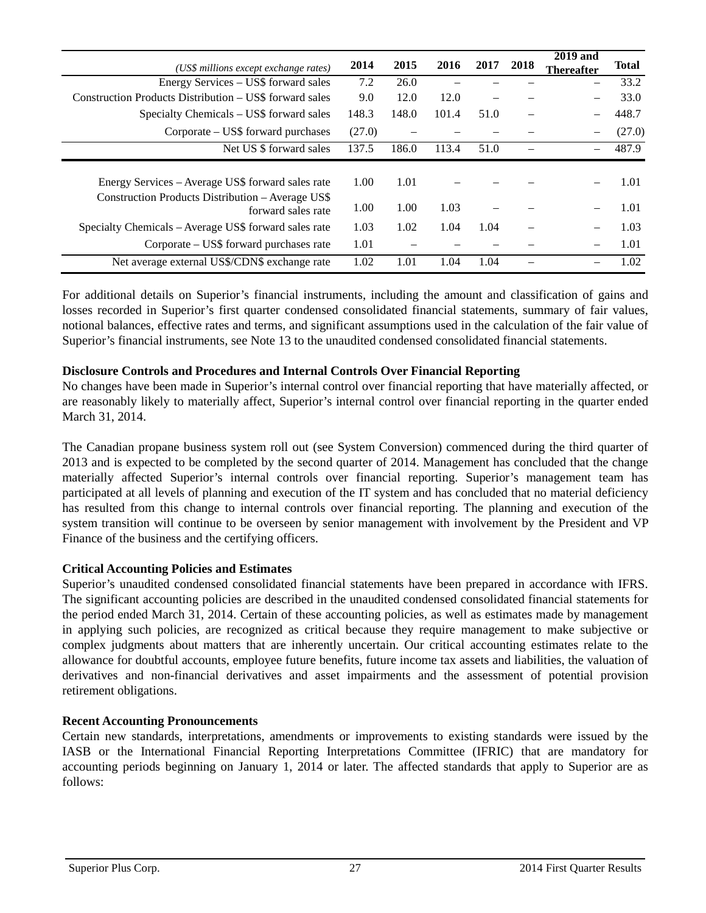| *(US$ millions except exchange rates)* | 2014 | 2015 | 2016 | 2017 | 2018 | 2019 and Thereafter | Total |
|---|---|---|---|---|---|---|---|
| Energy Services – US$ forward sales | 7.2 | 26.0 | – | – | – | – | 33.2 |
| Construction Products Distribution – US$ forward sales | 9.0 | 12.0 | 12.0 | – | – | – | 33.0 |
| Specialty Chemicals – US$ forward sales | 148.3 | 148.0 | 101.4 | 51.0 | – | – | 448.7 |
| Corporate – US$ forward purchases | (27.0) | – | – | – | – | – | (27.0) |
| Net US $ forward sales | 137.5 | 186.0 | 113.4 | 51.0 | – | – | 487.9 |
| | | | | | | | |
| Energy Services – Average US$ forward sales rate | 1.00 | 1.01 | – | – | – | – | 1.01 |
| Construction Products Distribution – Average US$ forward sales rate | 1.00 | 1.00 | 1.03 | – | – | – | 1.01 |
| Specialty Chemicals – Average US$ forward sales rate | 1.03 | 1.02 | 1.04 | 1.04 | – | – | 1.03 |
| Corporate – US$ forward purchases rate | 1.01 | – | – | – | – | – | 1.01 |
| Net average external US$/CDN$ exchange rate | 1.02 | 1.01 | 1.04 | 1.04 | – | – | 1.02 |

For additional details on Superior's financial instruments, including the amount and classification of gains and losses recorded in Superior's first quarter condensed consolidated financial statements, summary of fair values, notional balances, effective rates and terms, and significant assumptions used in the calculation of the fair value of Superior's financial instruments, see Note 13 to the unaudited condensed consolidated financial statements.

**Disclosure Controls and Procedures and Internal Controls Over Financial Reporting**

No changes have been made in Superior's internal control over financial reporting that have materially affected, or are reasonably likely to materially affect, Superior's internal control over financial reporting in the quarter ended March 31, 2014.

The Canadian propane business system roll out (see System Conversion) commenced during the third quarter of 2013 and is expected to be completed by the second quarter of 2014. Management has concluded that the change materially affected Superior's internal controls over financial reporting. Superior's management team has participated at all levels of planning and execution of the IT system and has concluded that no material deficiency has resulted from this change to internal controls over financial reporting. The planning and execution of the system transition will continue to be overseen by senior management with involvement by the President and VP Finance of the business and the certifying officers.

**Critical Accounting Policies and Estimates**

Superior's unaudited condensed consolidated financial statements have been prepared in accordance with IFRS. The significant accounting policies are described in the unaudited condensed consolidated financial statements for the period ended March 31, 2014. Certain of these accounting policies, as well as estimates made by management in applying such policies, are recognized as critical because they require management to make subjective or complex judgments about matters that are inherently uncertain. Our critical accounting estimates relate to the allowance for doubtful accounts, employee future benefits, future income tax assets and liabilities, the valuation of derivatives and non-financial derivatives and asset impairments and the assessment of potential provision retirement obligations.

**Recent Accounting Pronouncements**

Certain new standards, interpretations, amendments or improvements to existing standards were issued by the IASB or the International Financial Reporting Interpretations Committee (IFRIC) that are mandatory for accounting periods beginning on January 1, 2014 or later. The affected standards that apply to Superior are as follows: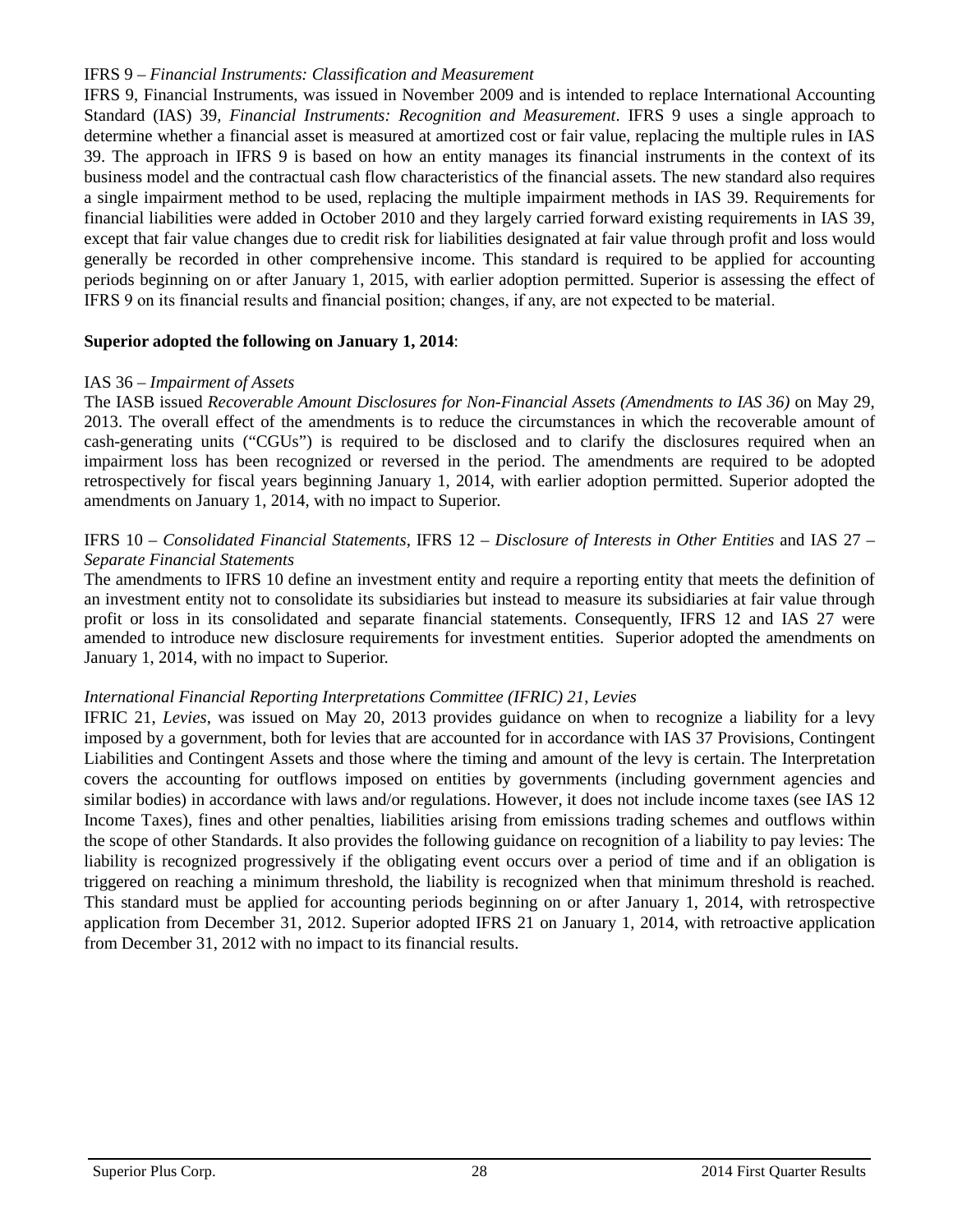IFRS 9 – *Financial Instruments: Classification and Measurement*

IFRS 9, Financial Instruments, was issued in November 2009 and is intended to replace International Accounting Standard (IAS) 39, *Financial Instruments: Recognition and Measurement*. IFRS 9 uses a single approach to determine whether a financial asset is measured at amortized cost or fair value, replacing the multiple rules in IAS 39. The approach in IFRS 9 is based on how an entity manages its financial instruments in the context of its business model and the contractual cash flow characteristics of the financial assets. The new standard also requires a single impairment method to be used, replacing the multiple impairment methods in IAS 39. Requirements for financial liabilities were added in October 2010 and they largely carried forward existing requirements in IAS 39, except that fair value changes due to credit risk for liabilities designated at fair value through profit and loss would generally be recorded in other comprehensive income. This standard is required to be applied for accounting periods beginning on or after January 1, 2015, with earlier adoption permitted. Superior is assessing the effect of IFRS 9 on its financial results and financial position; changes, if any, are not expected to be material.

**Superior adopted the following on January 1, 2014**:

IAS 36 – *Impairment of Assets*

The IASB issued *Recoverable Amount Disclosures for Non-Financial Assets (Amendments to IAS 36)* on May 29, 2013. The overall effect of the amendments is to reduce the circumstances in which the recoverable amount of cash-generating units ("CGUs") is required to be disclosed and to clarify the disclosures required when an impairment loss has been recognized or reversed in the period. The amendments are required to be adopted retrospectively for fiscal years beginning January 1, 2014, with earlier adoption permitted. Superior adopted the amendments on January 1, 2014, with no impact to Superior.

IFRS 10 – *Consolidated Financial Statements*, IFRS 12 – *Disclosure of Interests in Other Entities* and IAS 27 – *Separate Financial Statements*

The amendments to IFRS 10 define an investment entity and require a reporting entity that meets the definition of an investment entity not to consolidate its subsidiaries but instead to measure its subsidiaries at fair value through profit or loss in its consolidated and separate financial statements. Consequently, IFRS 12 and IAS 27 were amended to introduce new disclosure requirements for investment entities. Superior adopted the amendments on January 1, 2014, with no impact to Superior.

*International Financial Reporting Interpretations Committee (IFRIC) 21, Levies*

IFRIC 21, *Levies*, was issued on May 20, 2013 provides guidance on when to recognize a liability for a levy imposed by a government, both for levies that are accounted for in accordance with IAS 37 Provisions, Contingent Liabilities and Contingent Assets and those where the timing and amount of the levy is certain. The Interpretation covers the accounting for outflows imposed on entities by governments (including government agencies and similar bodies) in accordance with laws and/or regulations. However, it does not include income taxes (see IAS 12 Income Taxes), fines and other penalties, liabilities arising from emissions trading schemes and outflows within the scope of other Standards. It also provides the following guidance on recognition of a liability to pay levies: The liability is recognized progressively if the obligating event occurs over a period of time and if an obligation is triggered on reaching a minimum threshold, the liability is recognized when that minimum threshold is reached. This standard must be applied for accounting periods beginning on or after January 1, 2014, with retrospective application from December 31, 2012. Superior adopted IFRS 21 on January 1, 2014, with retroactive application from December 31, 2012 with no impact to its financial results.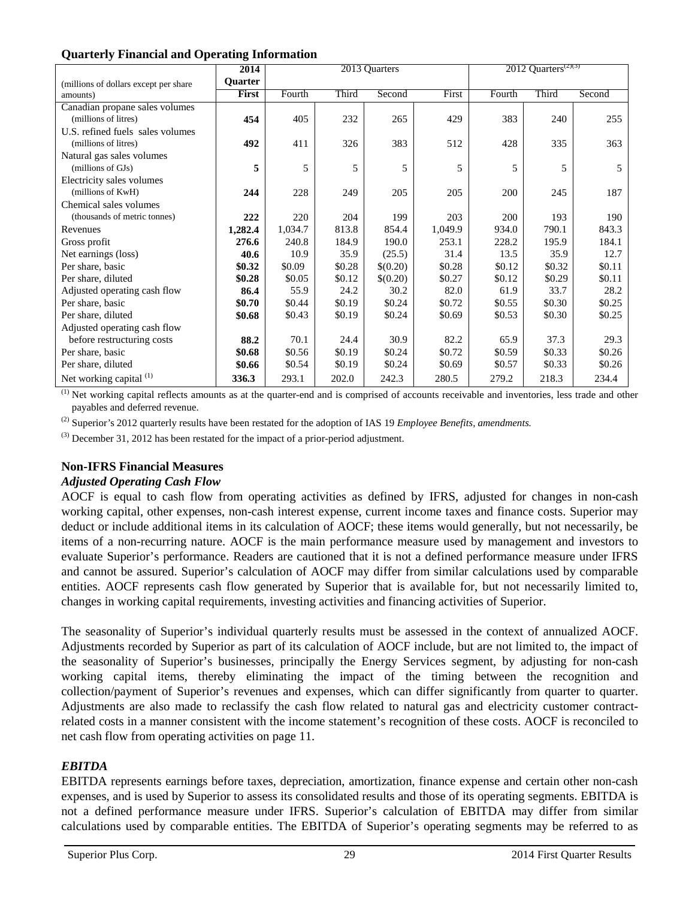## Quarterly Financial and Operating Information

| (millions of dollars except per share amounts) | 2014 Quarter First | 2013 Quarters Fourth | Third | Second | First | 2012 Quarters[(2)(3)] Fourth | Third | Second |
|---|---|---|---|---|---|---|---|---|
| Canadian propane sales volumes (millions of litres) | **454** | 405 | 232 | 265 | 429 | 383 | 240 | 255 |
| U.S. refined fuels sales volumes (millions of litres) | **492** | 411 | 326 | 383 | 512 | 428 | 335 | 363 |
| Natural gas sales volumes (millions of GJs) | **5** | 5 | 5 | 5 | 5 | 5 | 5 | 5 |
| Electricity sales volumes (millions of KwH) | **244** | 228 | 249 | 205 | 205 | 200 | 245 | 187 |
| Chemical sales volumes (thousands of metric tonnes) | **222** | 220 | 204 | 199 | 203 | 200 | 193 | 190 |
| Revenues | **1,282.4** | 1,034.7 | 813.8 | 854.4 | 1,049.9 | 934.0 | 790.1 | 843.3 |
| Gross profit | **276.6** | 240.8 | 184.9 | 190.0 | 253.1 | 228.2 | 195.9 | 184.1 |
| Net earnings (loss) | **40.6** | 10.9 | 35.9 | (25.5) | 31.4 | 13.5 | 35.9 | 12.7 |
| Per share, basic | **$0.32** | $0.09 | $0.28 | $(0.20) | $0.28 | $0.12 | $0.32 | $0.11 |
| Per share, diluted | **$0.28** | $0.05 | $0.12 | $(0.20) | $0.27 | $0.12 | $0.29 | $0.11 |
| Adjusted operating cash flow | **86.4** | 55.9 | 24.2 | 30.2 | 82.0 | 61.9 | 33.7 | 28.2 |
| Per share, basic | **$0.70** | $0.44 | $0.19 | $0.24 | $0.72 | $0.55 | $0.30 | $0.25 |
| Per share, diluted | **$0.68** | $0.43 | $0.19 | $0.24 | $0.69 | $0.53 | $0.30 | $0.25 |
| Adjusted operating cash flow before restructuring costs | **88.2** | 70.1 | 24.4 | 30.9 | 82.2 | 65.9 | 37.3 | 29.3 |
| Per share, basic | **$0.68** | $0.56 | $0.19 | $0.24 | $0.72 | $0.59 | $0.33 | $0.26 |
| Per share, diluted | **$0.66** | $0.54 | $0.19 | $0.24 | $0.69 | $0.57 | $0.33 | $0.26 |
| Net working capital [(1)] | **336.3** | 293.1 | 202.0 | 242.3 | 280.5 | 279.2 | 218.3 | 234.4 |

(1) Net working capital reflects amounts as at the quarter-end and is comprised of accounts receivable and inventories, less trade and other payables and deferred revenue.

(2) Superior's 2012 quarterly results have been restated for the adoption of IAS 19 *Employee Benefits, amendments.*

(3) December 31, 2012 has been restated for the impact of a prior-period adjustment.

## Non-IFRS Financial Measures

### *Adjusted Operating Cash Flow*

AOCF is equal to cash flow from operating activities as defined by IFRS, adjusted for changes in non-cash working capital, other expenses, non-cash interest expense, current income taxes and finance costs. Superior may deduct or include additional items in its calculation of AOCF; these items would generally, but not necessarily, be items of a non-recurring nature. AOCF is the main performance measure used by management and investors to evaluate Superior's performance. Readers are cautioned that it is not a defined performance measure under IFRS and cannot be assured. Superior's calculation of AOCF may differ from similar calculations used by comparable entities. AOCF represents cash flow generated by Superior that is available for, but not necessarily limited to, changes in working capital requirements, investing activities and financing activities of Superior.

The seasonality of Superior's individual quarterly results must be assessed in the context of annualized AOCF. Adjustments recorded by Superior as part of its calculation of AOCF include, but are not limited to, the impact of the seasonality of Superior's businesses, principally the Energy Services segment, by adjusting for non-cash working capital items, thereby eliminating the impact of the timing between the recognition and collection/payment of Superior's revenues and expenses, which can differ significantly from quarter to quarter. Adjustments are also made to reclassify the cash flow related to natural gas and electricity customer contract-related costs in a manner consistent with the income statement's recognition of these costs. AOCF is reconciled to net cash flow from operating activities on page 11.

### *EBITDA*

EBITDA represents earnings before taxes, depreciation, amortization, finance expense and certain other non-cash expenses, and is used by Superior to assess its consolidated results and those of its operating segments. EBITDA is not a defined performance measure under IFRS. Superior's calculation of EBITDA may differ from similar calculations used by comparable entities. The EBITDA of Superior's operating segments may be referred to as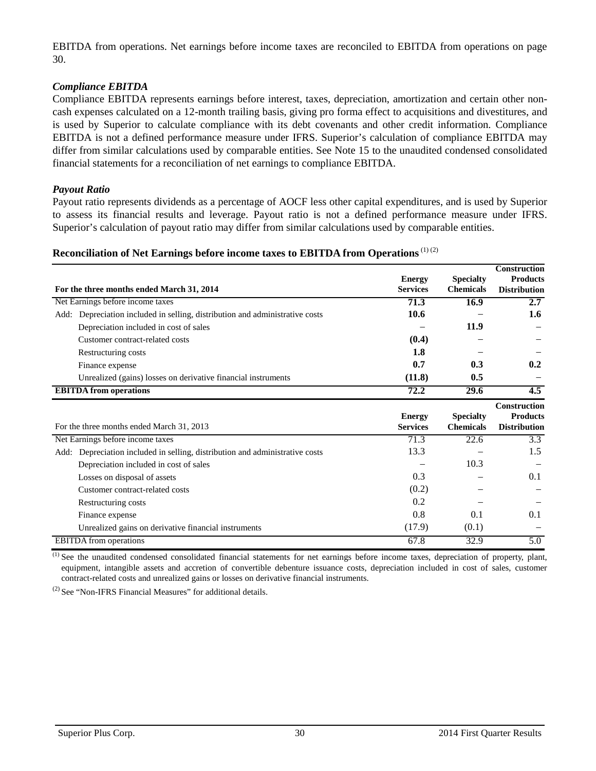EBITDA from operations. Net earnings before income taxes are reconciled to EBITDA from operations on page 30.

### *Compliance EBITDA*

Compliance EBITDA represents earnings before interest, taxes, depreciation, amortization and certain other non-cash expenses calculated on a 12-month trailing basis, giving pro forma effect to acquisitions and divestitures, and is used by Superior to calculate compliance with its debt covenants and other credit information. Compliance EBITDA is not a defined performance measure under IFRS. Superior's calculation of compliance EBITDA may differ from similar calculations used by comparable entities. See Note 15 to the unaudited condensed consolidated financial statements for a reconciliation of net earnings to compliance EBITDA.

### *Payout Ratio*

Payout ratio represents dividends as a percentage of AOCF less other capital expenditures, and is used by Superior to assess its financial results and leverage. Payout ratio is not a defined performance measure under IFRS. Superior's calculation of payout ratio may differ from similar calculations used by comparable entities.

### Reconciliation of Net Earnings before income taxes to EBITDA from Operations (1) (2)

| **For the three months ended March 31, 2014** | **Energy Services** | **Specialty Chemicals** | **Construction Products Distribution** |
|---|---|---|---|
| Net Earnings before income taxes | **71.3** | **16.9** | **2.7** |
| Add: Depreciation included in selling, distribution and administrative costs | **10.6** | – | **1.6** |
| Depreciation included in cost of sales | – | **11.9** | – |
| Customer contract-related costs | **(0.4)** | – | – |
| Restructuring costs | **1.8** | – | – |
| Finance expense | **0.7** | **0.3** | **0.2** |
| Unrealized (gains) losses on derivative financial instruments | **(11.8)** | **0.5** | – |
| **EBITDA from operations** | **72.2** | **29.6** | **4.5** |

| For the three months ended March 31, 2013 | **Energy Services** | **Specialty Chemicals** | **Construction Products Distribution** |
|---|---|---|---|
| Net Earnings before income taxes | 71.3 | 22.6 | 3.3 |
| Add: Depreciation included in selling, distribution and administrative costs | 13.3 | – | 1.5 |
| Depreciation included in cost of sales | – | 10.3 | – |
| Losses on disposal of assets | 0.3 | – | 0.1 |
| Customer contract-related costs | (0.2) | – | – |
| Restructuring costs | 0.2 | – | – |
| Finance expense | 0.8 | 0.1 | 0.1 |
| Unrealized gains on derivative financial instruments | (17.9) | (0.1) | – |
| EBITDA from operations | 67.8 | 32.9 | 5.0 |

(1) See the unaudited condensed consolidated financial statements for net earnings before income taxes, depreciation of property, plant, equipment, intangible assets and accretion of convertible debenture issuance costs, depreciation included in cost of sales, customer contract-related costs and unrealized gains or losses on derivative financial instruments.

(2) See "Non-IFRS Financial Measures" for additional details.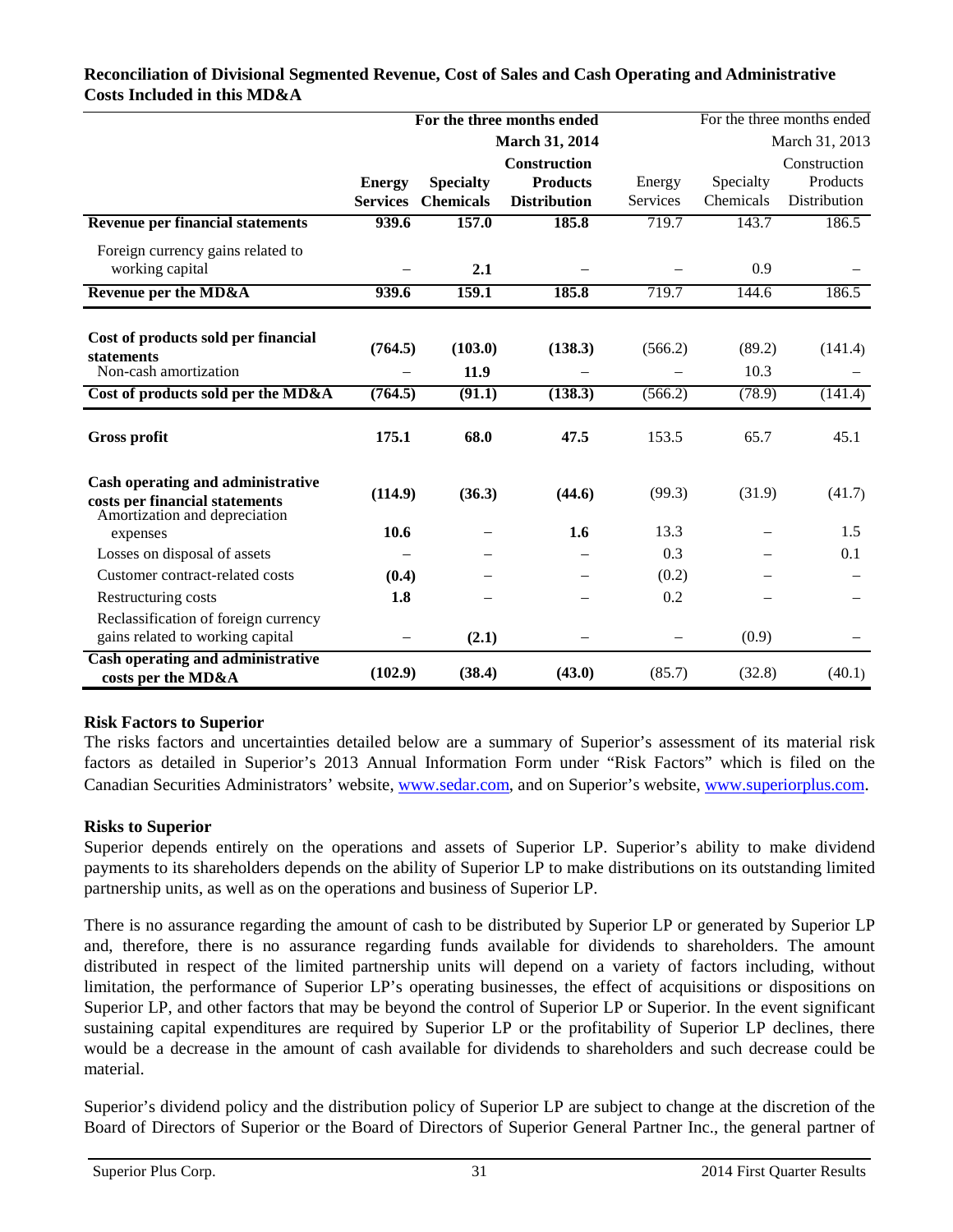**Reconciliation of Divisional Segmented Revenue, Cost of Sales and Cash Operating and Administrative Costs Included in this MD&A**

| | For the three months ended | | | For the three months ended | | |
|---|---|---|---|---|---|---|
| | **March 31, 2014** | | | March 31, 2013 | | |
| | **Energy Services** | **Specialty Chemicals** | **Construction Products Distribution** | Energy Services | Specialty Chemicals | Construction Products Distribution |
| **Revenue per financial statements** | **939.6** | **157.0** | **185.8** | 719.7 | 143.7 | 186.5 |
| Foreign currency gains related to working capital | – | **2.1** | – | – | 0.9 | – |
| **Revenue per the MD&A** | **939.6** | **159.1** | **185.8** | 719.7 | 144.6 | 186.5 |
| **Cost of products sold per financial statements** | **(764.5)** | **(103.0)** | **(138.3)** | (566.2) | (89.2) | (141.4) |
| Non-cash amortization | – | **11.9** | – | – | 10.3 | – |
| **Cost of products sold per the MD&A** | **(764.5)** | **(91.1)** | **(138.3)** | (566.2) | (78.9) | (141.4) |
| **Gross profit** | **175.1** | **68.0** | **47.5** | 153.5 | 65.7 | 45.1 |
| **Cash operating and administrative costs per financial statements** | **(114.9)** | **(36.3)** | **(44.6)** | (99.3) | (31.9) | (41.7) |
| Amortization and depreciation expenses | **10.6** | – | **1.6** | 13.3 | – | 1.5 |
| Losses on disposal of assets | – | – | – | 0.3 | – | 0.1 |
| Customer contract-related costs | **(0.4)** | – | – | (0.2) | – | – |
| Restructuring costs | **1.8** | – | – | 0.2 | – | – |
| Reclassification of foreign currency gains related to working capital | – | **(2.1)** | – | – | (0.9) | – |
| **Cash operating and administrative costs per the MD&A** | **(102.9)** | **(38.4)** | **(43.0)** | (85.7) | (32.8) | (40.1) |

## Risk Factors to Superior

The risks factors and uncertainties detailed below are a summary of Superior's assessment of its material risk factors as detailed in Superior's 2013 Annual Information Form under "Risk Factors" which is filed on the Canadian Securities Administrators' website, www.sedar.com, and on Superior's website, www.superiorplus.com.

## Risks to Superior

Superior depends entirely on the operations and assets of Superior LP. Superior's ability to make dividend payments to its shareholders depends on the ability of Superior LP to make distributions on its outstanding limited partnership units, as well as on the operations and business of Superior LP.

There is no assurance regarding the amount of cash to be distributed by Superior LP or generated by Superior LP and, therefore, there is no assurance regarding funds available for dividends to shareholders. The amount distributed in respect of the limited partnership units will depend on a variety of factors including, without limitation, the performance of Superior LP's operating businesses, the effect of acquisitions or dispositions on Superior LP, and other factors that may be beyond the control of Superior LP or Superior. In the event significant sustaining capital expenditures are required by Superior LP or the profitability of Superior LP declines, there would be a decrease in the amount of cash available for dividends to shareholders and such decrease could be material.

Superior's dividend policy and the distribution policy of Superior LP are subject to change at the discretion of the Board of Directors of Superior or the Board of Directors of Superior General Partner Inc., the general partner of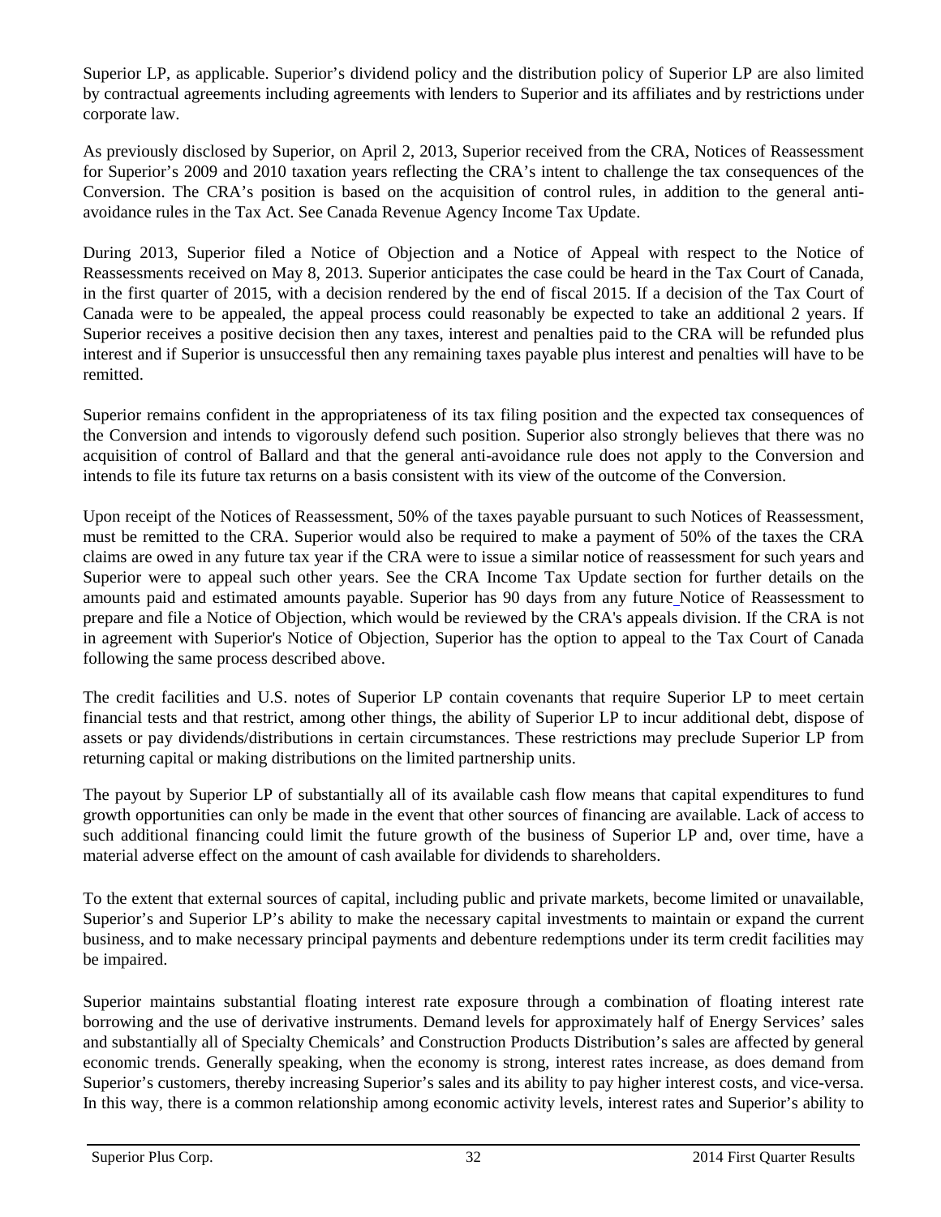Superior LP, as applicable. Superior's dividend policy and the distribution policy of Superior LP are also limited by contractual agreements including agreements with lenders to Superior and its affiliates and by restrictions under corporate law.

As previously disclosed by Superior, on April 2, 2013, Superior received from the CRA, Notices of Reassessment for Superior's 2009 and 2010 taxation years reflecting the CRA's intent to challenge the tax consequences of the Conversion. The CRA's position is based on the acquisition of control rules, in addition to the general anti-avoidance rules in the Tax Act. See Canada Revenue Agency Income Tax Update.

During 2013, Superior filed a Notice of Objection and a Notice of Appeal with respect to the Notice of Reassessments received on May 8, 2013. Superior anticipates the case could be heard in the Tax Court of Canada, in the first quarter of 2015, with a decision rendered by the end of fiscal 2015. If a decision of the Tax Court of Canada were to be appealed, the appeal process could reasonably be expected to take an additional 2 years. If Superior receives a positive decision then any taxes, interest and penalties paid to the CRA will be refunded plus interest and if Superior is unsuccessful then any remaining taxes payable plus interest and penalties will have to be remitted.

Superior remains confident in the appropriateness of its tax filing position and the expected tax consequences of the Conversion and intends to vigorously defend such position. Superior also strongly believes that there was no acquisition of control of Ballard and that the general anti-avoidance rule does not apply to the Conversion and intends to file its future tax returns on a basis consistent with its view of the outcome of the Conversion.

Upon receipt of the Notices of Reassessment, 50% of the taxes payable pursuant to such Notices of Reassessment, must be remitted to the CRA. Superior would also be required to make a payment of 50% of the taxes the CRA claims are owed in any future tax year if the CRA were to issue a similar notice of reassessment for such years and Superior were to appeal such other years. See the CRA Income Tax Update section for further details on the amounts paid and estimated amounts payable. Superior has 90 days from any future Notice of Reassessment to prepare and file a Notice of Objection, which would be reviewed by the CRA's appeals division. If the CRA is not in agreement with Superior's Notice of Objection, Superior has the option to appeal to the Tax Court of Canada following the same process described above.

The credit facilities and U.S. notes of Superior LP contain covenants that require Superior LP to meet certain financial tests and that restrict, among other things, the ability of Superior LP to incur additional debt, dispose of assets or pay dividends/distributions in certain circumstances. These restrictions may preclude Superior LP from returning capital or making distributions on the limited partnership units.

The payout by Superior LP of substantially all of its available cash flow means that capital expenditures to fund growth opportunities can only be made in the event that other sources of financing are available. Lack of access to such additional financing could limit the future growth of the business of Superior LP and, over time, have a material adverse effect on the amount of cash available for dividends to shareholders.

To the extent that external sources of capital, including public and private markets, become limited or unavailable, Superior's and Superior LP's ability to make the necessary capital investments to maintain or expand the current business, and to make necessary principal payments and debenture redemptions under its term credit facilities may be impaired.

Superior maintains substantial floating interest rate exposure through a combination of floating interest rate borrowing and the use of derivative instruments. Demand levels for approximately half of Energy Services' sales and substantially all of Specialty Chemicals' and Construction Products Distribution's sales are affected by general economic trends. Generally speaking, when the economy is strong, interest rates increase, as does demand from Superior's customers, thereby increasing Superior's sales and its ability to pay higher interest costs, and vice-versa. In this way, there is a common relationship among economic activity levels, interest rates and Superior's ability to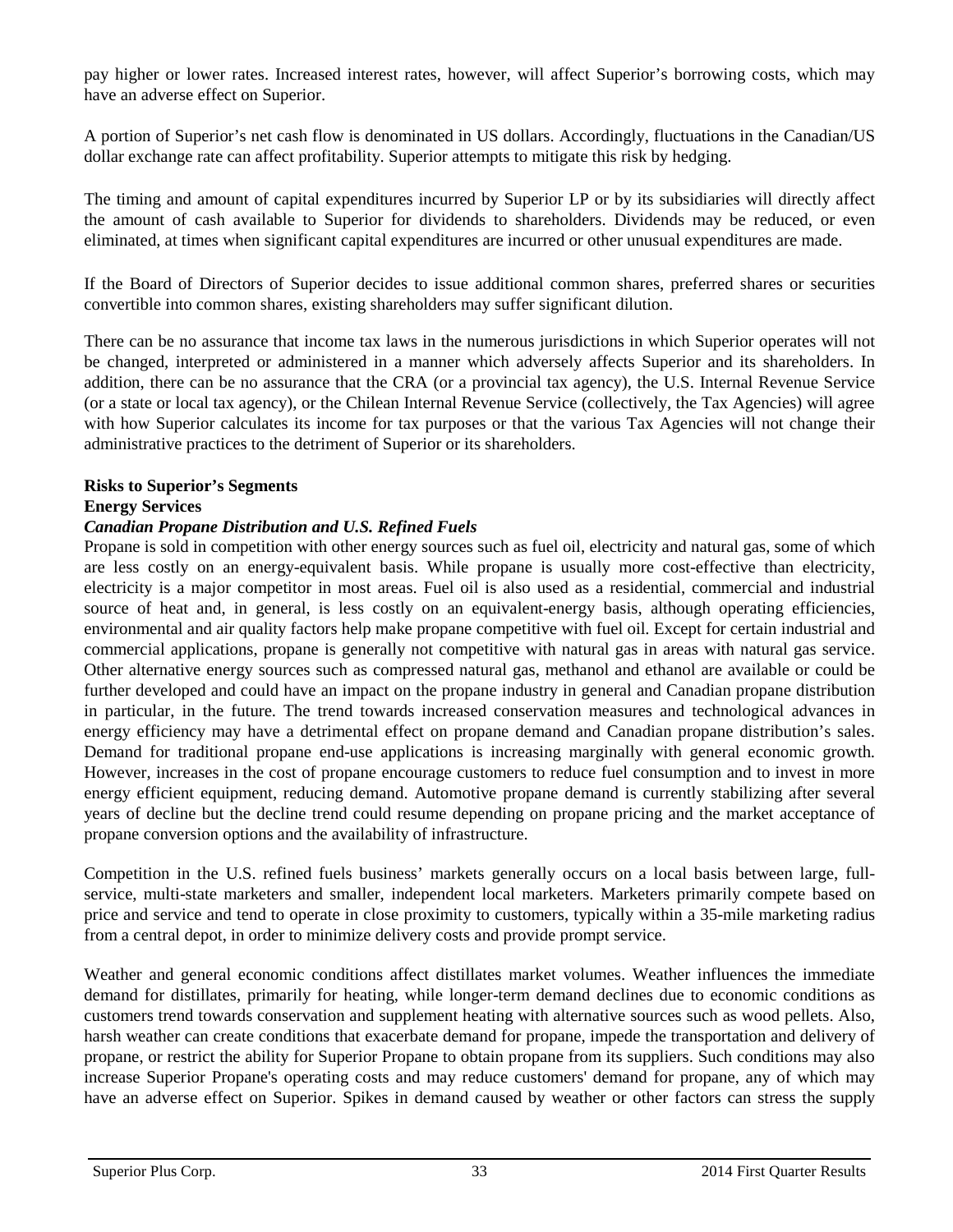pay higher or lower rates. Increased interest rates, however, will affect Superior's borrowing costs, which may have an adverse effect on Superior.

A portion of Superior's net cash flow is denominated in US dollars. Accordingly, fluctuations in the Canadian/US dollar exchange rate can affect profitability. Superior attempts to mitigate this risk by hedging.

The timing and amount of capital expenditures incurred by Superior LP or by its subsidiaries will directly affect the amount of cash available to Superior for dividends to shareholders. Dividends may be reduced, or even eliminated, at times when significant capital expenditures are incurred or other unusual expenditures are made.

If the Board of Directors of Superior decides to issue additional common shares, preferred shares or securities convertible into common shares, existing shareholders may suffer significant dilution.

There can be no assurance that income tax laws in the numerous jurisdictions in which Superior operates will not be changed, interpreted or administered in a manner which adversely affects Superior and its shareholders. In addition, there can be no assurance that the CRA (or a provincial tax agency), the U.S. Internal Revenue Service (or a state or local tax agency), or the Chilean Internal Revenue Service (collectively, the Tax Agencies) will agree with how Superior calculates its income for tax purposes or that the various Tax Agencies will not change their administrative practices to the detriment of Superior or its shareholders.

**Risks to Superior's Segments**

**Energy Services**

***Canadian Propane Distribution and U.S. Refined Fuels***

Propane is sold in competition with other energy sources such as fuel oil, electricity and natural gas, some of which are less costly on an energy-equivalent basis. While propane is usually more cost-effective than electricity, electricity is a major competitor in most areas. Fuel oil is also used as a residential, commercial and industrial source of heat and, in general, is less costly on an equivalent-energy basis, although operating efficiencies, environmental and air quality factors help make propane competitive with fuel oil. Except for certain industrial and commercial applications, propane is generally not competitive with natural gas in areas with natural gas service. Other alternative energy sources such as compressed natural gas, methanol and ethanol are available or could be further developed and could have an impact on the propane industry in general and Canadian propane distribution in particular, in the future. The trend towards increased conservation measures and technological advances in energy efficiency may have a detrimental effect on propane demand and Canadian propane distribution's sales. Demand for traditional propane end-use applications is increasing marginally with general economic growth. However, increases in the cost of propane encourage customers to reduce fuel consumption and to invest in more energy efficient equipment, reducing demand. Automotive propane demand is currently stabilizing after several years of decline but the decline trend could resume depending on propane pricing and the market acceptance of propane conversion options and the availability of infrastructure.

Competition in the U.S. refined fuels business' markets generally occurs on a local basis between large, full-service, multi-state marketers and smaller, independent local marketers. Marketers primarily compete based on price and service and tend to operate in close proximity to customers, typically within a 35-mile marketing radius from a central depot, in order to minimize delivery costs and provide prompt service.

Weather and general economic conditions affect distillates market volumes. Weather influences the immediate demand for distillates, primarily for heating, while longer-term demand declines due to economic conditions as customers trend towards conservation and supplement heating with alternative sources such as wood pellets. Also, harsh weather can create conditions that exacerbate demand for propane, impede the transportation and delivery of propane, or restrict the ability for Superior Propane to obtain propane from its suppliers. Such conditions may also increase Superior Propane's operating costs and may reduce customers' demand for propane, any of which may have an adverse effect on Superior. Spikes in demand caused by weather or other factors can stress the supply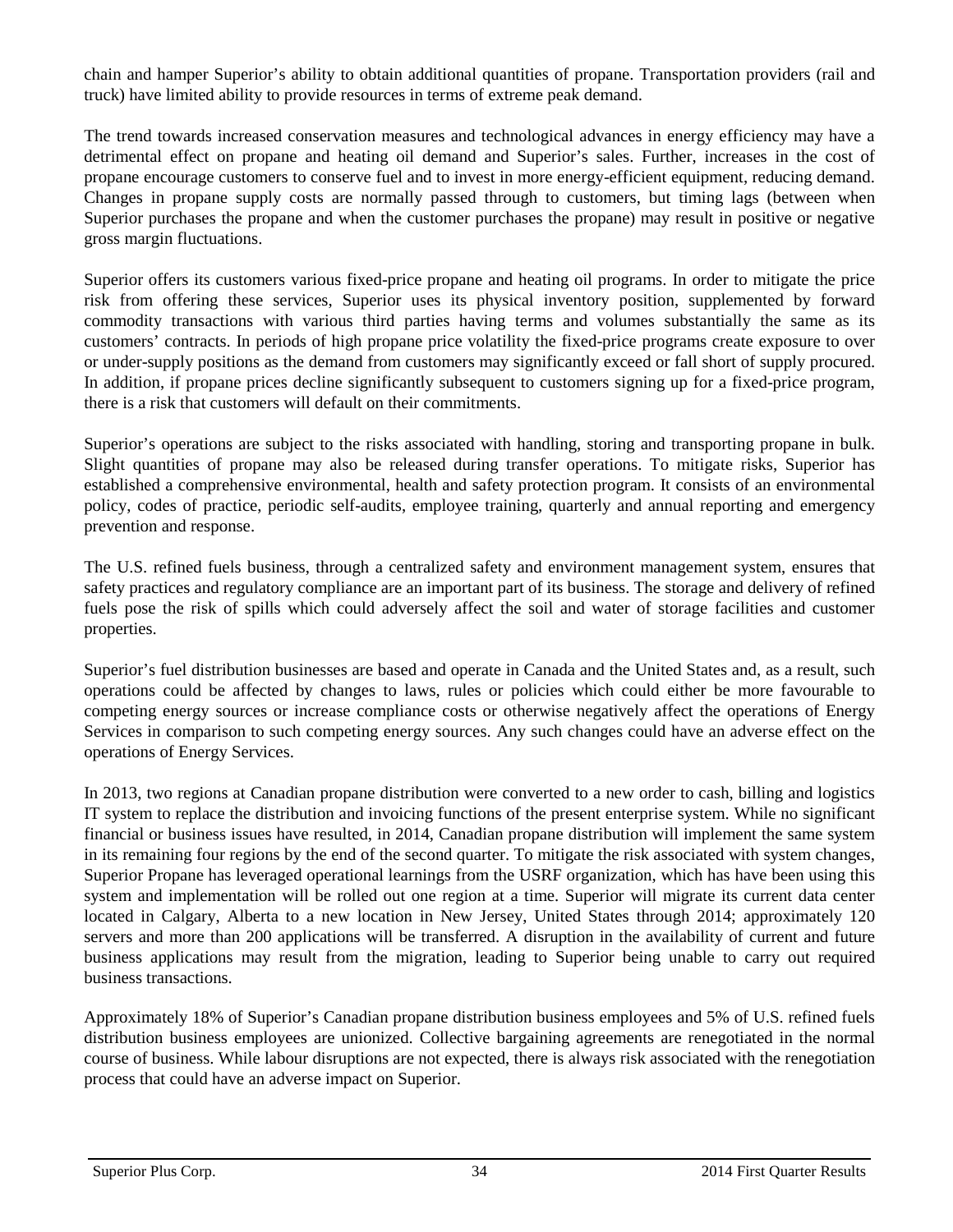chain and hamper Superior's ability to obtain additional quantities of propane. Transportation providers (rail and truck) have limited ability to provide resources in terms of extreme peak demand.

The trend towards increased conservation measures and technological advances in energy efficiency may have a detrimental effect on propane and heating oil demand and Superior's sales. Further, increases in the cost of propane encourage customers to conserve fuel and to invest in more energy-efficient equipment, reducing demand. Changes in propane supply costs are normally passed through to customers, but timing lags (between when Superior purchases the propane and when the customer purchases the propane) may result in positive or negative gross margin fluctuations.

Superior offers its customers various fixed-price propane and heating oil programs. In order to mitigate the price risk from offering these services, Superior uses its physical inventory position, supplemented by forward commodity transactions with various third parties having terms and volumes substantially the same as its customers' contracts. In periods of high propane price volatility the fixed-price programs create exposure to over or under-supply positions as the demand from customers may significantly exceed or fall short of supply procured. In addition, if propane prices decline significantly subsequent to customers signing up for a fixed-price program, there is a risk that customers will default on their commitments.

Superior's operations are subject to the risks associated with handling, storing and transporting propane in bulk. Slight quantities of propane may also be released during transfer operations. To mitigate risks, Superior has established a comprehensive environmental, health and safety protection program. It consists of an environmental policy, codes of practice, periodic self-audits, employee training, quarterly and annual reporting and emergency prevention and response.

The U.S. refined fuels business, through a centralized safety and environment management system, ensures that safety practices and regulatory compliance are an important part of its business. The storage and delivery of refined fuels pose the risk of spills which could adversely affect the soil and water of storage facilities and customer properties.

Superior's fuel distribution businesses are based and operate in Canada and the United States and, as a result, such operations could be affected by changes to laws, rules or policies which could either be more favourable to competing energy sources or increase compliance costs or otherwise negatively affect the operations of Energy Services in comparison to such competing energy sources. Any such changes could have an adverse effect on the operations of Energy Services.

In 2013, two regions at Canadian propane distribution were converted to a new order to cash, billing and logistics IT system to replace the distribution and invoicing functions of the present enterprise system. While no significant financial or business issues have resulted, in 2014, Canadian propane distribution will implement the same system in its remaining four regions by the end of the second quarter. To mitigate the risk associated with system changes, Superior Propane has leveraged operational learnings from the USRF organization, which has have been using this system and implementation will be rolled out one region at a time. Superior will migrate its current data center located in Calgary, Alberta to a new location in New Jersey, United States through 2014; approximately 120 servers and more than 200 applications will be transferred. A disruption in the availability of current and future business applications may result from the migration, leading to Superior being unable to carry out required business transactions.

Approximately 18% of Superior's Canadian propane distribution business employees and 5% of U.S. refined fuels distribution business employees are unionized. Collective bargaining agreements are renegotiated in the normal course of business. While labour disruptions are not expected, there is always risk associated with the renegotiation process that could have an adverse impact on Superior.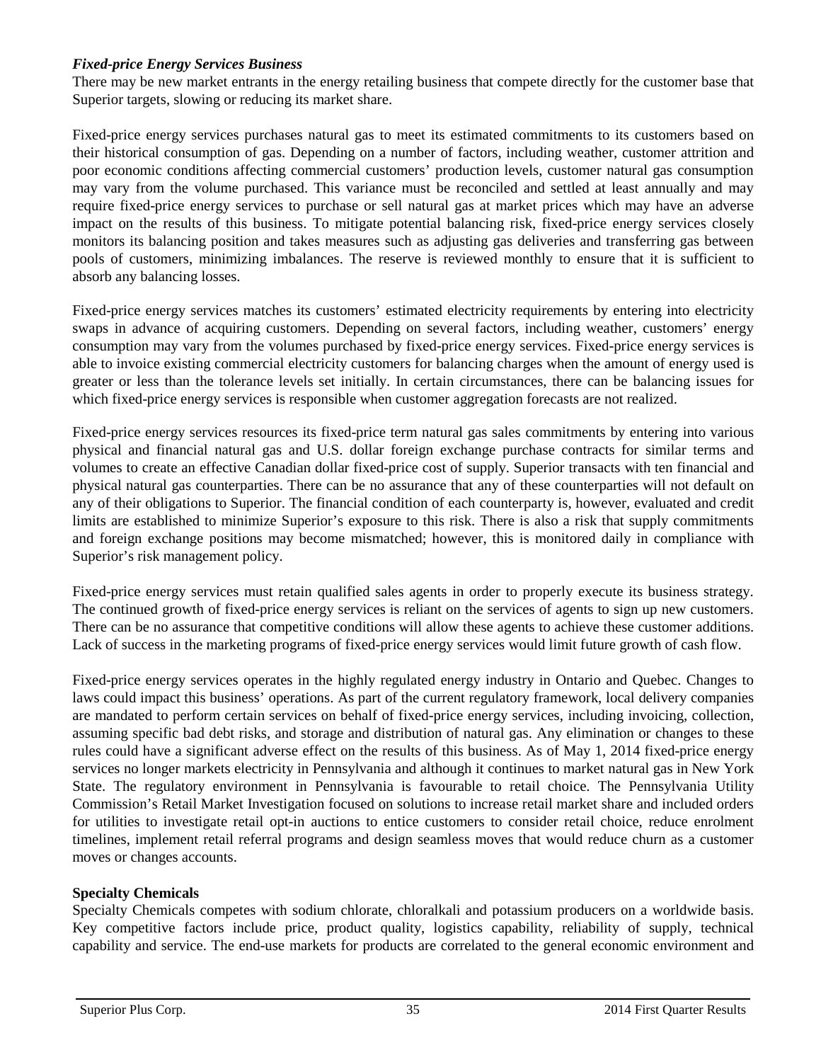***Fixed-price Energy Services Business***

There may be new market entrants in the energy retailing business that compete directly for the customer base that Superior targets, slowing or reducing its market share.

Fixed-price energy services purchases natural gas to meet its estimated commitments to its customers based on their historical consumption of gas. Depending on a number of factors, including weather, customer attrition and poor economic conditions affecting commercial customers' production levels, customer natural gas consumption may vary from the volume purchased. This variance must be reconciled and settled at least annually and may require fixed-price energy services to purchase or sell natural gas at market prices which may have an adverse impact on the results of this business. To mitigate potential balancing risk, fixed-price energy services closely monitors its balancing position and takes measures such as adjusting gas deliveries and transferring gas between pools of customers, minimizing imbalances. The reserve is reviewed monthly to ensure that it is sufficient to absorb any balancing losses.

Fixed-price energy services matches its customers' estimated electricity requirements by entering into electricity swaps in advance of acquiring customers. Depending on several factors, including weather, customers' energy consumption may vary from the volumes purchased by fixed-price energy services. Fixed-price energy services is able to invoice existing commercial electricity customers for balancing charges when the amount of energy used is greater or less than the tolerance levels set initially. In certain circumstances, there can be balancing issues for which fixed-price energy services is responsible when customer aggregation forecasts are not realized.

Fixed-price energy services resources its fixed-price term natural gas sales commitments by entering into various physical and financial natural gas and U.S. dollar foreign exchange purchase contracts for similar terms and volumes to create an effective Canadian dollar fixed-price cost of supply. Superior transacts with ten financial and physical natural gas counterparties. There can be no assurance that any of these counterparties will not default on any of their obligations to Superior. The financial condition of each counterparty is, however, evaluated and credit limits are established to minimize Superior's exposure to this risk. There is also a risk that supply commitments and foreign exchange positions may become mismatched; however, this is monitored daily in compliance with Superior's risk management policy.

Fixed-price energy services must retain qualified sales agents in order to properly execute its business strategy. The continued growth of fixed-price energy services is reliant on the services of agents to sign up new customers. There can be no assurance that competitive conditions will allow these agents to achieve these customer additions. Lack of success in the marketing programs of fixed-price energy services would limit future growth of cash flow.

Fixed-price energy services operates in the highly regulated energy industry in Ontario and Quebec. Changes to laws could impact this business' operations. As part of the current regulatory framework, local delivery companies are mandated to perform certain services on behalf of fixed-price energy services, including invoicing, collection, assuming specific bad debt risks, and storage and distribution of natural gas. Any elimination or changes to these rules could have a significant adverse effect on the results of this business. As of May 1, 2014 fixed-price energy services no longer markets electricity in Pennsylvania and although it continues to market natural gas in New York State. The regulatory environment in Pennsylvania is favourable to retail choice. The Pennsylvania Utility Commission's Retail Market Investigation focused on solutions to increase retail market share and included orders for utilities to investigate retail opt-in auctions to entice customers to consider retail choice, reduce enrolment timelines, implement retail referral programs and design seamless moves that would reduce churn as a customer moves or changes accounts.

**Specialty Chemicals**

Specialty Chemicals competes with sodium chlorate, chloralkali and potassium producers on a worldwide basis. Key competitive factors include price, product quality, logistics capability, reliability of supply, technical capability and service. The end-use markets for products are correlated to the general economic environment and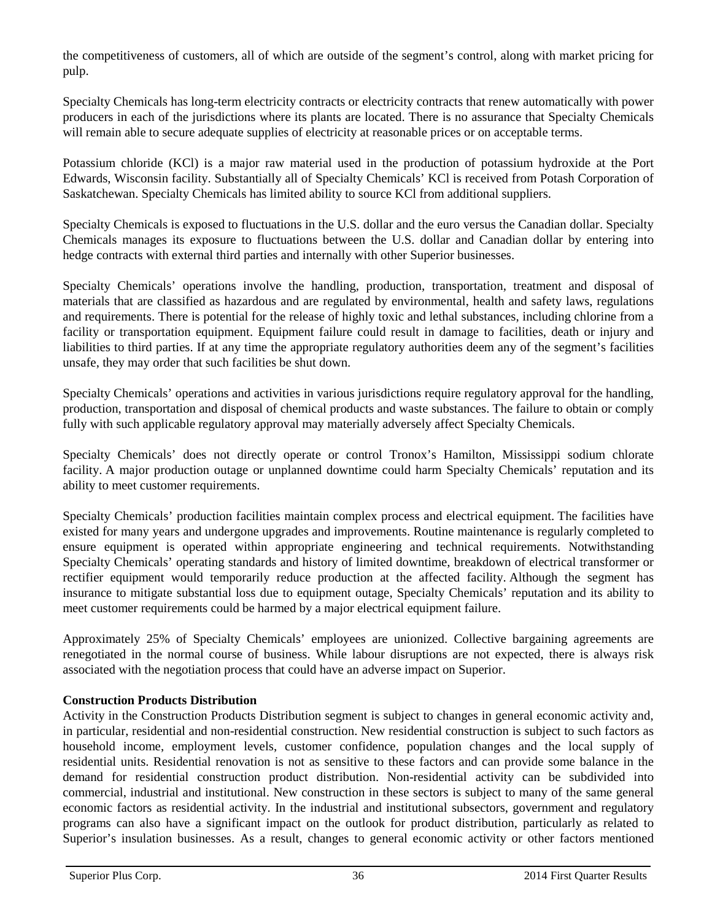the competitiveness of customers, all of which are outside of the segment's control, along with market pricing for pulp.

Specialty Chemicals has long-term electricity contracts or electricity contracts that renew automatically with power producers in each of the jurisdictions where its plants are located. There is no assurance that Specialty Chemicals will remain able to secure adequate supplies of electricity at reasonable prices or on acceptable terms.

Potassium chloride (KCl) is a major raw material used in the production of potassium hydroxide at the Port Edwards, Wisconsin facility. Substantially all of Specialty Chemicals' KCl is received from Potash Corporation of Saskatchewan. Specialty Chemicals has limited ability to source KCl from additional suppliers.

Specialty Chemicals is exposed to fluctuations in the U.S. dollar and the euro versus the Canadian dollar. Specialty Chemicals manages its exposure to fluctuations between the U.S. dollar and Canadian dollar by entering into hedge contracts with external third parties and internally with other Superior businesses.

Specialty Chemicals' operations involve the handling, production, transportation, treatment and disposal of materials that are classified as hazardous and are regulated by environmental, health and safety laws, regulations and requirements. There is potential for the release of highly toxic and lethal substances, including chlorine from a facility or transportation equipment. Equipment failure could result in damage to facilities, death or injury and liabilities to third parties. If at any time the appropriate regulatory authorities deem any of the segment's facilities unsafe, they may order that such facilities be shut down.

Specialty Chemicals' operations and activities in various jurisdictions require regulatory approval for the handling, production, transportation and disposal of chemical products and waste substances. The failure to obtain or comply fully with such applicable regulatory approval may materially adversely affect Specialty Chemicals.

Specialty Chemicals' does not directly operate or control Tronox's Hamilton, Mississippi sodium chlorate facility. A major production outage or unplanned downtime could harm Specialty Chemicals' reputation and its ability to meet customer requirements.

Specialty Chemicals' production facilities maintain complex process and electrical equipment. The facilities have existed for many years and undergone upgrades and improvements. Routine maintenance is regularly completed to ensure equipment is operated within appropriate engineering and technical requirements. Notwithstanding Specialty Chemicals' operating standards and history of limited downtime, breakdown of electrical transformer or rectifier equipment would temporarily reduce production at the affected facility. Although the segment has insurance to mitigate substantial loss due to equipment outage, Specialty Chemicals' reputation and its ability to meet customer requirements could be harmed by a major electrical equipment failure.

Approximately 25% of Specialty Chemicals' employees are unionized. Collective bargaining agreements are renegotiated in the normal course of business. While labour disruptions are not expected, there is always risk associated with the negotiation process that could have an adverse impact on Superior.

**Construction Products Distribution**

Activity in the Construction Products Distribution segment is subject to changes in general economic activity and, in particular, residential and non-residential construction. New residential construction is subject to such factors as household income, employment levels, customer confidence, population changes and the local supply of residential units. Residential renovation is not as sensitive to these factors and can provide some balance in the demand for residential construction product distribution. Non-residential activity can be subdivided into commercial, industrial and institutional. New construction in these sectors is subject to many of the same general economic factors as residential activity. In the industrial and institutional subsectors, government and regulatory programs can also have a significant impact on the outlook for product distribution, particularly as related to Superior's insulation businesses. As a result, changes to general economic activity or other factors mentioned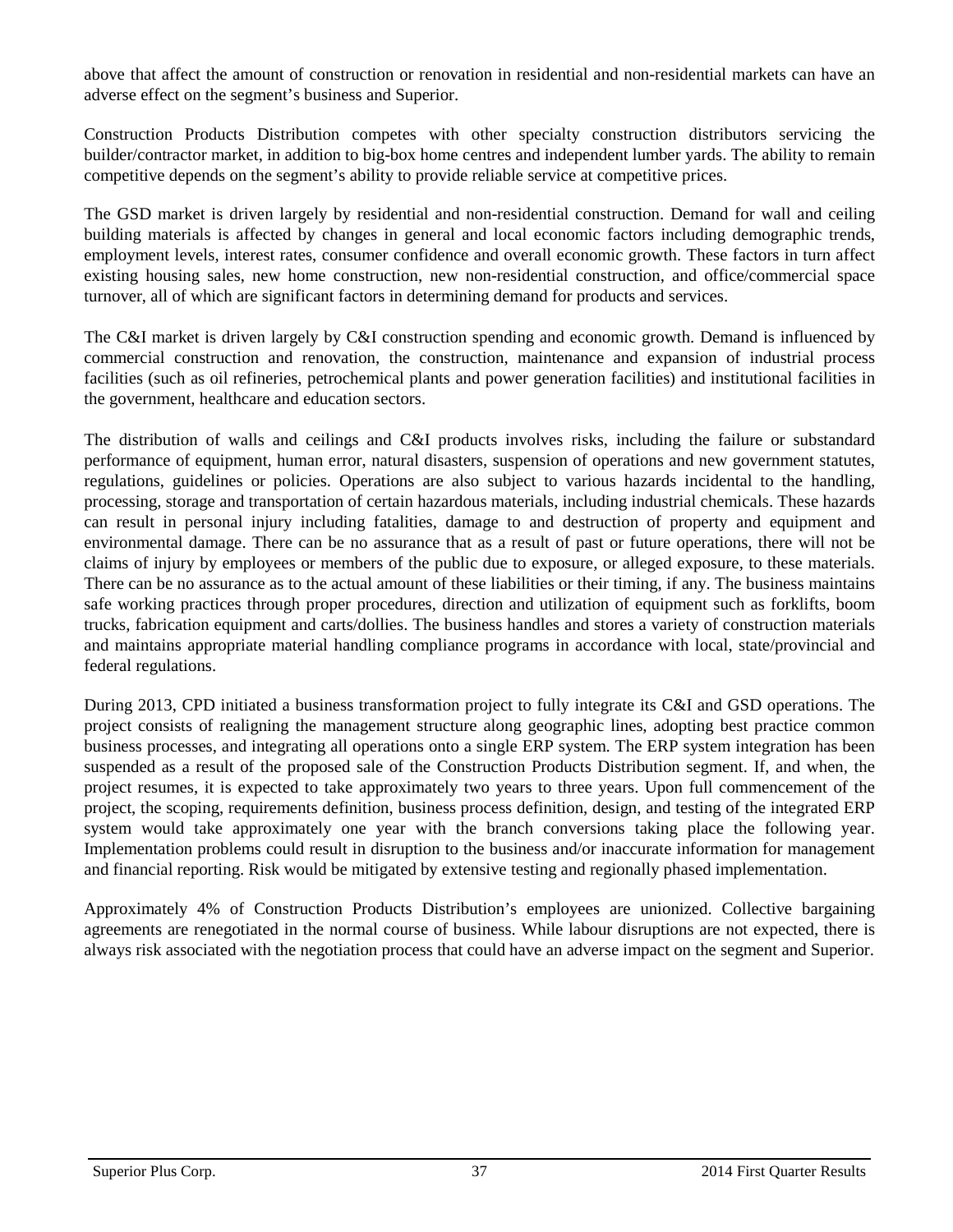above that affect the amount of construction or renovation in residential and non-residential markets can have an adverse effect on the segment's business and Superior.

Construction Products Distribution competes with other specialty construction distributors servicing the builder/contractor market, in addition to big-box home centres and independent lumber yards. The ability to remain competitive depends on the segment's ability to provide reliable service at competitive prices.

The GSD market is driven largely by residential and non-residential construction. Demand for wall and ceiling building materials is affected by changes in general and local economic factors including demographic trends, employment levels, interest rates, consumer confidence and overall economic growth. These factors in turn affect existing housing sales, new home construction, new non-residential construction, and office/commercial space turnover, all of which are significant factors in determining demand for products and services.

The C&I market is driven largely by C&I construction spending and economic growth. Demand is influenced by commercial construction and renovation, the construction, maintenance and expansion of industrial process facilities (such as oil refineries, petrochemical plants and power generation facilities) and institutional facilities in the government, healthcare and education sectors.

The distribution of walls and ceilings and C&I products involves risks, including the failure or substandard performance of equipment, human error, natural disasters, suspension of operations and new government statutes, regulations, guidelines or policies. Operations are also subject to various hazards incidental to the handling, processing, storage and transportation of certain hazardous materials, including industrial chemicals. These hazards can result in personal injury including fatalities, damage to and destruction of property and equipment and environmental damage. There can be no assurance that as a result of past or future operations, there will not be claims of injury by employees or members of the public due to exposure, or alleged exposure, to these materials. There can be no assurance as to the actual amount of these liabilities or their timing, if any. The business maintains safe working practices through proper procedures, direction and utilization of equipment such as forklifts, boom trucks, fabrication equipment and carts/dollies. The business handles and stores a variety of construction materials and maintains appropriate material handling compliance programs in accordance with local, state/provincial and federal regulations.

During 2013, CPD initiated a business transformation project to fully integrate its C&I and GSD operations. The project consists of realigning the management structure along geographic lines, adopting best practice common business processes, and integrating all operations onto a single ERP system. The ERP system integration has been suspended as a result of the proposed sale of the Construction Products Distribution segment. If, and when, the project resumes, it is expected to take approximately two years to three years. Upon full commencement of the project, the scoping, requirements definition, business process definition, design, and testing of the integrated ERP system would take approximately one year with the branch conversions taking place the following year. Implementation problems could result in disruption to the business and/or inaccurate information for management and financial reporting. Risk would be mitigated by extensive testing and regionally phased implementation.

Approximately 4% of Construction Products Distribution's employees are unionized. Collective bargaining agreements are renegotiated in the normal course of business. While labour disruptions are not expected, there is always risk associated with the negotiation process that could have an adverse impact on the segment and Superior.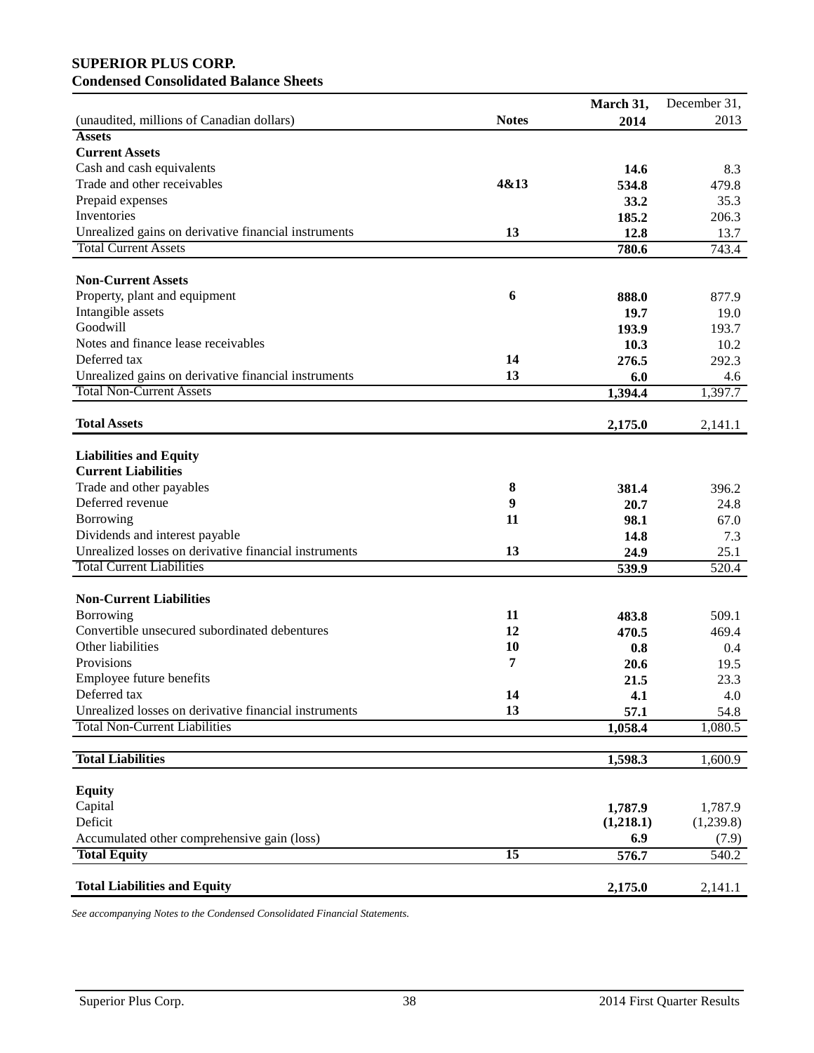**SUPERIOR PLUS CORP.**
**Condensed Consolidated Balance Sheets**

| (unaudited, millions of Canadian dollars) | Notes | March 31, 2014 | December 31, 2013 |
|---|---|---|---|
| **Assets** | | | |
| **Current Assets** | | | |
| Cash and cash equivalents | | **14.6** | 8.3 |
| Trade and other receivables | 4&13 | **534.8** | 479.8 |
| Prepaid expenses | | **33.2** | 35.3 |
| Inventories | | **185.2** | 206.3 |
| Unrealized gains on derivative financial instruments | 13 | **12.8** | 13.7 |
| Total Current Assets | | **780.6** | 743.4 |
| | | | |
| **Non-Current Assets** | | | |
| Property, plant and equipment | 6 | **888.0** | 877.9 |
| Intangible assets | | **19.7** | 19.0 |
| Goodwill | | **193.9** | 193.7 |
| Notes and finance lease receivables | | **10.3** | 10.2 |
| Deferred tax | 14 | **276.5** | 292.3 |
| Unrealized gains on derivative financial instruments | 13 | **6.0** | 4.6 |
| Total Non-Current Assets | | **1,394.4** | 1,397.7 |
| | | | |
| **Total Assets** | | **2,175.0** | 2,141.1 |
| | | | |
| **Liabilities and Equity** | | | |
| **Current Liabilities** | | | |
| Trade and other payables | 8 | **381.4** | 396.2 |
| Deferred revenue | 9 | **20.7** | 24.8 |
| Borrowing | 11 | **98.1** | 67.0 |
| Dividends and interest payable | | **14.8** | 7.3 |
| Unrealized losses on derivative financial instruments | 13 | **24.9** | 25.1 |
| Total Current Liabilities | | **539.9** | 520.4 |
| | | | |
| **Non-Current Liabilities** | | | |
| Borrowing | 11 | **483.8** | 509.1 |
| Convertible unsecured subordinated debentures | 12 | **470.5** | 469.4 |
| Other liabilities | 10 | **0.8** | 0.4 |
| Provisions | 7 | **20.6** | 19.5 |
| Employee future benefits | | **21.5** | 23.3 |
| Deferred tax | 14 | **4.1** | 4.0 |
| Unrealized losses on derivative financial instruments | 13 | **57.1** | 54.8 |
| Total Non-Current Liabilities | | **1,058.4** | 1,080.5 |
| | | | |
| **Total Liabilities** | | **1,598.3** | 1,600.9 |
| | | | |
| **Equity** | | | |
| Capital | | **1,787.9** | 1,787.9 |
| Deficit | | **(1,218.1)** | (1,239.8) |
| Accumulated other comprehensive gain (loss) | | **6.9** | (7.9) |
| **Total Equity** | 15 | **576.7** | 540.2 |
| | | | |
| **Total Liabilities and Equity** | | **2,175.0** | 2,141.1 |

*See accompanying Notes to the Condensed Consolidated Financial Statements.*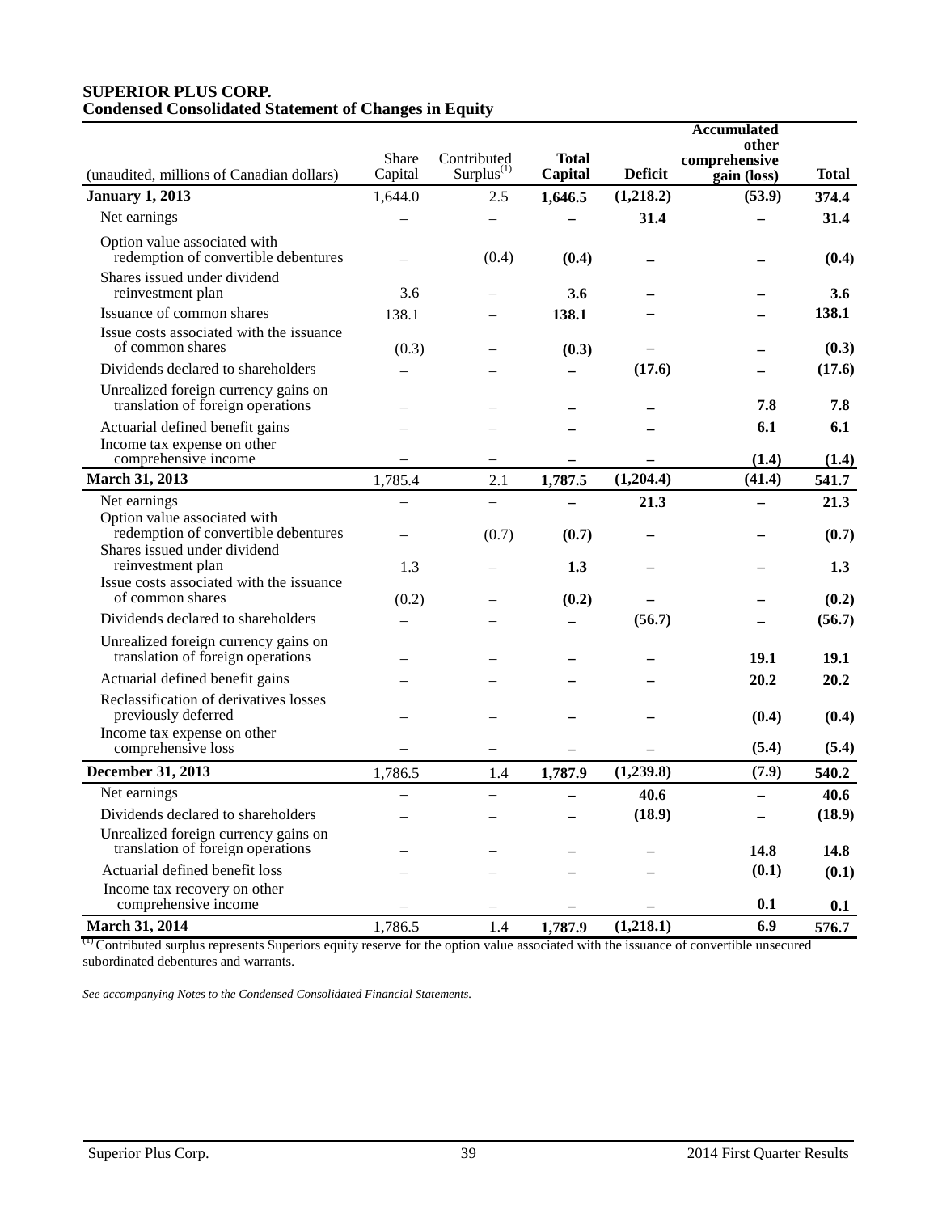**SUPERIOR PLUS CORP.**
**Condensed Consolidated Statement of Changes in Equity**

| (unaudited, millions of Canadian dollars) | Share Capital | Contributed Surplus[(1)] | **Total Capital** | **Deficit** | **Accumulated other comprehensive gain (loss)** | **Total** |
|---|---|---|---|---|---|---|
| **January 1, 2013** | 1,644.0 | 2.5 | **1,646.5** | **(1,218.2)** | **(53.9)** | **374.4** |
| Net earnings | – | – | **–** | **31.4** | **–** | **31.4** |
| Option value associated with redemption of convertible debentures | – | (0.4) | **(0.4)** | **–** | **–** | **(0.4)** |
| Shares issued under dividend reinvestment plan | 3.6 | – | **3.6** | **–** | **–** | **3.6** |
| Issuance of common shares | 138.1 | – | **138.1** | **–** | **–** | **138.1** |
| Issue costs associated with the issuance of common shares | (0.3) | – | **(0.3)** | **–** | **–** | **(0.3)** |
| Dividends declared to shareholders | – | – | **–** | **(17.6)** | **–** | **(17.6)** |
| Unrealized foreign currency gains on translation of foreign operations | – | – | **–** | **–** | **7.8** | **7.8** |
| Actuarial defined benefit gains | – | – | **–** | **–** | **6.1** | **6.1** |
| Income tax expense on other comprehensive income | – | – | **–** | **–** | **(1.4)** | **(1.4)** |
| **March 31, 2013** | 1,785.4 | 2.1 | **1,787.5** | **(1,204.4)** | **(41.4)** | **541.7** |
| Net earnings | – | – | **–** | **21.3** | **–** | **21.3** |
| Option value associated with redemption of convertible debentures | – | (0.7) | **(0.7)** | **–** | **–** | **(0.7)** |
| Shares issued under dividend reinvestment plan | 1.3 | – | **1.3** | **–** | **–** | **1.3** |
| Issue costs associated with the issuance of common shares | (0.2) | – | **(0.2)** | **–** | **–** | **(0.2)** |
| Dividends declared to shareholders | – | – | **–** | **(56.7)** | **–** | **(56.7)** |
| Unrealized foreign currency gains on translation of foreign operations | – | – | **–** | **–** | **19.1** | **19.1** |
| Actuarial defined benefit gains | – | – | **–** | **–** | **20.2** | **20.2** |
| Reclassification of derivatives losses previously deferred | – | – | **–** | **–** | **(0.4)** | **(0.4)** |
| Income tax expense on other comprehensive loss | – | – | **–** | **–** | **(5.4)** | **(5.4)** |
| **December 31, 2013** | 1,786.5 | 1.4 | **1,787.9** | **(1,239.8)** | **(7.9)** | **540.2** |
| Net earnings | – | – | **–** | **40.6** | **–** | **40.6** |
| Dividends declared to shareholders | – | – | **–** | **(18.9)** | **–** | **(18.9)** |
| Unrealized foreign currency gains on translation of foreign operations | – | – | **–** | **–** | **14.8** | **14.8** |
| Actuarial defined benefit loss | – | – | **–** | **–** | **(0.1)** | **(0.1)** |
| Income tax recovery on other comprehensive income | – | – | **–** | **–** | **0.1** | **0.1** |
| **March 31, 2014** | 1,786.5 | 1.4 | **1,787.9** | **(1,218.1)** | **6.9** | **576.7** |

(1) Contributed surplus represents Superiors equity reserve for the option value associated with the issuance of convertible unsecured subordinated debentures and warrants.

*See accompanying Notes to the Condensed Consolidated Financial Statements.*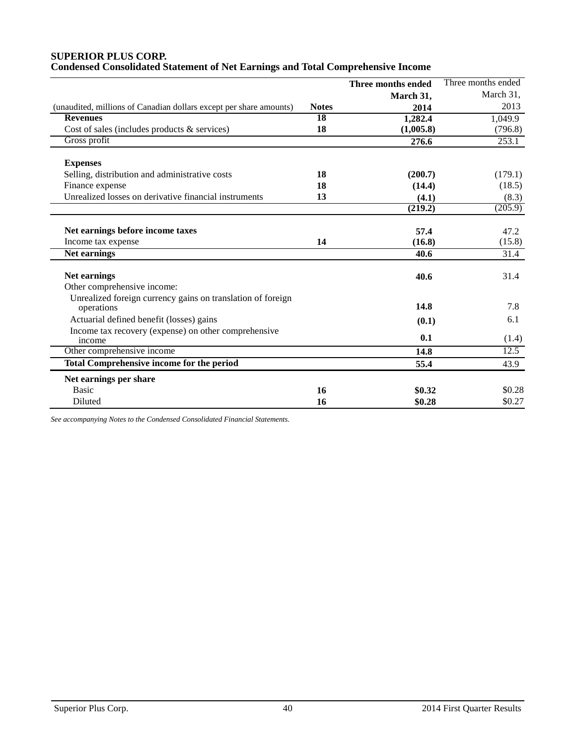**SUPERIOR PLUS CORP.**
**Condensed Consolidated Statement of Net Earnings and Total Comprehensive Income**

| (unaudited, millions of Canadian dollars except per share amounts) | Notes | Three months ended March 31, 2014 | Three months ended March 31, 2013 |
|---|---|---|---|
| **Revenues** | 18 | **1,282.4** | 1,049.9 |
| Cost of sales (includes products & services) | 18 | **(1,005.8)** | (796.8) |
| Gross profit | | **276.6** | 253.1 |
| **Expenses** | | | |
| Selling, distribution and administrative costs | 18 | **(200.7)** | (179.1) |
| Finance expense | 18 | **(14.4)** | (18.5) |
| Unrealized losses on derivative financial instruments | 13 | **(4.1)** | (8.3) |
| | | **(219.2)** | (205.9) |
| **Net earnings before income taxes** | | **57.4** | 47.2 |
| Income tax expense | 14 | **(16.8)** | (15.8) |
| **Net earnings** | | **40.6** | 31.4 |
| **Net earnings** | | **40.6** | 31.4 |
| Other comprehensive income: | | | |
| Unrealized foreign currency gains on translation of foreign operations | | **14.8** | 7.8 |
| Actuarial defined benefit (losses) gains | | **(0.1)** | 6.1 |
| Income tax recovery (expense) on other comprehensive income | | **0.1** | (1.4) |
| Other comprehensive income | | **14.8** | 12.5 |
| **Total Comprehensive income for the period** | | **55.4** | 43.9 |
| **Net earnings per share** | | | |
| Basic | 16 | **$0.32** | $0.28 |
| Diluted | 16 | **$0.28** | $0.27 |

*See accompanying Notes to the Condensed Consolidated Financial Statements.*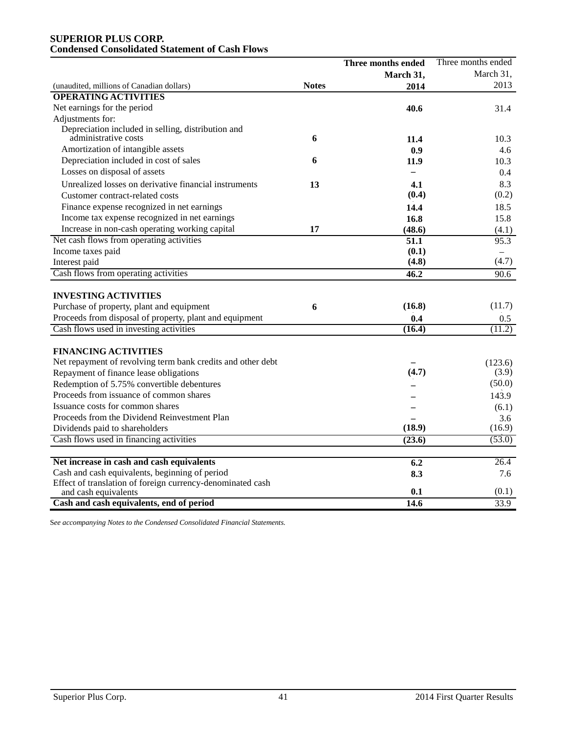**SUPERIOR PLUS CORP.**
**Condensed Consolidated Statement of Cash Flows**

| (unaudited, millions of Canadian dollars) | Notes | Three months ended March 31, 2014 | Three months ended March 31, 2013 |
|---|---|---|---|
| **OPERATING ACTIVITIES** | | | |
| Net earnings for the period | | **40.6** | 31.4 |
| Adjustments for: | | | |
| Depreciation included in selling, distribution and administrative costs | 6 | **11.4** | 10.3 |
| Amortization of intangible assets | | **0.9** | 4.6 |
| Depreciation included in cost of sales | 6 | **11.9** | 10.3 |
| Losses on disposal of assets | | **–** | 0.4 |
| Unrealized losses on derivative financial instruments | 13 | **4.1** | 8.3 |
| Customer contract-related costs | | **(0.4)** | (0.2) |
| Finance expense recognized in net earnings | | **14.4** | 18.5 |
| Income tax expense recognized in net earnings | | **16.8** | 15.8 |
| Increase in non-cash operating working capital | 17 | **(48.6)** | (4.1) |
| Net cash flows from operating activities | | **51.1** | 95.3 |
| Income taxes paid | | **(0.1)** | – |
| Interest paid | | **(4.8)** | (4.7) |
| Cash flows from operating activities | | **46.2** | 90.6 |
| | | | |
| **INVESTING ACTIVITIES** | | | |
| Purchase of property, plant and equipment | 6 | **(16.8)** | (11.7) |
| Proceeds from disposal of property, plant and equipment | | **0.4** | 0.5 |
| Cash flows used in investing activities | | **(16.4)** | (11.2) |
| | | | |
| **FINANCING ACTIVITIES** | | | |
| Net repayment of revolving term bank credits and other debt | | **–** | (123.6) |
| Repayment of finance lease obligations | | **(4.7)** | (3.9) |
| Redemption of 5.75% convertible debentures | | **–** | (50.0) |
| Proceeds from issuance of common shares | | **–** | 143.9 |
| Issuance costs for common shares | | **–** | (6.1) |
| Proceeds from the Dividend Reinvestment Plan | | **–** | 3.6 |
| Dividends paid to shareholders | | **(18.9)** | (16.9) |
| Cash flows used in financing activities | | **(23.6)** | (53.0) |
| | | | |
| **Net increase in cash and cash equivalents** | | **6.2** | 26.4 |
| Cash and cash equivalents, beginning of period | | **8.3** | 7.6 |
| Effect of translation of foreign currency-denominated cash and cash equivalents | | **0.1** | (0.1) |
| **Cash and cash equivalents, end of period** | | **14.6** | 33.9 |

*See accompanying Notes to the Condensed Consolidated Financial Statements.*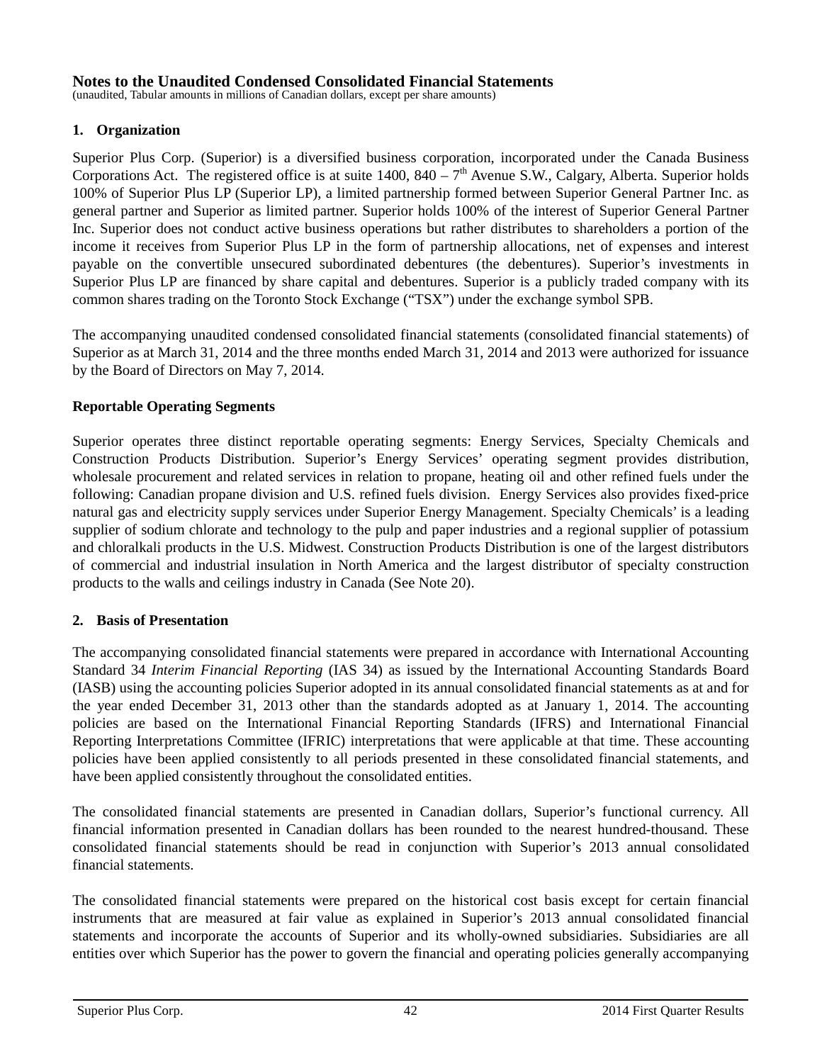# Notes to the Unaudited Condensed Consolidated Financial Statements

(unaudited, Tabular amounts in millions of Canadian dollars, except per share amounts)

## 1. Organization

Superior Plus Corp. (Superior) is a diversified business corporation, incorporated under the Canada Business Corporations Act. The registered office is at suite 1400, 840 – 7th Avenue S.W., Calgary, Alberta. Superior holds 100% of Superior Plus LP (Superior LP), a limited partnership formed between Superior General Partner Inc. as general partner and Superior as limited partner. Superior holds 100% of the interest of Superior General Partner Inc. Superior does not conduct active business operations but rather distributes to shareholders a portion of the income it receives from Superior Plus LP in the form of partnership allocations, net of expenses and interest payable on the convertible unsecured subordinated debentures (the debentures). Superior's investments in Superior Plus LP are financed by share capital and debentures. Superior is a publicly traded company with its common shares trading on the Toronto Stock Exchange ("TSX") under the exchange symbol SPB.

The accompanying unaudited condensed consolidated financial statements (consolidated financial statements) of Superior as at March 31, 2014 and the three months ended March 31, 2014 and 2013 were authorized for issuance by the Board of Directors on May 7, 2014.

### Reportable Operating Segments

Superior operates three distinct reportable operating segments: Energy Services, Specialty Chemicals and Construction Products Distribution. Superior's Energy Services' operating segment provides distribution, wholesale procurement and related services in relation to propane, heating oil and other refined fuels under the following: Canadian propane division and U.S. refined fuels division. Energy Services also provides fixed-price natural gas and electricity supply services under Superior Energy Management. Specialty Chemicals' is a leading supplier of sodium chlorate and technology to the pulp and paper industries and a regional supplier of potassium and chloralkali products in the U.S. Midwest. Construction Products Distribution is one of the largest distributors of commercial and industrial insulation in North America and the largest distributor of specialty construction products to the walls and ceilings industry in Canada (See Note 20).

## 2. Basis of Presentation

The accompanying consolidated financial statements were prepared in accordance with International Accounting Standard 34 *Interim Financial Reporting* (IAS 34) as issued by the International Accounting Standards Board (IASB) using the accounting policies Superior adopted in its annual consolidated financial statements as at and for the year ended December 31, 2013 other than the standards adopted as at January 1, 2014. The accounting policies are based on the International Financial Reporting Standards (IFRS) and International Financial Reporting Interpretations Committee (IFRIC) interpretations that were applicable at that time. These accounting policies have been applied consistently to all periods presented in these consolidated financial statements, and have been applied consistently throughout the consolidated entities.

The consolidated financial statements are presented in Canadian dollars, Superior's functional currency. All financial information presented in Canadian dollars has been rounded to the nearest hundred-thousand. These consolidated financial statements should be read in conjunction with Superior's 2013 annual consolidated financial statements.

The consolidated financial statements were prepared on the historical cost basis except for certain financial instruments that are measured at fair value as explained in Superior's 2013 annual consolidated financial statements and incorporate the accounts of Superior and its wholly-owned subsidiaries. Subsidiaries are all entities over which Superior has the power to govern the financial and operating policies generally accompanying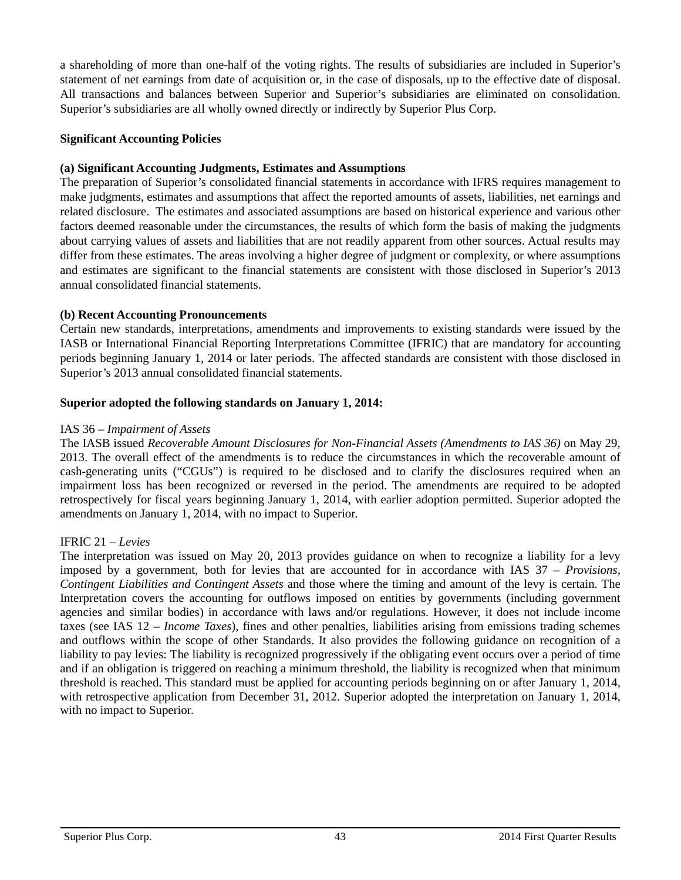a shareholding of more than one-half of the voting rights. The results of subsidiaries are included in Superior's statement of net earnings from date of acquisition or, in the case of disposals, up to the effective date of disposal. All transactions and balances between Superior and Superior's subsidiaries are eliminated on consolidation. Superior's subsidiaries are all wholly owned directly or indirectly by Superior Plus Corp.

**Significant Accounting Policies**

**(a) Significant Accounting Judgments, Estimates and Assumptions**

The preparation of Superior's consolidated financial statements in accordance with IFRS requires management to make judgments, estimates and assumptions that affect the reported amounts of assets, liabilities, net earnings and related disclosure. The estimates and associated assumptions are based on historical experience and various other factors deemed reasonable under the circumstances, the results of which form the basis of making the judgments about carrying values of assets and liabilities that are not readily apparent from other sources. Actual results may differ from these estimates. The areas involving a higher degree of judgment or complexity, or where assumptions and estimates are significant to the financial statements are consistent with those disclosed in Superior's 2013 annual consolidated financial statements.

**(b) Recent Accounting Pronouncements**

Certain new standards, interpretations, amendments and improvements to existing standards were issued by the IASB or International Financial Reporting Interpretations Committee (IFRIC) that are mandatory for accounting periods beginning January 1, 2014 or later periods. The affected standards are consistent with those disclosed in Superior's 2013 annual consolidated financial statements.

**Superior adopted the following standards on January 1, 2014:**

IAS 36 – *Impairment of Assets*

The IASB issued *Recoverable Amount Disclosures for Non-Financial Assets (Amendments to IAS 36)* on May 29, 2013. The overall effect of the amendments is to reduce the circumstances in which the recoverable amount of cash-generating units ("CGUs") is required to be disclosed and to clarify the disclosures required when an impairment loss has been recognized or reversed in the period. The amendments are required to be adopted retrospectively for fiscal years beginning January 1, 2014, with earlier adoption permitted. Superior adopted the amendments on January 1, 2014, with no impact to Superior.

IFRIC 21 – *Levies*

The interpretation was issued on May 20, 2013 provides guidance on when to recognize a liability for a levy imposed by a government, both for levies that are accounted for in accordance with IAS 37 – *Provisions, Contingent Liabilities and Contingent Assets* and those where the timing and amount of the levy is certain. The Interpretation covers the accounting for outflows imposed on entities by governments (including government agencies and similar bodies) in accordance with laws and/or regulations. However, it does not include income taxes (see IAS 12 – *Income Taxes*), fines and other penalties, liabilities arising from emissions trading schemes and outflows within the scope of other Standards. It also provides the following guidance on recognition of a liability to pay levies: The liability is recognized progressively if the obligating event occurs over a period of time and if an obligation is triggered on reaching a minimum threshold, the liability is recognized when that minimum threshold is reached. This standard must be applied for accounting periods beginning on or after January 1, 2014, with retrospective application from December 31, 2012. Superior adopted the interpretation on January 1, 2014, with no impact to Superior.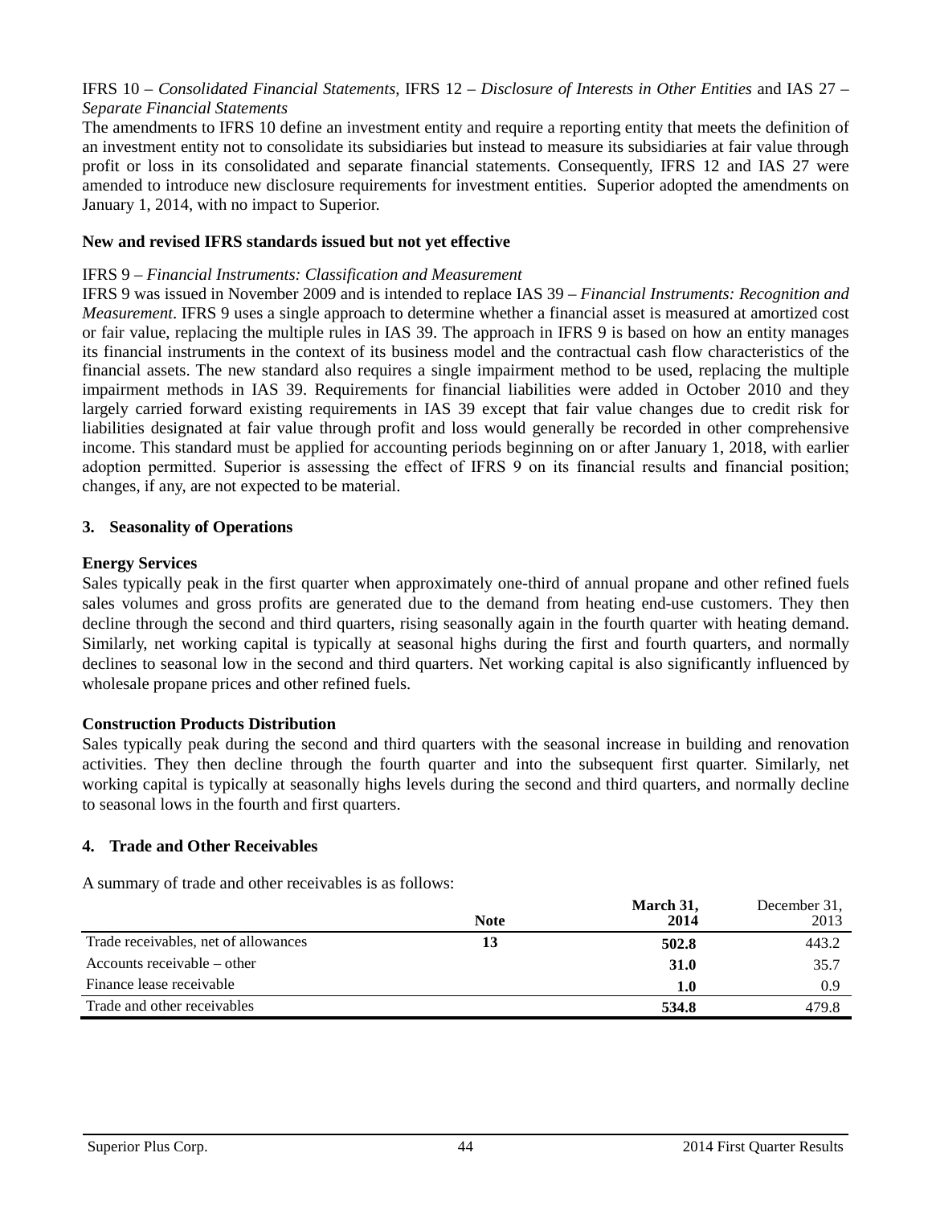IFRS 10 – *Consolidated Financial Statements*, IFRS 12 – *Disclosure of Interests in Other Entities* and IAS 27 – *Separate Financial Statements*

The amendments to IFRS 10 define an investment entity and require a reporting entity that meets the definition of an investment entity not to consolidate its subsidiaries but instead to measure its subsidiaries at fair value through profit or loss in its consolidated and separate financial statements. Consequently, IFRS 12 and IAS 27 were amended to introduce new disclosure requirements for investment entities. Superior adopted the amendments on January 1, 2014, with no impact to Superior.

**New and revised IFRS standards issued but not yet effective**

IFRS 9 – *Financial Instruments: Classification and Measurement*

IFRS 9 was issued in November 2009 and is intended to replace IAS 39 – *Financial Instruments: Recognition and Measurement*. IFRS 9 uses a single approach to determine whether a financial asset is measured at amortized cost or fair value, replacing the multiple rules in IAS 39. The approach in IFRS 9 is based on how an entity manages its financial instruments in the context of its business model and the contractual cash flow characteristics of the financial assets. The new standard also requires a single impairment method to be used, replacing the multiple impairment methods in IAS 39. Requirements for financial liabilities were added in October 2010 and they largely carried forward existing requirements in IAS 39 except that fair value changes due to credit risk for liabilities designated at fair value through profit and loss would generally be recorded in other comprehensive income. This standard must be applied for accounting periods beginning on or after January 1, 2018, with earlier adoption permitted. Superior is assessing the effect of IFRS 9 on its financial results and financial position; changes, if any, are not expected to be material.

## 3. Seasonality of Operations

**Energy Services**

Sales typically peak in the first quarter when approximately one-third of annual propane and other refined fuels sales volumes and gross profits are generated due to the demand from heating end-use customers. They then decline through the second and third quarters, rising seasonally again in the fourth quarter with heating demand. Similarly, net working capital is typically at seasonal highs during the first and fourth quarters, and normally declines to seasonal low in the second and third quarters. Net working capital is also significantly influenced by wholesale propane prices and other refined fuels.

**Construction Products Distribution**

Sales typically peak during the second and third quarters with the seasonal increase in building and renovation activities. They then decline through the fourth quarter and into the subsequent first quarter. Similarly, net working capital is typically at seasonally highs levels during the second and third quarters, and normally decline to seasonal lows in the fourth and first quarters.

## 4. Trade and Other Receivables

A summary of trade and other receivables is as follows:

| | **Note** | **March 31, 2014** | December 31, 2013 |
|---|---|---|---|
| Trade receivables, net of allowances | **13** | **502.8** | 443.2 |
| Accounts receivable – other | | **31.0** | 35.7 |
| Finance lease receivable | | **1.0** | 0.9 |
| Trade and other receivables | | **534.8** | 479.8 |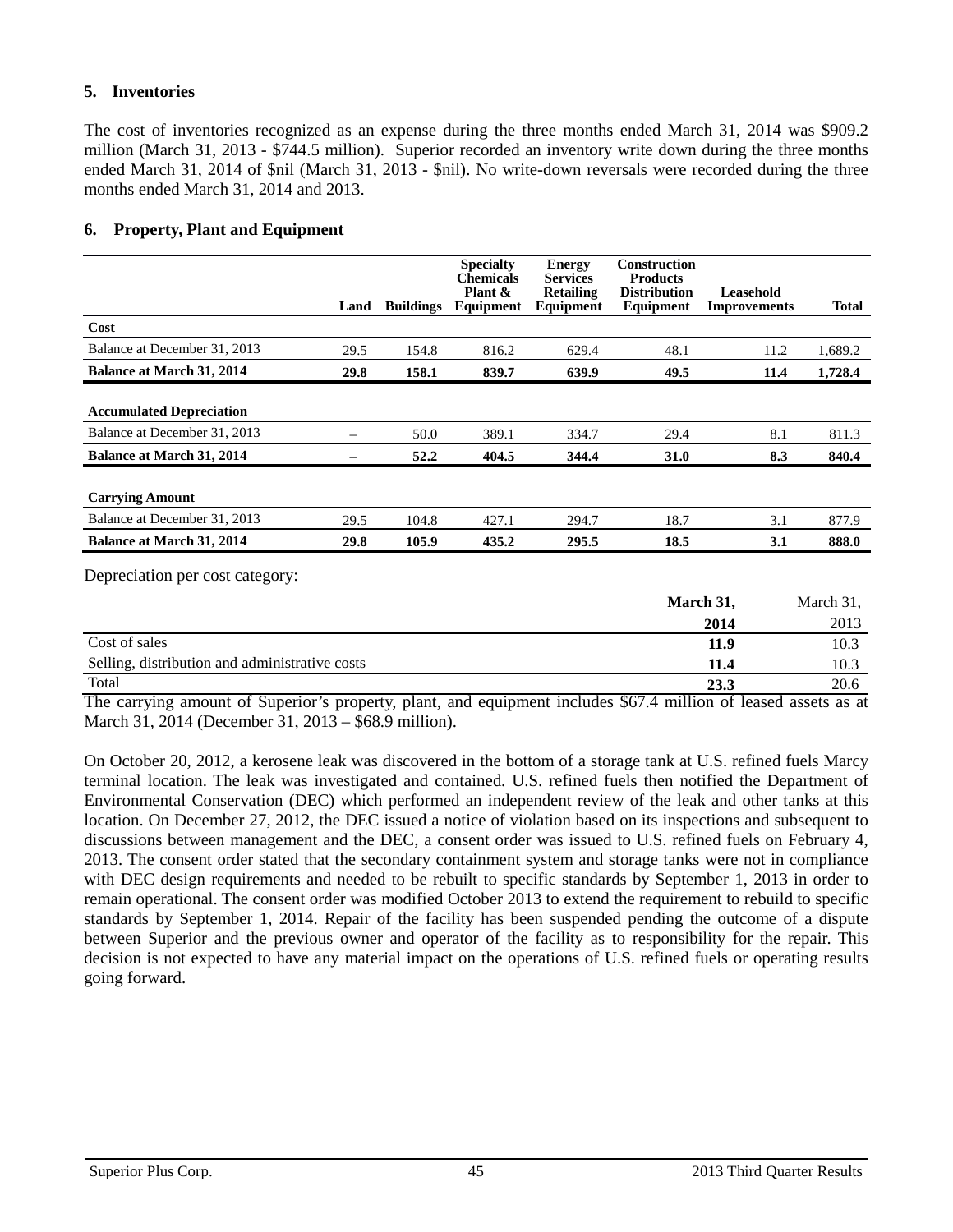### 5. Inventories

The cost of inventories recognized as an expense during the three months ended March 31, 2014 was $909.2 million (March 31, 2013 - $744.5 million). Superior recorded an inventory write down during the three months ended March 31, 2014 of $nil (March 31, 2013 - $nil). No write-down reversals were recorded during the three months ended March 31, 2014 and 2013.

### 6. Property, Plant and Equipment

| | Land | Buildings | Specialty Chemicals Plant & Equipment | Energy Services Retailing Equipment | Construction Products Distribution Equipment | Leasehold Improvements | Total |
|---|---|---|---|---|---|---|---|
| **Cost** | | | | | | | |
| Balance at December 31, 2013 | 29.5 | 154.8 | 816.2 | 629.4 | 48.1 | 11.2 | 1,689.2 |
| **Balance at March 31, 2014** | **29.8** | **158.1** | **839.7** | **639.9** | **49.5** | **11.4** | **1,728.4** |
| **Accumulated Depreciation** | | | | | | | |
| Balance at December 31, 2013 | – | 50.0 | 389.1 | 334.7 | 29.4 | 8.1 | 811.3 |
| **Balance at March 31, 2014** | **–** | **52.2** | **404.5** | **344.4** | **31.0** | **8.3** | **840.4** |
| **Carrying Amount** | | | | | | | |
| Balance at December 31, 2013 | 29.5 | 104.8 | 427.1 | 294.7 | 18.7 | 3.1 | 877.9 |
| **Balance at March 31, 2014** | **29.8** | **105.9** | **435.2** | **295.5** | **18.5** | **3.1** | **888.0** |

Depreciation per cost category:

| | **March 31, 2014** | March 31, 2013 |
|---|---|---|
| Cost of sales | **11.9** | 10.3 |
| Selling, distribution and administrative costs | **11.4** | 10.3 |
| Total | **23.3** | 20.6 |

The carrying amount of Superior's property, plant, and equipment includes $67.4 million of leased assets as at March 31, 2014 (December 31, 2013 – $68.9 million).

On October 20, 2012, a kerosene leak was discovered in the bottom of a storage tank at U.S. refined fuels Marcy terminal location. The leak was investigated and contained. U.S. refined fuels then notified the Department of Environmental Conservation (DEC) which performed an independent review of the leak and other tanks at this location. On December 27, 2012, the DEC issued a notice of violation based on its inspections and subsequent to discussions between management and the DEC, a consent order was issued to U.S. refined fuels on February 4, 2013. The consent order stated that the secondary containment system and storage tanks were not in compliance with DEC design requirements and needed to be rebuilt to specific standards by September 1, 2013 in order to remain operational. The consent order was modified October 2013 to extend the requirement to rebuild to specific standards by September 1, 2014. Repair of the facility has been suspended pending the outcome of a dispute between Superior and the previous owner and operator of the facility as to responsibility for the repair. This decision is not expected to have any material impact on the operations of U.S. refined fuels or operating results going forward.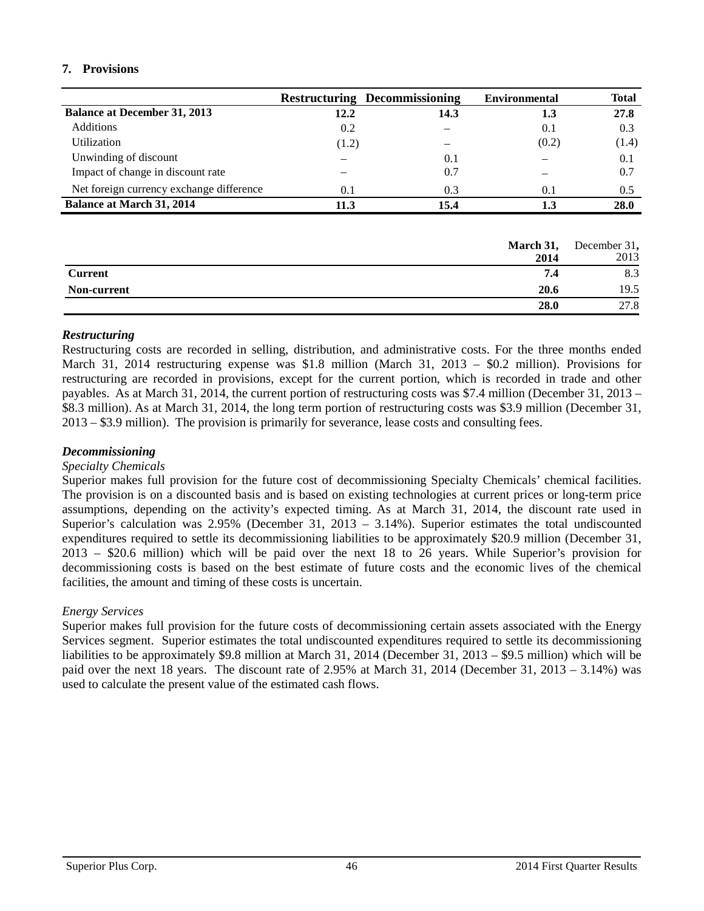## 7. Provisions

| | Restructuring | Decommissioning | Environmental | Total |
|---|---|---|---|---|
| **Balance at December 31, 2013** | **12.2** | **14.3** | **1.3** | **27.8** |
| Additions | 0.2 | – | 0.1 | 0.3 |
| Utilization | (1.2) | – | (0.2) | (1.4) |
| Unwinding of discount | – | 0.1 | – | 0.1 |
| Impact of change in discount rate | – | 0.7 | – | 0.7 |
| Net foreign currency exchange difference | 0.1 | 0.3 | 0.1 | 0.5 |
| **Balance at March 31, 2014** | **11.3** | **15.4** | **1.3** | **28.0** |

| | March 31, 2014 | December 31, 2013 |
|---|---|---|
| **Current** | **7.4** | 8.3 |
| **Non-current** | **20.6** | 19.5 |
| | **28.0** | 27.8 |

***Restructuring***

Restructuring costs are recorded in selling, distribution, and administrative costs. For the three months ended March 31, 2014 restructuring expense was $1.8 million (March 31, 2013 – $0.2 million). Provisions for restructuring are recorded in provisions, except for the current portion, which is recorded in trade and other payables. As at March 31, 2014, the current portion of restructuring costs was $7.4 million (December 31, 2013 – $8.3 million). As at March 31, 2014, the long term portion of restructuring costs was $3.9 million (December 31, 2013 – $3.9 million). The provision is primarily for severance, lease costs and consulting fees.

***Decommissioning***

*Specialty Chemicals*

Superior makes full provision for the future cost of decommissioning Specialty Chemicals' chemical facilities. The provision is on a discounted basis and is based on existing technologies at current prices or long-term price assumptions, depending on the activity's expected timing. As at March 31, 2014, the discount rate used in Superior's calculation was 2.95% (December 31, 2013 – 3.14%). Superior estimates the total undiscounted expenditures required to settle its decommissioning liabilities to be approximately $20.9 million (December 31, 2013 – $20.6 million) which will be paid over the next 18 to 26 years. While Superior's provision for decommissioning costs is based on the best estimate of future costs and the economic lives of the chemical facilities, the amount and timing of these costs is uncertain.

*Energy Services*

Superior makes full provision for the future costs of decommissioning certain assets associated with the Energy Services segment. Superior estimates the total undiscounted expenditures required to settle its decommissioning liabilities to be approximately $9.8 million at March 31, 2014 (December 31, 2013 – $9.5 million) which will be paid over the next 18 years. The discount rate of 2.95% at March 31, 2014 (December 31, 2013 – 3.14%) was used to calculate the present value of the estimated cash flows.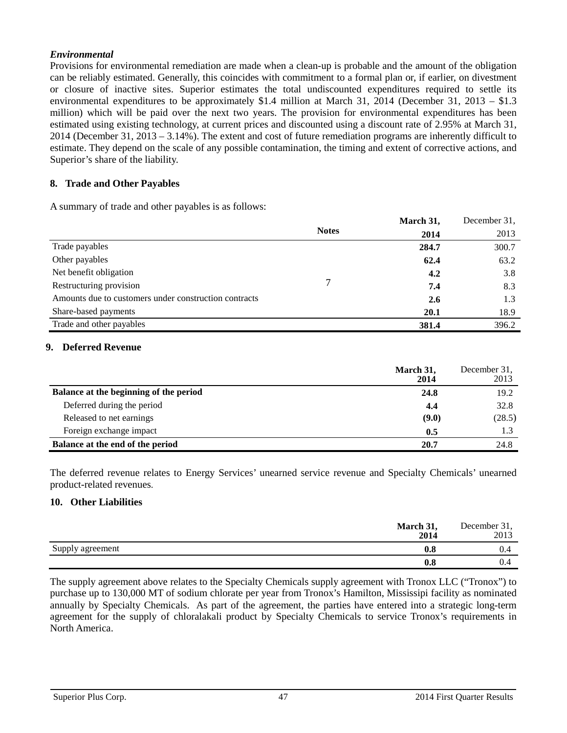***Environmental***

Provisions for environmental remediation are made when a clean-up is probable and the amount of the obligation can be reliably estimated. Generally, this coincides with commitment to a formal plan or, if earlier, on divestment or closure of inactive sites. Superior estimates the total undiscounted expenditures required to settle its environmental expenditures to be approximately $1.4 million at March 31, 2014 (December 31, 2013 – $1.3 million) which will be paid over the next two years. The provision for environmental expenditures has been estimated using existing technology, at current prices and discounted using a discount rate of 2.95% at March 31, 2014 (December 31, 2013 – 3.14%). The extent and cost of future remediation programs are inherently difficult to estimate. They depend on the scale of any possible contamination, the timing and extent of corrective actions, and Superior's share of the liability.

## 8. Trade and Other Payables

A summary of trade and other payables is as follows:

| | Notes | **March 31, 2014** | December 31, 2013 |
|---|---|---|---|
| Trade payables | | **284.7** | 300.7 |
| Other payables | | **62.4** | 63.2 |
| Net benefit obligation | | **4.2** | 3.8 |
| Restructuring provision | 7 | **7.4** | 8.3 |
| Amounts due to customers under construction contracts | | **2.6** | 1.3 |
| Share-based payments | | **20.1** | 18.9 |
| Trade and other payables | | **381.4** | 396.2 |

## 9. Deferred Revenue

| | **March 31, 2014** | December 31, 2013 |
|---|---|---|
| **Balance at the beginning of the period** | **24.8** | 19.2 |
| Deferred during the period | **4.4** | 32.8 |
| Released to net earnings | **(9.0)** | (28.5) |
| Foreign exchange impact | **0.5** | 1.3 |
| **Balance at the end of the period** | **20.7** | 24.8 |

The deferred revenue relates to Energy Services' unearned service revenue and Specialty Chemicals' unearned product-related revenues.

## 10. Other Liabilities

| | **March 31, 2014** | December 31, 2013 |
|---|---|---|
| Supply agreement | **0.8** | 0.4 |
| | **0.8** | 0.4 |

The supply agreement above relates to the Specialty Chemicals supply agreement with Tronox LLC ("Tronox") to purchase up to 130,000 MT of sodium chlorate per year from Tronox's Hamilton, Mississipi facility as nominated annually by Specialty Chemicals. As part of the agreement, the parties have entered into a strategic long-term agreement for the supply of chloralakali product by Specialty Chemicals to service Tronox's requirements in North America.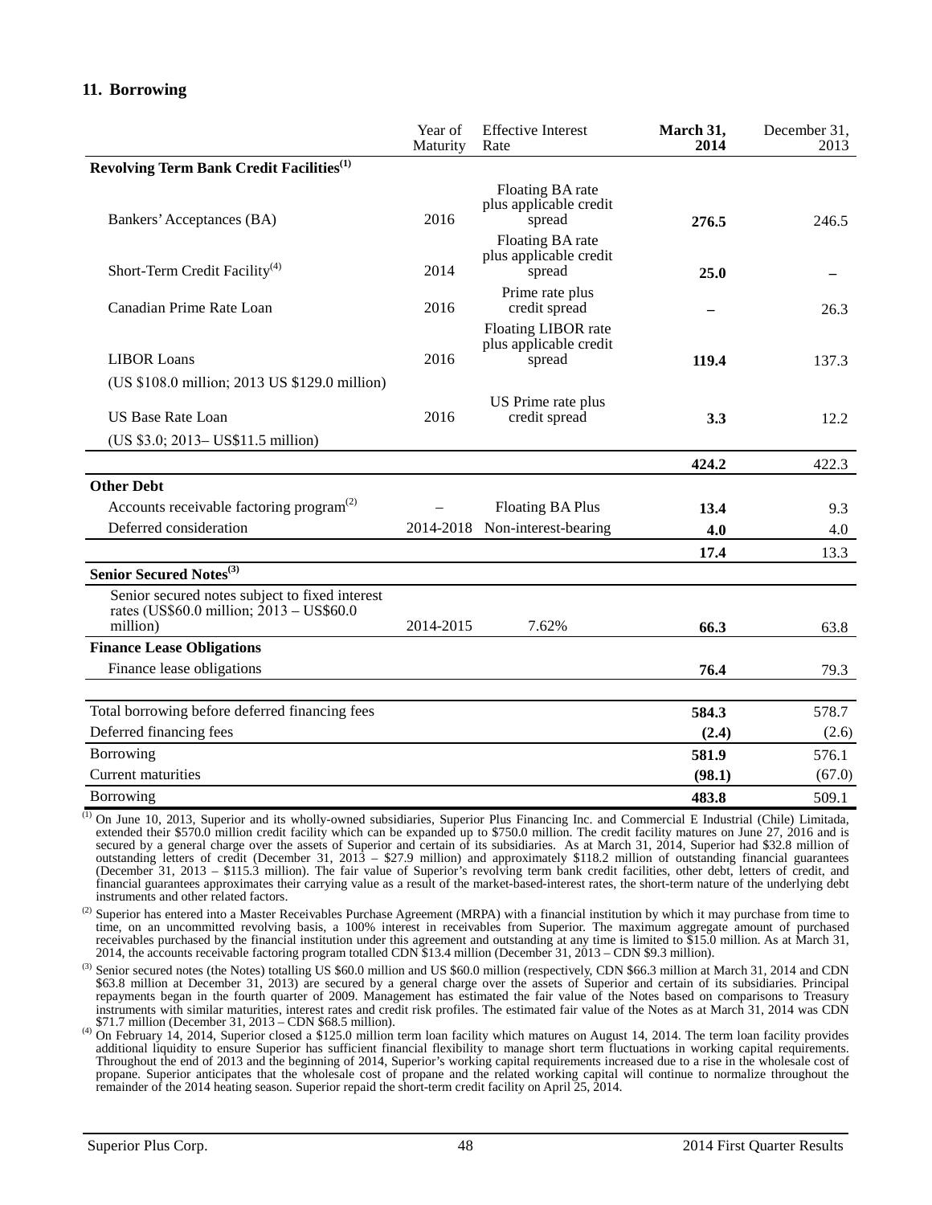## 11. Borrowing

| | Year of Maturity | Effective Interest Rate | **March 31, 2014** | December 31, 2013 |
|---|---|---|---|---|
| **Revolving Term Bank Credit Facilities[1]** | | | | |
| Bankers' Acceptances (BA) | 2016 | Floating BA rate plus applicable credit spread | **276.5** | 246.5 |
| Short-Term Credit Facility[4] | 2014 | Floating BA rate plus applicable credit spread | **25.0** | – |
| Canadian Prime Rate Loan | 2016 | Prime rate plus credit spread | **–** | 26.3 |
| LIBOR Loans | 2016 | Floating LIBOR rate plus applicable credit spread | **119.4** | 137.3 |
| (US $108.0 million; 2013 US $129.0 million) | | | | |
| US Base Rate Loan | 2016 | US Prime rate plus credit spread | **3.3** | 12.2 |
| (US $3.0; 2013– US$11.5 million) | | | | |
| | | | **424.2** | 422.3 |
| **Other Debt** | | | | |
| Accounts receivable factoring program[2] | – | Floating BA Plus | **13.4** | 9.3 |
| Deferred consideration | 2014-2018 | Non-interest-bearing | **4.0** | 4.0 |
| | | | **17.4** | 13.3 |
| **Senior Secured Notes[3]** | | | | |
| Senior secured notes subject to fixed interest rates (US$60.0 million; 2013 – US$60.0 million) | 2014-2015 | 7.62% | **66.3** | 63.8 |
| **Finance Lease Obligations** | | | | |
| Finance lease obligations | | | **76.4** | 79.3 |
| Total borrowing before deferred financing fees | | | **584.3** | 578.7 |
| Deferred financing fees | | | **(2.4)** | (2.6) |
| Borrowing | | | **581.9** | 576.1 |
| Current maturities | | | **(98.1)** | (67.0) |
| Borrowing | | | **483.8** | 509.1 |

(1) On June 10, 2013, Superior and its wholly-owned subsidiaries, Superior Plus Financing Inc. and Commercial E Industrial (Chile) Limitada, extended their $570.0 million credit facility which can be expanded up to $750.0 million. The credit facility matures on June 27, 2016 and is secured by a general charge over the assets of Superior and certain of its subsidiaries. As at March 31, 2014, Superior had $32.8 million of outstanding letters of credit (December 31, 2013 – $27.9 million) and approximately $118.2 million of outstanding financial guarantees (December 31, 2013 – $115.3 million). The fair value of Superior's revolving term bank credit facilities, other debt, letters of credit, and financial guarantees approximates their carrying value as a result of the market-based-interest rates, the short-term nature of the underlying debt instruments and other related factors.

(2) Superior has entered into a Master Receivables Purchase Agreement (MRPA) with a financial institution by which it may purchase from time to time, on an uncommitted revolving basis, a 100% interest in receivables from Superior. The maximum aggregate amount of purchased receivables purchased by the financial institution under this agreement and outstanding at any time is limited to $15.0 million. As at March 31, 2014, the accounts receivable factoring program totalled CDN $13.4 million (December 31, 2013 – CDN $9.3 million).

(3) Senior secured notes (the Notes) totalling US $60.0 million and US $60.0 million (respectively, CDN $66.3 million at March 31, 2014 and CDN $63.8 million at December 31, 2013) are secured by a general charge over the assets of Superior and certain of its subsidiaries. Principal repayments began in the fourth quarter of 2009. Management has estimated the fair value of the Notes based on comparisons to Treasury instruments with similar maturities, interest rates and credit risk profiles. The estimated fair value of the Notes as at March 31, 2014 was CDN $71.7 million (December 31, 2013 – CDN $68.5 million).

(4) On February 14, 2014, Superior closed a $125.0 million term loan facility which matures on August 14, 2014. The term loan facility provides additional liquidity to ensure Superior has sufficient financial flexibility to manage short term fluctuations in working capital requirements. Throughout the end of 2013 and the beginning of 2014, Superior's working capital requirements increased due to a rise in the wholesale cost of propane. Superior anticipates that the wholesale cost of propane and the related working capital will continue to normalize throughout the remainder of the 2014 heating season. Superior repaid the short-term credit facility on April 25, 2014.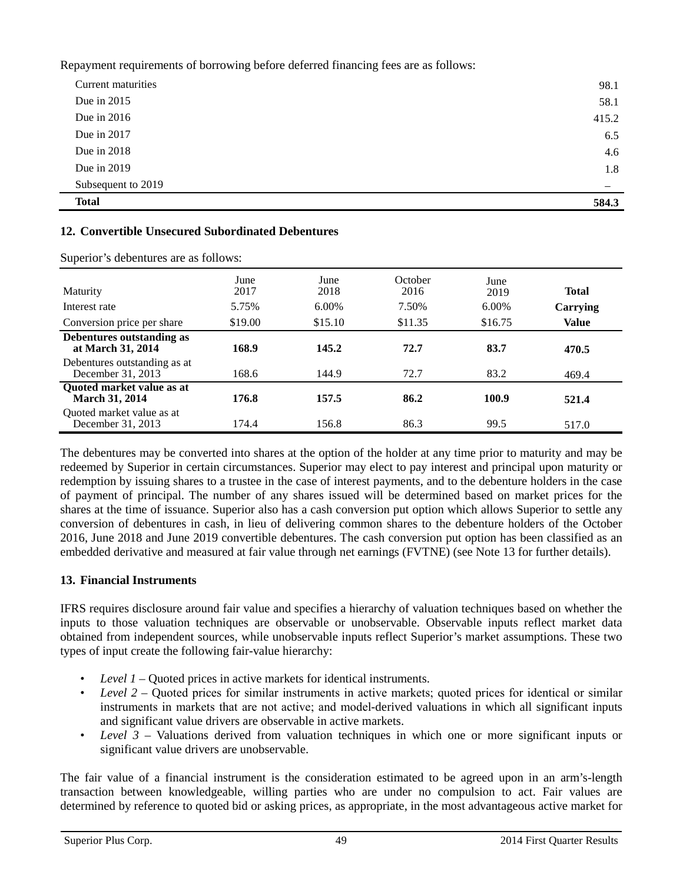Repayment requirements of borrowing before deferred financing fees are as follows:

| | |
|---|---|
| Current maturities | 98.1 |
| Due in 2015 | 58.1 |
| Due in 2016 | 415.2 |
| Due in 2017 | 6.5 |
| Due in 2018 | 4.6 |
| Due in 2019 | 1.8 |
| Subsequent to 2019 | – |
| **Total** | **584.3** |

## 12. Convertible Unsecured Subordinated Debentures

Superior's debentures are as follows:

| Maturity | June 2017 | June 2018 | October 2016 | June 2019 | **Total** |
|---|---|---|---|---|---|
| Interest rate | 5.75% | 6.00% | 7.50% | 6.00% | **Carrying** |
| Conversion price per share | \$19.00 | \$15.10 | \$11.35 | \$16.75 | **Value** |
| **Debentures outstanding as at March 31, 2014** | **168.9** | **145.2** | **72.7** | **83.7** | **470.5** |
| Debentures outstanding as at December 31, 2013 | 168.6 | 144.9 | 72.7 | 83.2 | 469.4 |
| **Quoted market value as at March 31, 2014** | **176.8** | **157.5** | **86.2** | **100.9** | **521.4** |
| Quoted market value as at December 31, 2013 | 174.4 | 156.8 | 86.3 | 99.5 | 517.0 |

The debentures may be converted into shares at the option of the holder at any time prior to maturity and may be redeemed by Superior in certain circumstances. Superior may elect to pay interest and principal upon maturity or redemption by issuing shares to a trustee in the case of interest payments, and to the debenture holders in the case of payment of principal. The number of any shares issued will be determined based on market prices for the shares at the time of issuance. Superior also has a cash conversion put option which allows Superior to settle any conversion of debentures in cash, in lieu of delivering common shares to the debenture holders of the October 2016, June 2018 and June 2019 convertible debentures. The cash conversion put option has been classified as an embedded derivative and measured at fair value through net earnings (FVTNE) (see Note 13 for further details).

## 13. Financial Instruments

IFRS requires disclosure around fair value and specifies a hierarchy of valuation techniques based on whether the inputs to those valuation techniques are observable or unobservable. Observable inputs reflect market data obtained from independent sources, while unobservable inputs reflect Superior's market assumptions. These two types of input create the following fair-value hierarchy:

- *Level 1* – Quoted prices in active markets for identical instruments.
- *Level 2* – Quoted prices for similar instruments in active markets; quoted prices for identical or similar instruments in markets that are not active; and model-derived valuations in which all significant inputs and significant value drivers are observable in active markets.
- *Level 3* – Valuations derived from valuation techniques in which one or more significant inputs or significant value drivers are unobservable.

The fair value of a financial instrument is the consideration estimated to be agreed upon in an arm's-length transaction between knowledgeable, willing parties who are under no compulsion to act. Fair values are determined by reference to quoted bid or asking prices, as appropriate, in the most advantageous active market for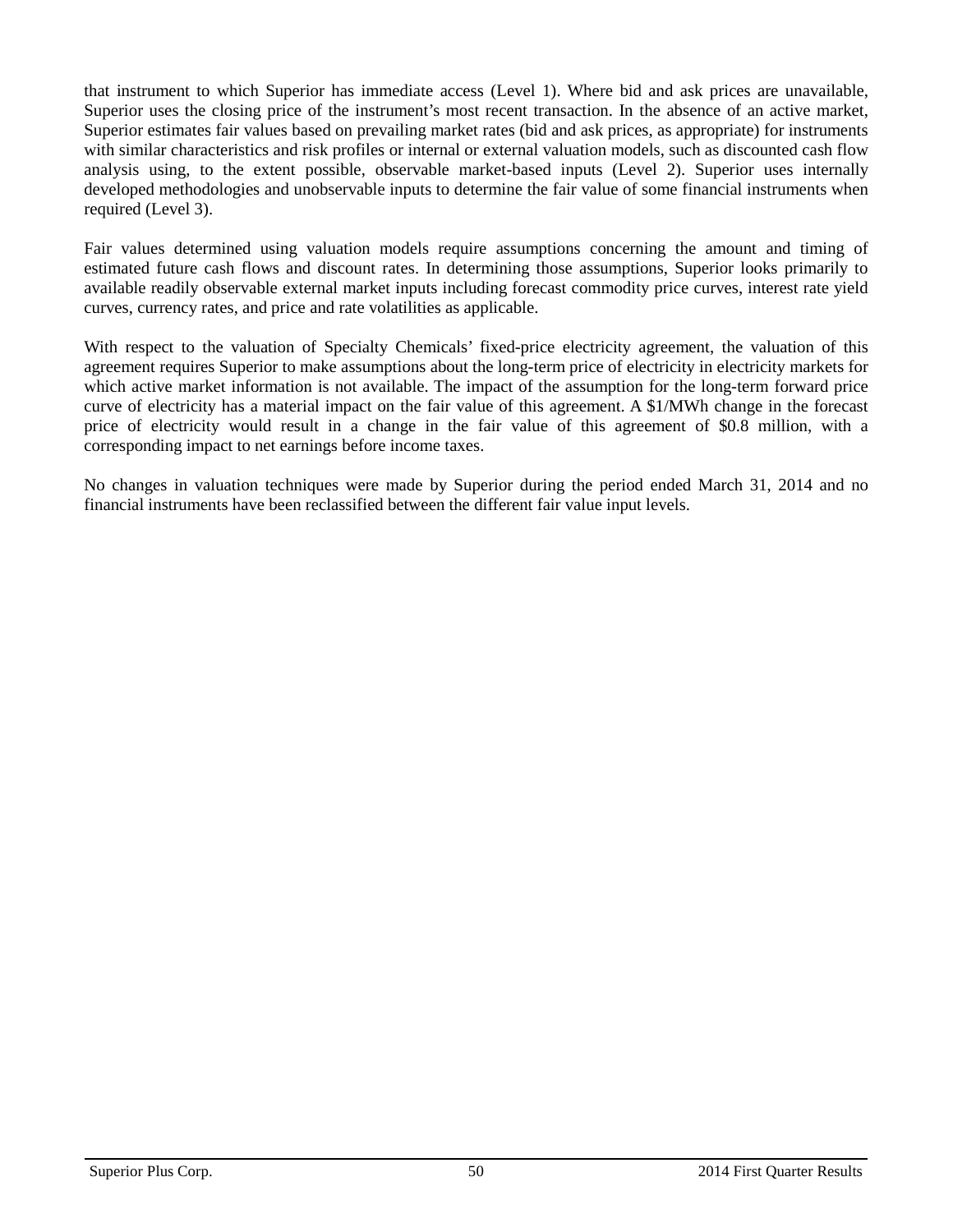that instrument to which Superior has immediate access (Level 1). Where bid and ask prices are unavailable, Superior uses the closing price of the instrument's most recent transaction. In the absence of an active market, Superior estimates fair values based on prevailing market rates (bid and ask prices, as appropriate) for instruments with similar characteristics and risk profiles or internal or external valuation models, such as discounted cash flow analysis using, to the extent possible, observable market-based inputs (Level 2). Superior uses internally developed methodologies and unobservable inputs to determine the fair value of some financial instruments when required (Level 3).

Fair values determined using valuation models require assumptions concerning the amount and timing of estimated future cash flows and discount rates. In determining those assumptions, Superior looks primarily to available readily observable external market inputs including forecast commodity price curves, interest rate yield curves, currency rates, and price and rate volatilities as applicable.

With respect to the valuation of Specialty Chemicals' fixed-price electricity agreement, the valuation of this agreement requires Superior to make assumptions about the long-term price of electricity in electricity markets for which active market information is not available. The impact of the assumption for the long-term forward price curve of electricity has a material impact on the fair value of this agreement. A $1/MWh change in the forecast price of electricity would result in a change in the fair value of this agreement of $0.8 million, with a corresponding impact to net earnings before income taxes.

No changes in valuation techniques were made by Superior during the period ended March 31, 2014 and no financial instruments have been reclassified between the different fair value input levels.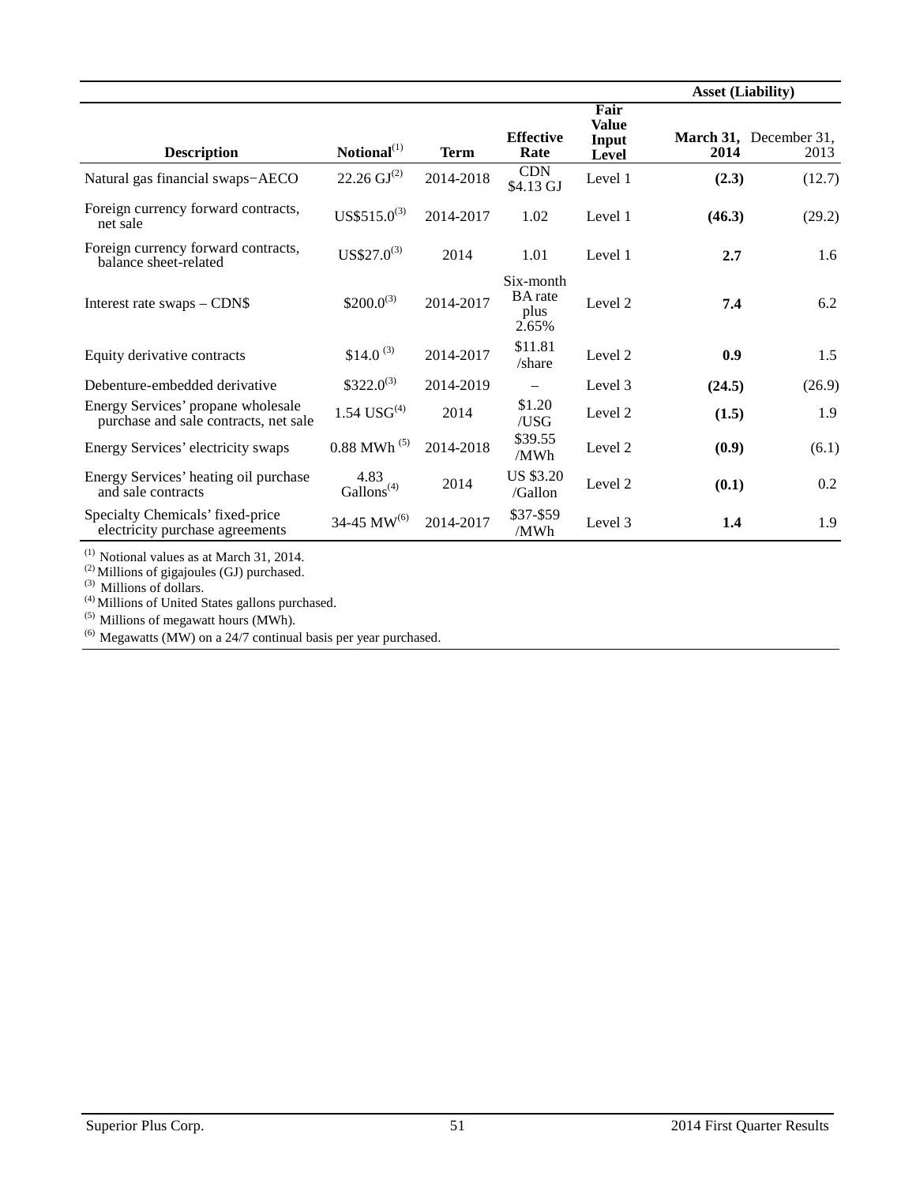| Description | Notional[(1)] | Term | Effective Rate | Fair Value Input Level | Asset (Liability) | |
|---|---|---|---|---|---|---|
| | | | | | **March 31, 2014** | December 31, 2013 |
| Natural gas financial swaps−AECO | 22.26 GJ[(2)] | 2014-2018 | CDN $4.13 GJ | Level 1 | **(2.3)** | (12.7) |
| Foreign currency forward contracts, net sale | US$515.0[(3)] | 2014-2017 | 1.02 | Level 1 | **(46.3)** | (29.2) |
| Foreign currency forward contracts, balance sheet-related | US$27.0[(3)] | 2014 | 1.01 | Level 1 | **2.7** | 1.6 |
| Interest rate swaps – CDN$ | $200.0[(3)] | 2014-2017 | Six-month BA rate plus 2.65% | Level 2 | **7.4** | 6.2 |
| Equity derivative contracts | $14.0 [(3)] | 2014-2017 | $11.81 /share | Level 2 | **0.9** | 1.5 |
| Debenture-embedded derivative | $322.0[(3)] | 2014-2019 | – | Level 3 | **(24.5)** | (26.9) |
| Energy Services' propane wholesale purchase and sale contracts, net sale | 1.54 USG[(4)] | 2014 | $1.20 /USG | Level 2 | **(1.5)** | 1.9 |
| Energy Services' electricity swaps | 0.88 MWh [(5)] | 2014-2018 | $39.55 /MWh | Level 2 | **(0.9)** | (6.1) |
| Energy Services' heating oil purchase and sale contracts | 4.83 Gallons[(4)] | 2014 | US $3.20 /Gallon | Level 2 | **(0.1)** | 0.2 |
| Specialty Chemicals' fixed-price electricity purchase agreements | 34-45 MW[(6)] | 2014-2017 | $37-$59 /MWh | Level 3 | **1.4** | 1.9 |

(1) Notional values as at March 31, 2014.
(2) Millions of gigajoules (GJ) purchased.
(3) Millions of dollars.
(4) Millions of United States gallons purchased.
(5) Millions of megawatt hours (MWh).
(6) Megawatts (MW) on a 24/7 continual basis per year purchased.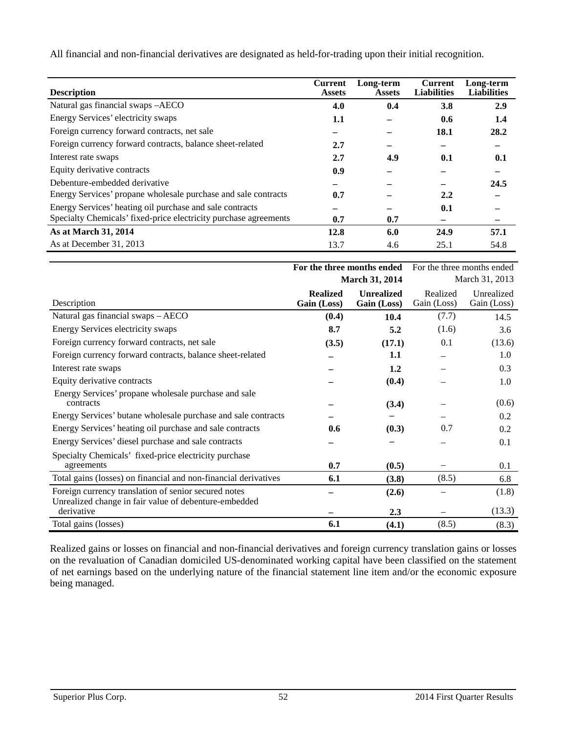All financial and non-financial derivatives are designated as held-for-trading upon their initial recognition.

| Description | Current Assets | Long-term Assets | Current Liabilities | Long-term Liabilities |
|---|---|---|---|---|
| Natural gas financial swaps –AECO | **4.0** | **0.4** | **3.8** | **2.9** |
| Energy Services' electricity swaps | **1.1** | **–** | **0.6** | **1.4** |
| Foreign currency forward contracts, net sale | **–** | **–** | **18.1** | **28.2** |
| Foreign currency forward contracts, balance sheet-related | **2.7** | **–** | **–** | **–** |
| Interest rate swaps | **2.7** | **4.9** | **0.1** | **0.1** |
| Equity derivative contracts | **0.9** | **–** | **–** | **–** |
| Debenture-embedded derivative | **–** | **–** | **–** | **24.5** |
| Energy Services' propane wholesale purchase and sale contracts | **0.7** | **–** | **2.2** | **–** |
| Energy Services' heating oil purchase and sale contracts | **–** | **–** | **0.1** | **–** |
| Specialty Chemicals' fixed-price electricity purchase agreements | **0.7** | **0.7** | **–** | **–** |
| **As at March 31, 2014** | **12.8** | **6.0** | **24.9** | **57.1** |
| As at December 31, 2013 | 13.7 | 4.6 | 25.1 | 54.8 |

| | **For the three months ended March 31, 2014** | | For the three months ended March 31, 2013 | |
|---|---|---|---|---|
| Description | **Realized Gain (Loss)** | **Unrealized Gain (Loss)** | Realized Gain (Loss) | Unrealized Gain (Loss) |
| Natural gas financial swaps – AECO | **(0.4)** | **10.4** | (7.7) | 14.5 |
| Energy Services electricity swaps | **8.7** | **5.2** | (1.6) | 3.6 |
| Foreign currency forward contracts, net sale | **(3.5)** | **(17.1)** | 0.1 | (13.6) |
| Foreign currency forward contracts, balance sheet-related | **–** | **1.1** | – | 1.0 |
| Interest rate swaps | **–** | **1.2** | – | 0.3 |
| Equity derivative contracts | **–** | **(0.4)** | – | 1.0 |
| Energy Services' propane wholesale purchase and sale contracts | **–** | **(3.4)** | – | (0.6) |
| Energy Services' butane wholesale purchase and sale contracts | **–** | **–** | – | 0.2 |
| Energy Services' heating oil purchase and sale contracts | **0.6** | **(0.3)** | 0.7 | 0.2 |
| Energy Services' diesel purchase and sale contracts | **–** | **–** | – | 0.1 |
| Specialty Chemicals' fixed-price electricity purchase agreements | **0.7** | **(0.5)** | – | 0.1 |
| Total gains (losses) on financial and non-financial derivatives | **6.1** | **(3.8)** | (8.5) | 6.8 |
| Foreign currency translation of senior secured notes | **–** | **(2.6)** | – | (1.8) |
| Unrealized change in fair value of debenture-embedded derivative | **–** | **2.3** | – | (13.3) |
| Total gains (losses) | **6.1** | **(4.1)** | (8.5) | (8.3) |

Realized gains or losses on financial and non-financial derivatives and foreign currency translation gains or losses on the revaluation of Canadian domiciled US-denominated working capital have been classified on the statement of net earnings based on the underlying nature of the financial statement line item and/or the economic exposure being managed.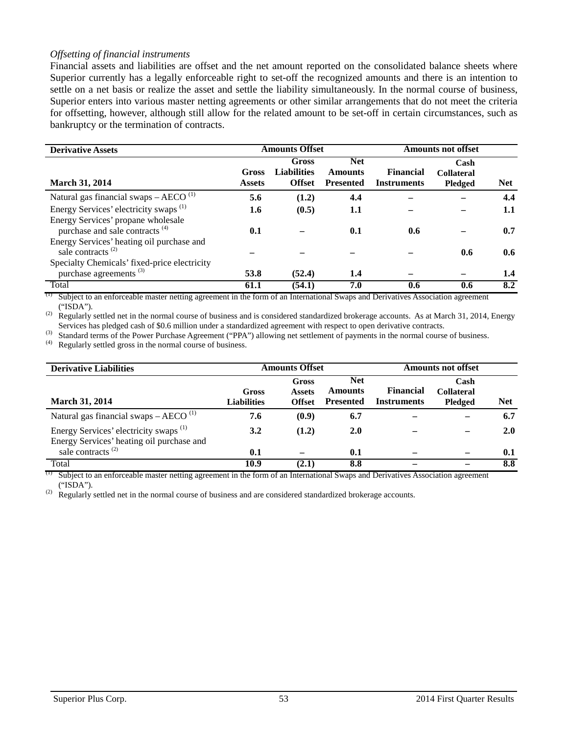*Offsetting of financial instruments*

Financial assets and liabilities are offset and the net amount reported on the consolidated balance sheets where Superior currently has a legally enforceable right to set-off the recognized amounts and there is an intention to settle on a net basis or realize the asset and settle the liability simultaneously. In the normal course of business, Superior enters into various master netting agreements or other similar arrangements that do not meet the criteria for offsetting, however, although still allow for the related amount to be set-off in certain circumstances, such as bankruptcy or the termination of contracts.

| **Derivative Assets** | **Amounts Offset** | | | **Amounts not offset** | | |
|---|---|---|---|---|---|---|
| **March 31, 2014** | **Gross Assets** | **Gross Liabilities Offset** | **Net Amounts Presented** | **Financial Instruments** | **Cash Collateral Pledged** | **Net** |
| Natural gas financial swaps – AECO [1] | **5.6** | **(1.2)** | **4.4** | **–** | **–** | **4.4** |
| Energy Services' electricity swaps [1] | **1.6** | **(0.5)** | **1.1** | **–** | **–** | **1.1** |
| Energy Services' propane wholesale purchase and sale contracts [4] | **0.1** | **–** | **0.1** | **0.6** | **–** | **0.7** |
| Energy Services' heating oil purchase and sale contracts [2] | **–** | **–** | **–** | **–** | **0.6** | **0.6** |
| Specialty Chemicals' fixed-price electricity purchase agreements [3] | **53.8** | **(52.4)** | **1.4** | **–** | **–** | **1.4** |
| Total | **61.1** | **(54.1)** | **7.0** | **0.6** | **0.6** | **8.2** |

[1] Subject to an enforceable master netting agreement in the form of an International Swaps and Derivatives Association agreement ("ISDA").

[2] Regularly settled net in the normal course of business and is considered standardized brokerage accounts. As at March 31, 2014, Energy Services has pledged cash of $0.6 million under a standardized agreement with respect to open derivative contracts.

[3] Standard terms of the Power Purchase Agreement ("PPA") allowing net settlement of payments in the normal course of business.

[4] Regularly settled gross in the normal course of business.

| **Derivative Liabilities** | **Amounts Offset** | | | **Amounts not offset** | | |
|---|---|---|---|---|---|---|
| **March 31, 2014** | **Gross Liabilities** | **Gross Assets Offset** | **Net Amounts Presented** | **Financial Instruments** | **Cash Collateral Pledged** | **Net** |
| Natural gas financial swaps – AECO [1] | **7.6** | **(0.9)** | **6.7** | **–** | **–** | **6.7** |
| Energy Services' electricity swaps [1] | **3.2** | **(1.2)** | **2.0** | **–** | **–** | **2.0** |
| Energy Services' heating oil purchase and sale contracts [2] | **0.1** | **–** | **0.1** | **–** | **–** | **0.1** |
| Total | **10.9** | **(2.1)** | **8.8** | **–** | **–** | **8.8** |

[1] Subject to an enforceable master netting agreement in the form of an International Swaps and Derivatives Association agreement ("ISDA").

[2] Regularly settled net in the normal course of business and are considered standardized brokerage accounts.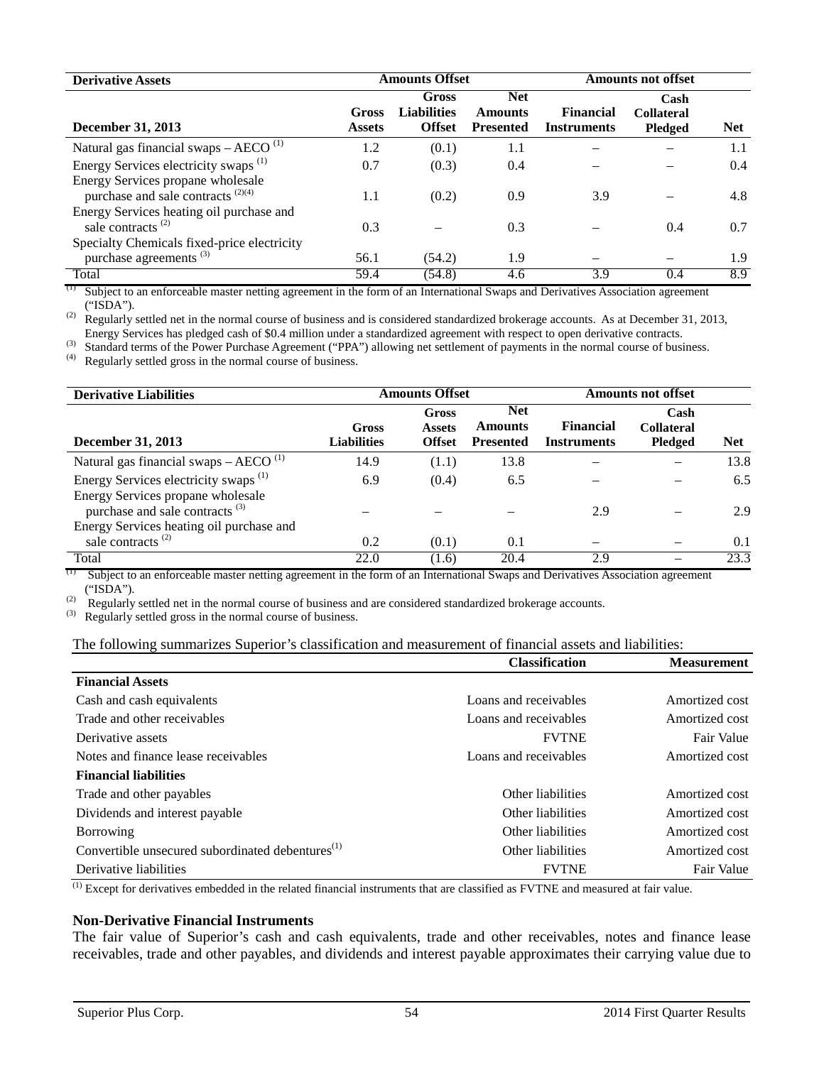| Derivative Assets | Amounts Offset | | | Amounts not offset | | |
|---|---|---|---|---|---|---|
| December 31, 2013 | Gross Assets | Gross Liabilities Offset | Net Amounts Presented | Financial Instruments | Cash Collateral Pledged | Net |
| Natural gas financial swaps – AECO [(1)] | 1.2 | (0.1) | 1.1 | – | – | 1.1 |
| Energy Services electricity swaps [(1)] | 0.7 | (0.3) | 0.4 | – | – | 0.4 |
| Energy Services propane wholesale purchase and sale contracts [(2)(4)] | 1.1 | (0.2) | 0.9 | 3.9 | – | 4.8 |
| Energy Services heating oil purchase and sale contracts [(2)] | 0.3 | – | 0.3 | – | 0.4 | 0.7 |
| Specialty Chemicals fixed-price electricity purchase agreements [(3)] | 56.1 | (54.2) | 1.9 | – | – | 1.9 |
| Total | 59.4 | (54.8) | 4.6 | 3.9 | 0.4 | 8.9 |

(1) Subject to an enforceable master netting agreement in the form of an International Swaps and Derivatives Association agreement ("ISDA").

(2) Regularly settled net in the normal course of business and is considered standardized brokerage accounts. As at December 31, 2013, Energy Services has pledged cash of $0.4 million under a standardized agreement with respect to open derivative contracts.

(3) Standard terms of the Power Purchase Agreement ("PPA") allowing net settlement of payments in the normal course of business.

(4) Regularly settled gross in the normal course of business.

| Derivative Liabilities | Amounts Offset | | | Amounts not offset | | |
|---|---|---|---|---|---|---|
| December 31, 2013 | Gross Liabilities | Gross Assets Offset | Net Amounts Presented | Financial Instruments | Cash Collateral Pledged | Net |
| Natural gas financial swaps – AECO [(1)] | 14.9 | (1.1) | 13.8 | – | – | 13.8 |
| Energy Services electricity swaps [(1)] | 6.9 | (0.4) | 6.5 | – | – | 6.5 |
| Energy Services propane wholesale purchase and sale contracts [(3)] | – | – | – | 2.9 | – | 2.9 |
| Energy Services heating oil purchase and sale contracts [(2)] | 0.2 | (0.1) | 0.1 | – | – | 0.1 |
| Total | 22.0 | (1.6) | 20.4 | 2.9 | – | 23.3 |

(1) Subject to an enforceable master netting agreement in the form of an International Swaps and Derivatives Association agreement ("ISDA").

(2) Regularly settled net in the normal course of business and are considered standardized brokerage accounts.

(3) Regularly settled gross in the normal course of business.

The following summarizes Superior's classification and measurement of financial assets and liabilities:

| | Classification | Measurement |
|---|---|---|
| **Financial Assets** | | |
| Cash and cash equivalents | Loans and receivables | Amortized cost |
| Trade and other receivables | Loans and receivables | Amortized cost |
| Derivative assets | FVTNE | Fair Value |
| Notes and finance lease receivables | Loans and receivables | Amortized cost |
| **Financial liabilities** | | |
| Trade and other payables | Other liabilities | Amortized cost |
| Dividends and interest payable | Other liabilities | Amortized cost |
| Borrowing | Other liabilities | Amortized cost |
| Convertible unsecured subordinated debentures[(1)] | Other liabilities | Amortized cost |
| Derivative liabilities | FVTNE | Fair Value |

(1) Except for derivatives embedded in the related financial instruments that are classified as FVTNE and measured at fair value.

**Non-Derivative Financial Instruments**

The fair value of Superior's cash and cash equivalents, trade and other receivables, notes and finance lease receivables, trade and other payables, and dividends and interest payable approximates their carrying value due to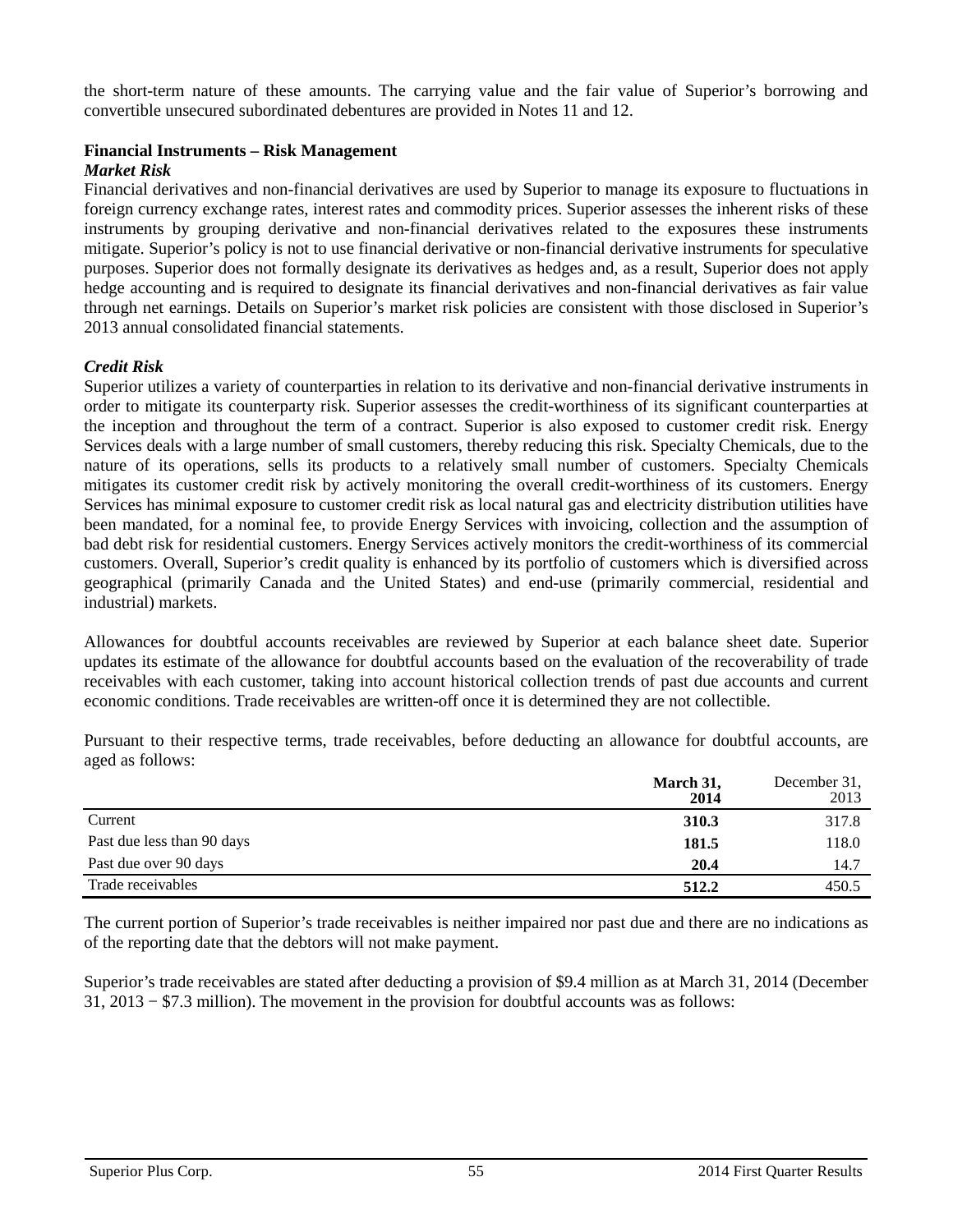the short-term nature of these amounts. The carrying value and the fair value of Superior's borrowing and convertible unsecured subordinated debentures are provided in Notes 11 and 12.

### Financial Instruments – Risk Management

***Market Risk***

Financial derivatives and non-financial derivatives are used by Superior to manage its exposure to fluctuations in foreign currency exchange rates, interest rates and commodity prices. Superior assesses the inherent risks of these instruments by grouping derivative and non-financial derivatives related to the exposures these instruments mitigate. Superior's policy is not to use financial derivative or non-financial derivative instruments for speculative purposes. Superior does not formally designate its derivatives as hedges and, as a result, Superior does not apply hedge accounting and is required to designate its financial derivatives and non-financial derivatives as fair value through net earnings. Details on Superior's market risk policies are consistent with those disclosed in Superior's 2013 annual consolidated financial statements.

***Credit Risk***

Superior utilizes a variety of counterparties in relation to its derivative and non-financial derivative instruments in order to mitigate its counterparty risk. Superior assesses the credit-worthiness of its significant counterparties at the inception and throughout the term of a contract. Superior is also exposed to customer credit risk. Energy Services deals with a large number of small customers, thereby reducing this risk. Specialty Chemicals, due to the nature of its operations, sells its products to a relatively small number of customers. Specialty Chemicals mitigates its customer credit risk by actively monitoring the overall credit-worthiness of its customers. Energy Services has minimal exposure to customer credit risk as local natural gas and electricity distribution utilities have been mandated, for a nominal fee, to provide Energy Services with invoicing, collection and the assumption of bad debt risk for residential customers. Energy Services actively monitors the credit-worthiness of its commercial customers. Overall, Superior's credit quality is enhanced by its portfolio of customers which is diversified across geographical (primarily Canada and the United States) and end-use (primarily commercial, residential and industrial) markets.

Allowances for doubtful accounts receivables are reviewed by Superior at each balance sheet date. Superior updates its estimate of the allowance for doubtful accounts based on the evaluation of the recoverability of trade receivables with each customer, taking into account historical collection trends of past due accounts and current economic conditions. Trade receivables are written-off once it is determined they are not collectible.

Pursuant to their respective terms, trade receivables, before deducting an allowance for doubtful accounts, are aged as follows:

| | **March 31, 2014** | December 31, 2013 |
|---|---|---|
| Current | **310.3** | 317.8 |
| Past due less than 90 days | **181.5** | 118.0 |
| Past due over 90 days | **20.4** | 14.7 |
| Trade receivables | **512.2** | 450.5 |

The current portion of Superior's trade receivables is neither impaired nor past due and there are no indications as of the reporting date that the debtors will not make payment.

Superior's trade receivables are stated after deducting a provision of $9.4 million as at March 31, 2014 (December 31, 2013 − $7.3 million). The movement in the provision for doubtful accounts was as follows: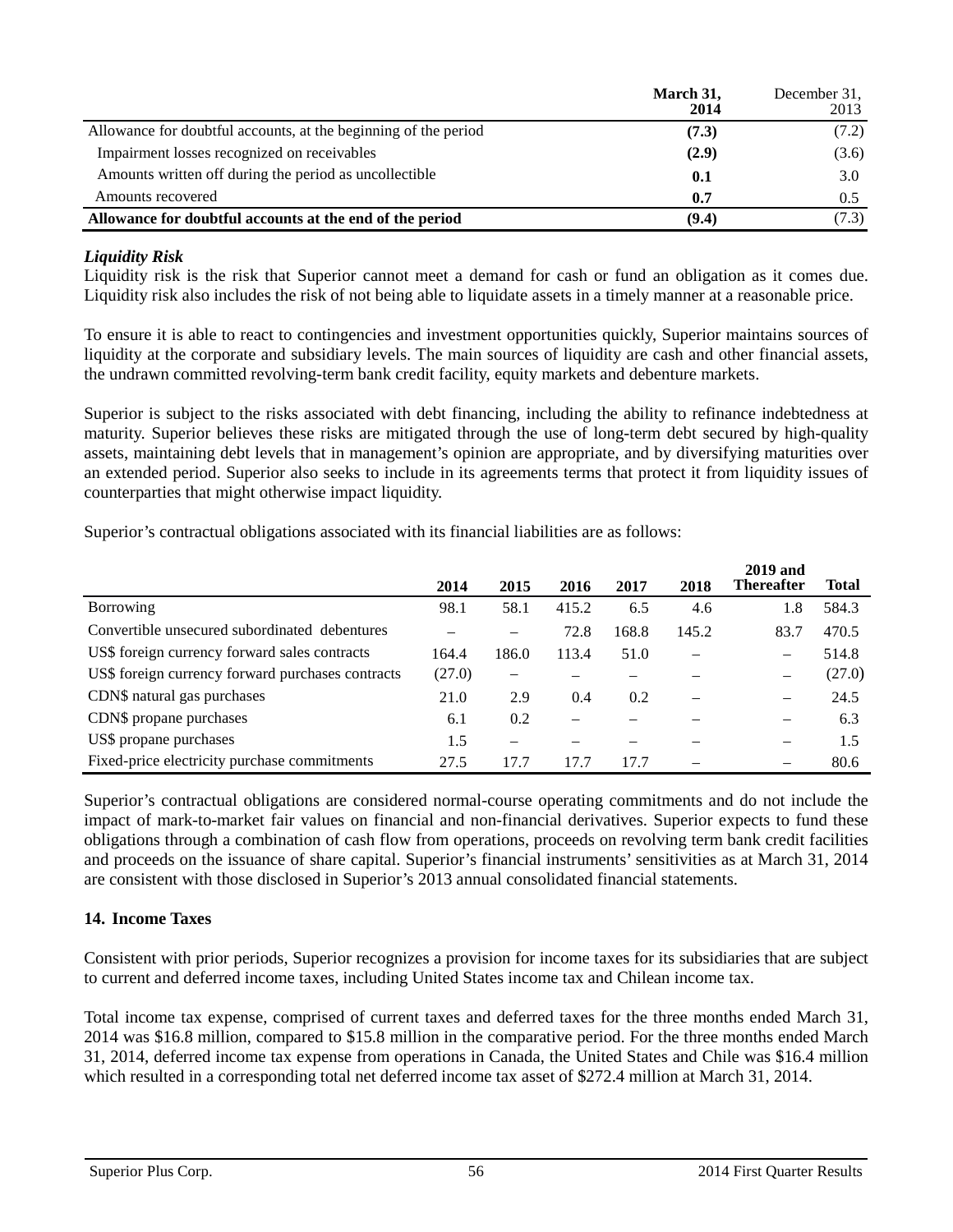| | March 31, 2014 | December 31, 2013 |
|---|---|---|
| Allowance for doubtful accounts, at the beginning of the period | **(7.3)** | (7.2) |
| Impairment losses recognized on receivables | **(2.9)** | (3.6) |
| Amounts written off during the period as uncollectible | **0.1** | 3.0 |
| Amounts recovered | **0.7** | 0.5 |
| **Allowance for doubtful accounts at the end of the period** | **(9.4)** | (7.3) |

***Liquidity Risk***

Liquidity risk is the risk that Superior cannot meet a demand for cash or fund an obligation as it comes due. Liquidity risk also includes the risk of not being able to liquidate assets in a timely manner at a reasonable price.

To ensure it is able to react to contingencies and investment opportunities quickly, Superior maintains sources of liquidity at the corporate and subsidiary levels. The main sources of liquidity are cash and other financial assets, the undrawn committed revolving-term bank credit facility, equity markets and debenture markets.

Superior is subject to the risks associated with debt financing, including the ability to refinance indebtedness at maturity. Superior believes these risks are mitigated through the use of long-term debt secured by high-quality assets, maintaining debt levels that in management's opinion are appropriate, and by diversifying maturities over an extended period. Superior also seeks to include in its agreements terms that protect it from liquidity issues of counterparties that might otherwise impact liquidity.

Superior's contractual obligations associated with its financial liabilities are as follows:

| | 2014 | 2015 | 2016 | 2017 | 2018 | 2019 and Thereafter | Total |
|---|---|---|---|---|---|---|---|
| Borrowing | 98.1 | 58.1 | 415.2 | 6.5 | 4.6 | 1.8 | 584.3 |
| Convertible unsecured subordinated debentures | – | – | 72.8 | 168.8 | 145.2 | 83.7 | 470.5 |
| US$ foreign currency forward sales contracts | 164.4 | 186.0 | 113.4 | 51.0 | – | – | 514.8 |
| US$ foreign currency forward purchases contracts | (27.0) | – | – | – | – | – | (27.0) |
| CDN$ natural gas purchases | 21.0 | 2.9 | 0.4 | 0.2 | – | – | 24.5 |
| CDN$ propane purchases | 6.1 | 0.2 | – | – | – | – | 6.3 |
| US$ propane purchases | 1.5 | – | – | – | – | – | 1.5 |
| Fixed-price electricity purchase commitments | 27.5 | 17.7 | 17.7 | 17.7 | – | – | 80.6 |

Superior's contractual obligations are considered normal-course operating commitments and do not include the impact of mark-to-market fair values on financial and non-financial derivatives. Superior expects to fund these obligations through a combination of cash flow from operations, proceeds on revolving term bank credit facilities and proceeds on the issuance of share capital. Superior's financial instruments' sensitivities as at March 31, 2014 are consistent with those disclosed in Superior's 2013 annual consolidated financial statements.

## 14. Income Taxes

Consistent with prior periods, Superior recognizes a provision for income taxes for its subsidiaries that are subject to current and deferred income taxes, including United States income tax and Chilean income tax.

Total income tax expense, comprised of current taxes and deferred taxes for the three months ended March 31, 2014 was $16.8 million, compared to $15.8 million in the comparative period. For the three months ended March 31, 2014, deferred income tax expense from operations in Canada, the United States and Chile was $16.4 million which resulted in a corresponding total net deferred income tax asset of $272.4 million at March 31, 2014.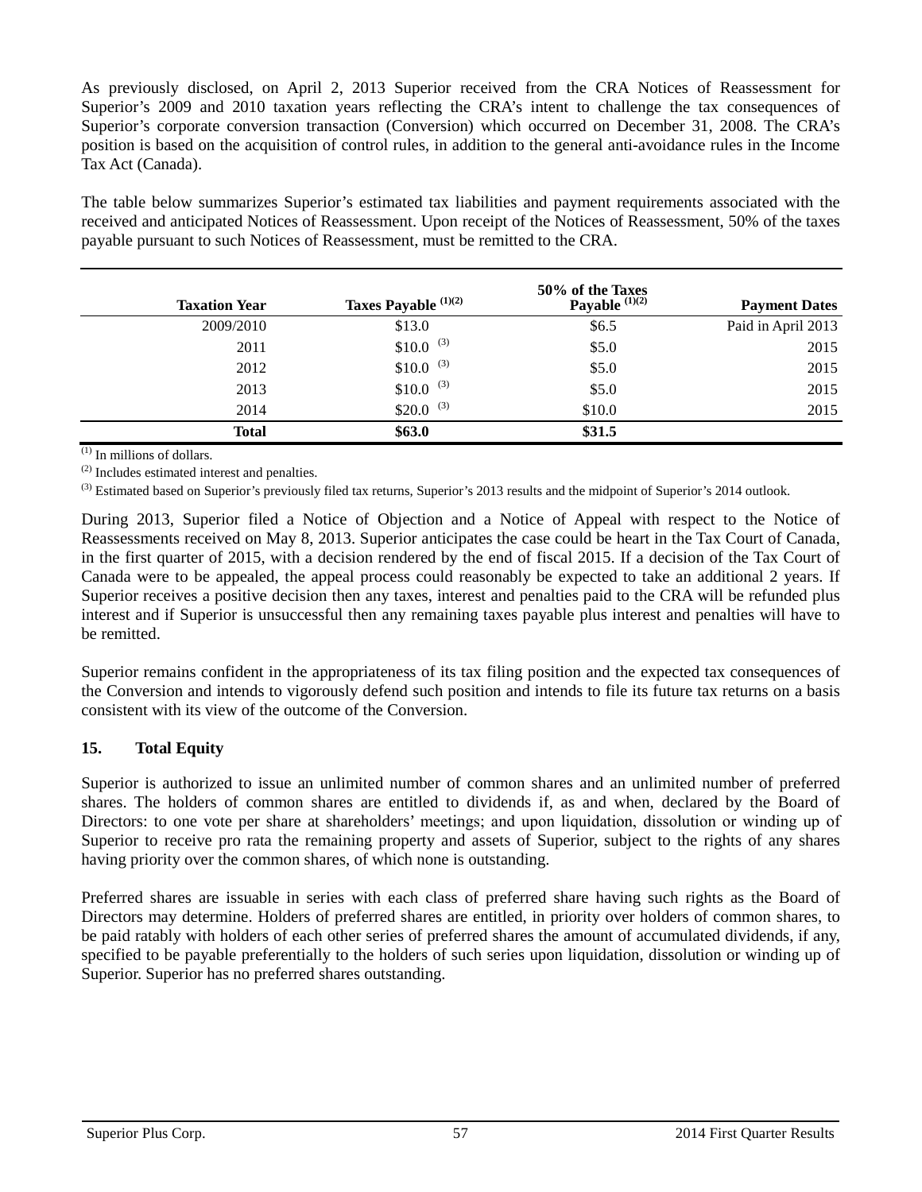As previously disclosed, on April 2, 2013 Superior received from the CRA Notices of Reassessment for Superior's 2009 and 2010 taxation years reflecting the CRA's intent to challenge the tax consequences of Superior's corporate conversion transaction (Conversion) which occurred on December 31, 2008. The CRA's position is based on the acquisition of control rules, in addition to the general anti-avoidance rules in the Income Tax Act (Canada).

The table below summarizes Superior's estimated tax liabilities and payment requirements associated with the received and anticipated Notices of Reassessment. Upon receipt of the Notices of Reassessment, 50% of the taxes payable pursuant to such Notices of Reassessment, must be remitted to the CRA.

| Taxation Year | Taxes Payable (1)(2) | 50% of the Taxes Payable (1)(2) | Payment Dates |
|---|---|---|---|
| 2009/2010 | \$13.0 | \$6.5 | Paid in April 2013 |
| 2011 | \$10.0 (3) | \$5.0 | 2015 |
| 2012 | \$10.0 (3) | \$5.0 | 2015 |
| 2013 | \$10.0 (3) | \$5.0 | 2015 |
| 2014 | \$20.0 (3) | \$10.0 | 2015 |
| **Total** | **\$63.0** | **\$31.5** | |

(1) In millions of dollars.

(2) Includes estimated interest and penalties.

(3) Estimated based on Superior's previously filed tax returns, Superior's 2013 results and the midpoint of Superior's 2014 outlook.

During 2013, Superior filed a Notice of Objection and a Notice of Appeal with respect to the Notice of Reassessments received on May 8, 2013. Superior anticipates the case could be heart in the Tax Court of Canada, in the first quarter of 2015, with a decision rendered by the end of fiscal 2015. If a decision of the Tax Court of Canada were to be appealed, the appeal process could reasonably be expected to take an additional 2 years. If Superior receives a positive decision then any taxes, interest and penalties paid to the CRA will be refunded plus interest and if Superior is unsuccessful then any remaining taxes payable plus interest and penalties will have to be remitted.

Superior remains confident in the appropriateness of its tax filing position and the expected tax consequences of the Conversion and intends to vigorously defend such position and intends to file its future tax returns on a basis consistent with its view of the outcome of the Conversion.

## 15. Total Equity

Superior is authorized to issue an unlimited number of common shares and an unlimited number of preferred shares. The holders of common shares are entitled to dividends if, as and when, declared by the Board of Directors: to one vote per share at shareholders' meetings; and upon liquidation, dissolution or winding up of Superior to receive pro rata the remaining property and assets of Superior, subject to the rights of any shares having priority over the common shares, of which none is outstanding.

Preferred shares are issuable in series with each class of preferred share having such rights as the Board of Directors may determine. Holders of preferred shares are entitled, in priority over holders of common shares, to be paid ratably with holders of each other series of preferred shares the amount of accumulated dividends, if any, specified to be payable preferentially to the holders of such series upon liquidation, dissolution or winding up of Superior. Superior has no preferred shares outstanding.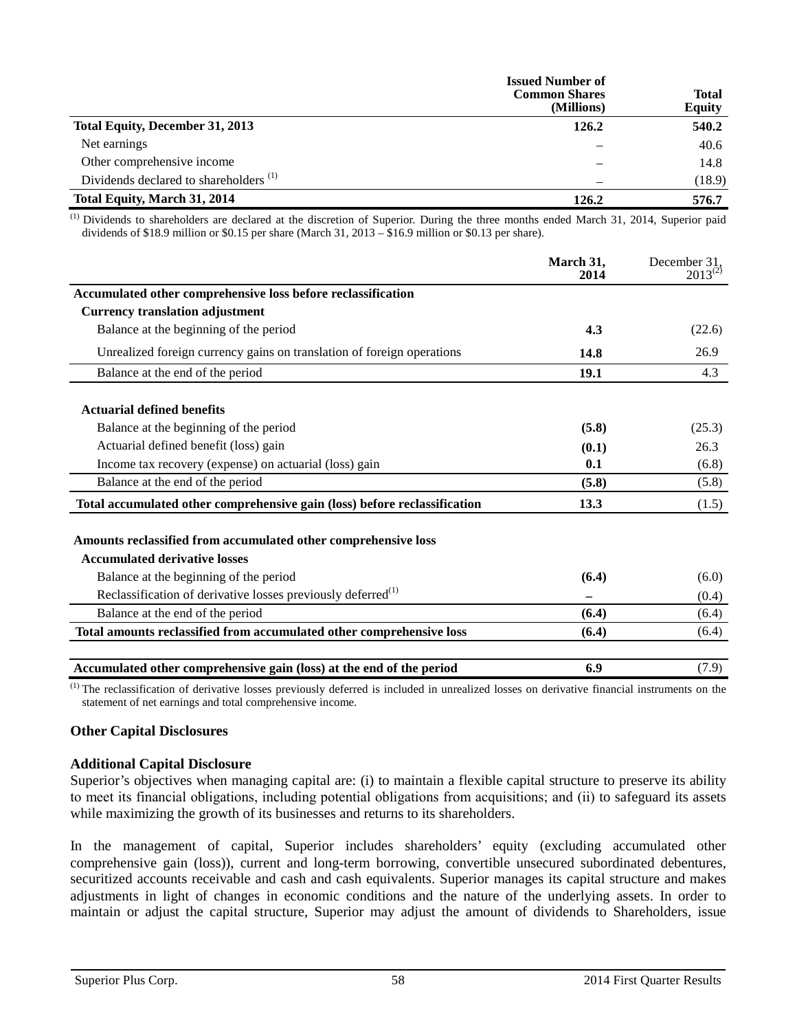| | Issued Number of Common Shares (Millions) | Total Equity |
|---|---|---|
| **Total Equity, December 31, 2013** | **126.2** | **540.2** |
| Net earnings | – | 40.6 |
| Other comprehensive income | – | 14.8 |
| Dividends declared to shareholders [(1)] | – | (18.9) |
| **Total Equity, March 31, 2014** | **126.2** | **576.7** |

[(1)] Dividends to shareholders are declared at the discretion of Superior. During the three months ended March 31, 2014, Superior paid dividends of $18.9 million or $0.15 per share (March 31, 2013 – $16.9 million or $0.13 per share).

| | March 31, 2014 | December 31, 2013[(2)] |
|---|---|---|
| **Accumulated other comprehensive loss before reclassification** | | |
| **Currency translation adjustment** | | |
| Balance at the beginning of the period | **4.3** | (22.6) |
| Unrealized foreign currency gains on translation of foreign operations | **14.8** | 26.9 |
| Balance at the end of the period | **19.1** | 4.3 |
| **Actuarial defined benefits** | | |
| Balance at the beginning of the period | **(5.8)** | (25.3) |
| Actuarial defined benefit (loss) gain | **(0.1)** | 26.3 |
| Income tax recovery (expense) on actuarial (loss) gain | **0.1** | (6.8) |
| Balance at the end of the period | **(5.8)** | (5.8) |
| **Total accumulated other comprehensive gain (loss) before reclassification** | **13.3** | (1.5) |
| **Amounts reclassified from accumulated other comprehensive loss** | | |
| **Accumulated derivative losses** | | |
| Balance at the beginning of the period | **(6.4)** | (6.0) |
| Reclassification of derivative losses previously deferred[(1)] | **–** | (0.4) |
| Balance at the end of the period | **(6.4)** | (6.4) |
| **Total amounts reclassified from accumulated other comprehensive loss** | **(6.4)** | (6.4) |
| **Accumulated other comprehensive gain (loss) at the end of the period** | **6.9** | (7.9) |

[(1)] The reclassification of derivative losses previously deferred is included in unrealized losses on derivative financial instruments on the statement of net earnings and total comprehensive income.

### Other Capital Disclosures

### Additional Capital Disclosure

Superior's objectives when managing capital are: (i) to maintain a flexible capital structure to preserve its ability to meet its financial obligations, including potential obligations from acquisitions; and (ii) to safeguard its assets while maximizing the growth of its businesses and returns to its shareholders.

In the management of capital, Superior includes shareholders' equity (excluding accumulated other comprehensive gain (loss)), current and long-term borrowing, convertible unsecured subordinated debentures, securitized accounts receivable and cash and cash equivalents. Superior manages its capital structure and makes adjustments in light of changes in economic conditions and the nature of the underlying assets. In order to maintain or adjust the capital structure, Superior may adjust the amount of dividends to Shareholders, issue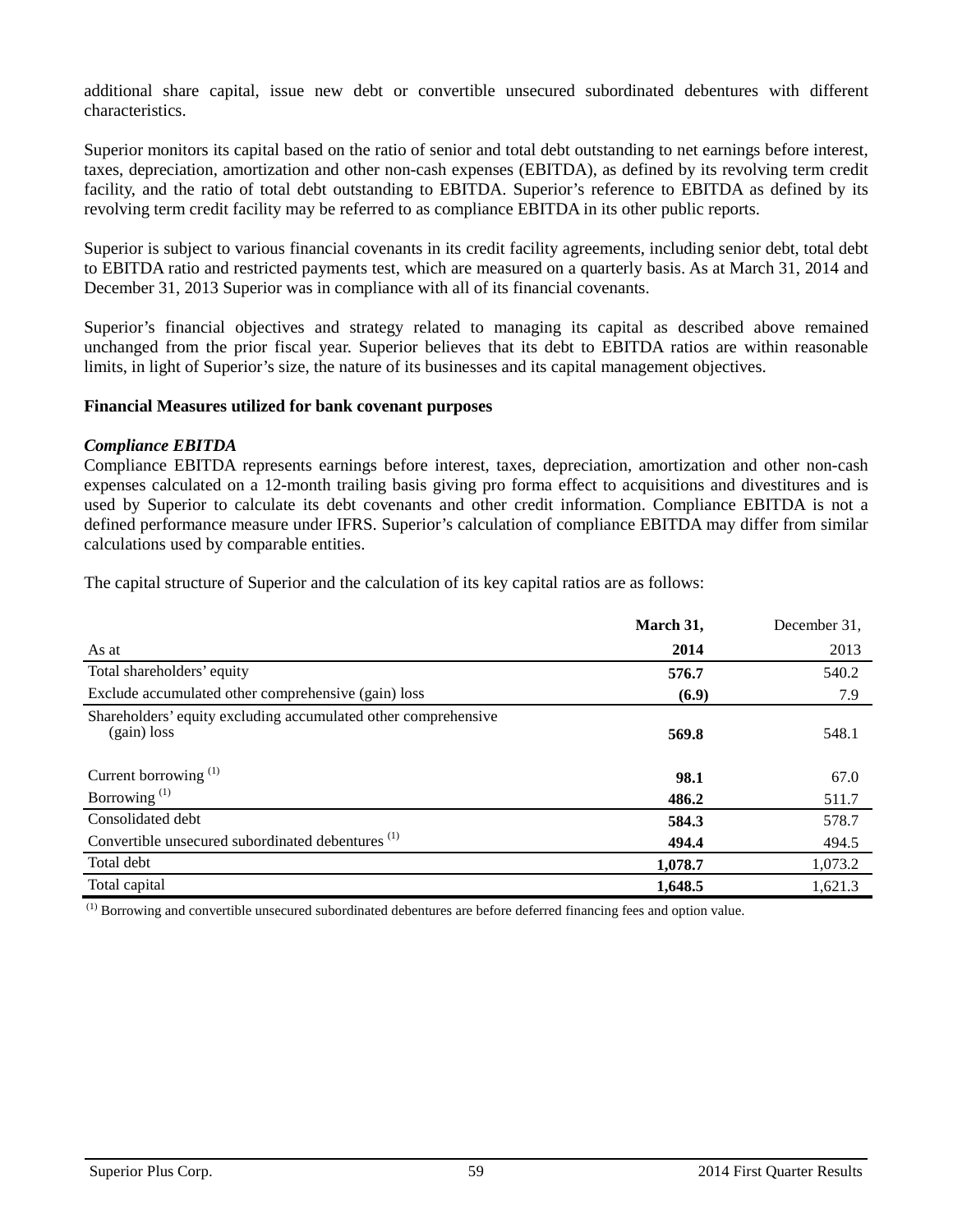additional share capital, issue new debt or convertible unsecured subordinated debentures with different characteristics.

Superior monitors its capital based on the ratio of senior and total debt outstanding to net earnings before interest, taxes, depreciation, amortization and other non-cash expenses (EBITDA), as defined by its revolving term credit facility, and the ratio of total debt outstanding to EBITDA. Superior's reference to EBITDA as defined by its revolving term credit facility may be referred to as compliance EBITDA in its other public reports.

Superior is subject to various financial covenants in its credit facility agreements, including senior debt, total debt to EBITDA ratio and restricted payments test, which are measured on a quarterly basis. As at March 31, 2014 and December 31, 2013 Superior was in compliance with all of its financial covenants.

Superior's financial objectives and strategy related to managing its capital as described above remained unchanged from the prior fiscal year. Superior believes that its debt to EBITDA ratios are within reasonable limits, in light of Superior's size, the nature of its businesses and its capital management objectives.

**Financial Measures utilized for bank covenant purposes**

***Compliance EBITDA***

Compliance EBITDA represents earnings before interest, taxes, depreciation, amortization and other non-cash expenses calculated on a 12-month trailing basis giving pro forma effect to acquisitions and divestitures and is used by Superior to calculate its debt covenants and other credit information. Compliance EBITDA is not a defined performance measure under IFRS. Superior's calculation of compliance EBITDA may differ from similar calculations used by comparable entities.

The capital structure of Superior and the calculation of its key capital ratios are as follows:

| As at | **March 31, 2014** | December 31, 2013 |
|---|---|---|
| Total shareholders' equity | **576.7** | 540.2 |
| Exclude accumulated other comprehensive (gain) loss | **(6.9)** | 7.9 |
| Shareholders' equity excluding accumulated other comprehensive (gain) loss | **569.8** | 548.1 |
| Current borrowing [(1)] | **98.1** | 67.0 |
| Borrowing [(1)] | **486.2** | 511.7 |
| Consolidated debt | **584.3** | 578.7 |
| Convertible unsecured subordinated debentures [(1)] | **494.4** | 494.5 |
| Total debt | **1,078.7** | 1,073.2 |
| Total capital | **1,648.5** | 1,621.3 |

[(1)] Borrowing and convertible unsecured subordinated debentures are before deferred financing fees and option value.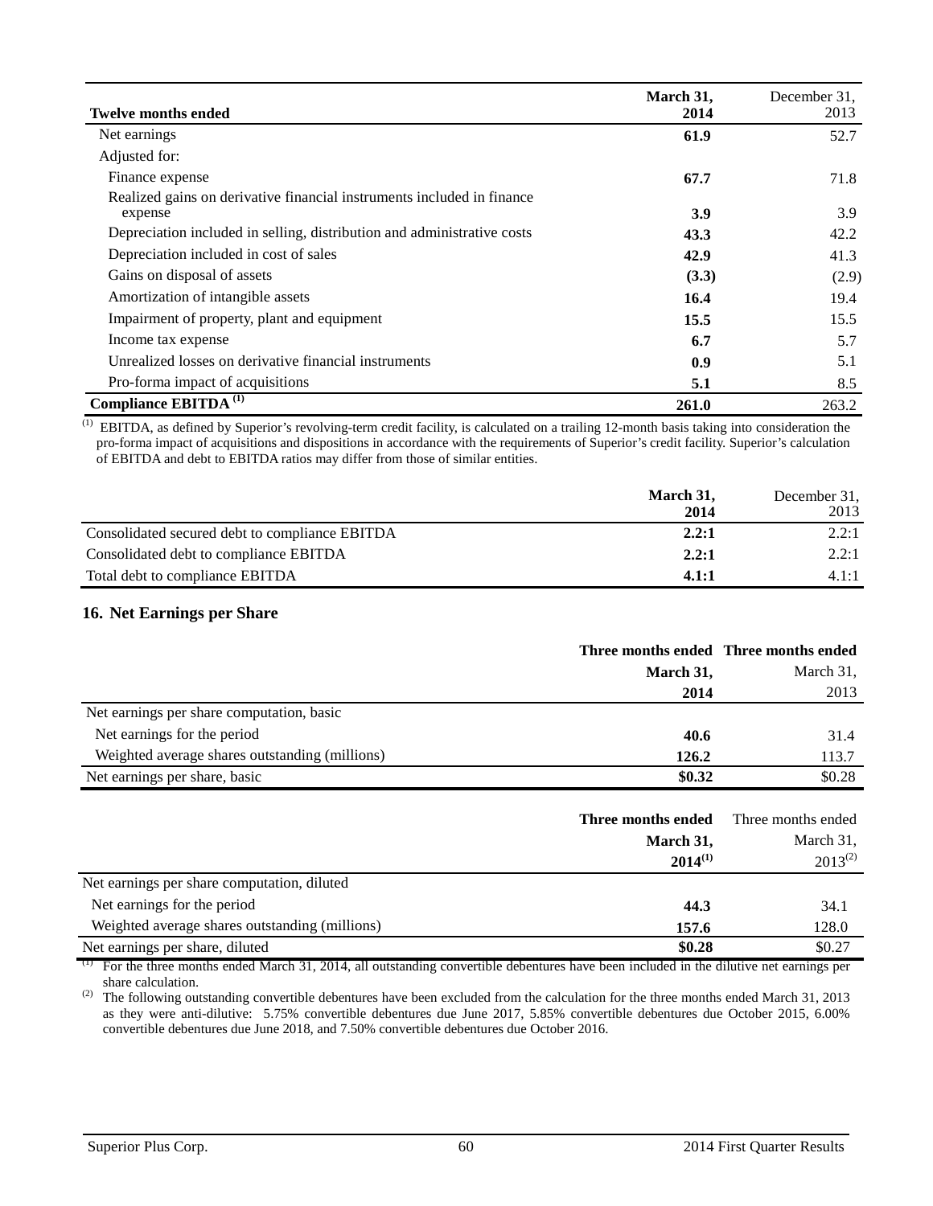| Twelve months ended | March 31, 2014 | December 31, 2013 |
|---|---|---|
| Net earnings | **61.9** | 52.7 |
| Adjusted for: | | |
| Finance expense | **67.7** | 71.8 |
| Realized gains on derivative financial instruments included in finance expense | **3.9** | 3.9 |
| Depreciation included in selling, distribution and administrative costs | **43.3** | 42.2 |
| Depreciation included in cost of sales | **42.9** | 41.3 |
| Gains on disposal of assets | **(3.3)** | (2.9) |
| Amortization of intangible assets | **16.4** | 19.4 |
| Impairment of property, plant and equipment | **15.5** | 15.5 |
| Income tax expense | **6.7** | 5.7 |
| Unrealized losses on derivative financial instruments | **0.9** | 5.1 |
| Pro-forma impact of acquisitions | **5.1** | 8.5 |
| **Compliance EBITDA [(1)]** | **261.0** | 263.2 |

(1) EBITDA, as defined by Superior's revolving-term credit facility, is calculated on a trailing 12-month basis taking into consideration the pro-forma impact of acquisitions and dispositions in accordance with the requirements of Superior's credit facility. Superior's calculation of EBITDA and debt to EBITDA ratios may differ from those of similar entities.

| | March 31, 2014 | December 31, 2013 |
|---|---|---|
| Consolidated secured debt to compliance EBITDA | **2.2:1** | 2.2:1 |
| Consolidated debt to compliance EBITDA | **2.2:1** | 2.2:1 |
| Total debt to compliance EBITDA | **4.1:1** | 4.1:1 |

## 16. Net Earnings per Share

| | Three months ended March 31, 2014 | Three months ended March 31, 2013 |
|---|---|---|
| Net earnings per share computation, basic | | |
| Net earnings for the period | **40.6** | 31.4 |
| Weighted average shares outstanding (millions) | **126.2** | 113.7 |
| Net earnings per share, basic | **$0.32** | $0.28 |

| | Three months ended March 31, 2014[(1)] | Three months ended March 31, 2013[(2)] |
|---|---|---|
| Net earnings per share computation, diluted | | |
| Net earnings for the period | **44.3** | 34.1 |
| Weighted average shares outstanding (millions) | **157.6** | 128.0 |
| Net earnings per share, diluted | **$0.28** | $0.27 |

(1) For the three months ended March 31, 2014, all outstanding convertible debentures have been included in the dilutive net earnings per share calculation.

(2) The following outstanding convertible debentures have been excluded from the calculation for the three months ended March 31, 2013 as they were anti-dilutive: 5.75% convertible debentures due June 2017, 5.85% convertible debentures due October 2015, 6.00% convertible debentures due June 2018, and 7.50% convertible debentures due October 2016.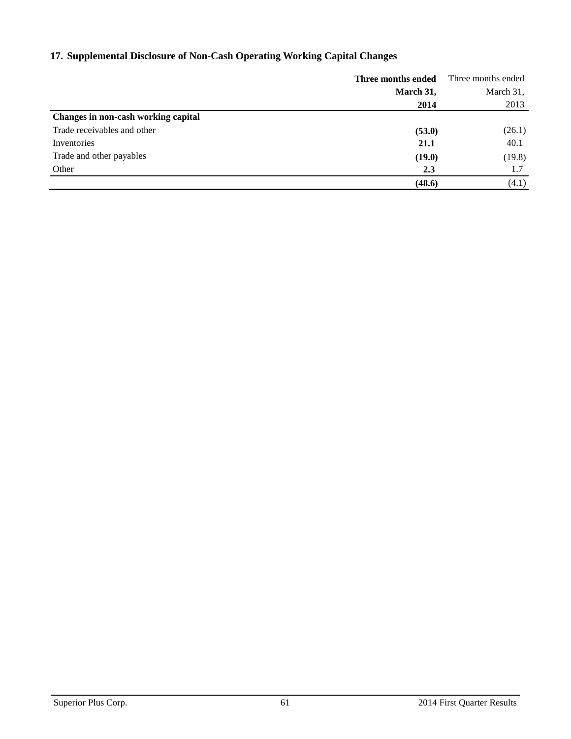## 17. Supplemental Disclosure of Non-Cash Operating Working Capital Changes

| | **Three months ended March 31, 2014** | Three months ended March 31, 2013 |
|---|---|---|
| **Changes in non-cash working capital** | | |
| Trade receivables and other | **(53.0)** | (26.1) |
| Inventories | **21.1** | 40.1 |
| Trade and other payables | **(19.0)** | (19.8) |
| Other | **2.3** | 1.7 |
| | **(48.6)** | (4.1) |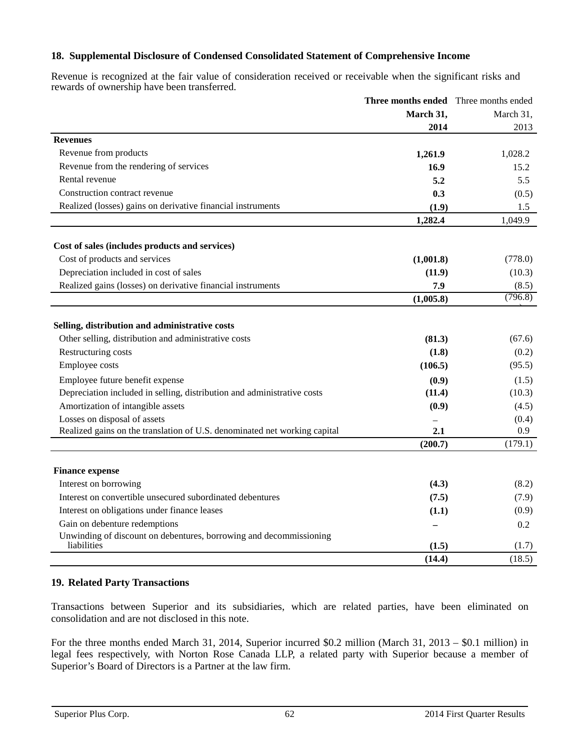### 18. Supplemental Disclosure of Condensed Consolidated Statement of Comprehensive Income

Revenue is recognized at the fair value of consideration received or receivable when the significant risks and rewards of ownership have been transferred.

| | **Three months ended March 31, 2014** | Three months ended March 31, 2013 |
|---|---|---|
| **Revenues** | | |
| Revenue from products | **1,261.9** | 1,028.2 |
| Revenue from the rendering of services | **16.9** | 15.2 |
| Rental revenue | **5.2** | 5.5 |
| Construction contract revenue | **0.3** | (0.5) |
| Realized (losses) gains on derivative financial instruments | **(1.9)** | 1.5 |
| | **1,282.4** | 1,049.9 |
| **Cost of sales (includes products and services)** | | |
| Cost of products and services | **(1,001.8)** | (778.0) |
| Depreciation included in cost of sales | **(11.9)** | (10.3) |
| Realized gains (losses) on derivative financial instruments | **7.9** | (8.5) |
| | **(1,005.8)** | (796.8) |
| **Selling, distribution and administrative costs** | | |
| Other selling, distribution and administrative costs | **(81.3)** | (67.6) |
| Restructuring costs | **(1.8)** | (0.2) |
| Employee costs | **(106.5)** | (95.5) |
| Employee future benefit expense | **(0.9)** | (1.5) |
| Depreciation included in selling, distribution and administrative costs | **(11.4)** | (10.3) |
| Amortization of intangible assets | **(0.9)** | (4.5) |
| Losses on disposal of assets | **–** | (0.4) |
| Realized gains on the translation of U.S. denominated net working capital | **2.1** | 0.9 |
| | **(200.7)** | (179.1) |
| **Finance expense** | | |
| Interest on borrowing | **(4.3)** | (8.2) |
| Interest on convertible unsecured subordinated debentures | **(7.5)** | (7.9) |
| Interest on obligations under finance leases | **(1.1)** | (0.9) |
| Gain on debenture redemptions | **–** | 0.2 |
| Unwinding of discount on debentures, borrowing and decommissioning liabilities | **(1.5)** | (1.7) |
| | **(14.4)** | (18.5) |

### 19. Related Party Transactions

Transactions between Superior and its subsidiaries, which are related parties, have been eliminated on consolidation and are not disclosed in this note.

For the three months ended March 31, 2014, Superior incurred $0.2 million (March 31, 2013 – $0.1 million) in legal fees respectively, with Norton Rose Canada LLP, a related party with Superior because a member of Superior's Board of Directors is a Partner at the law firm.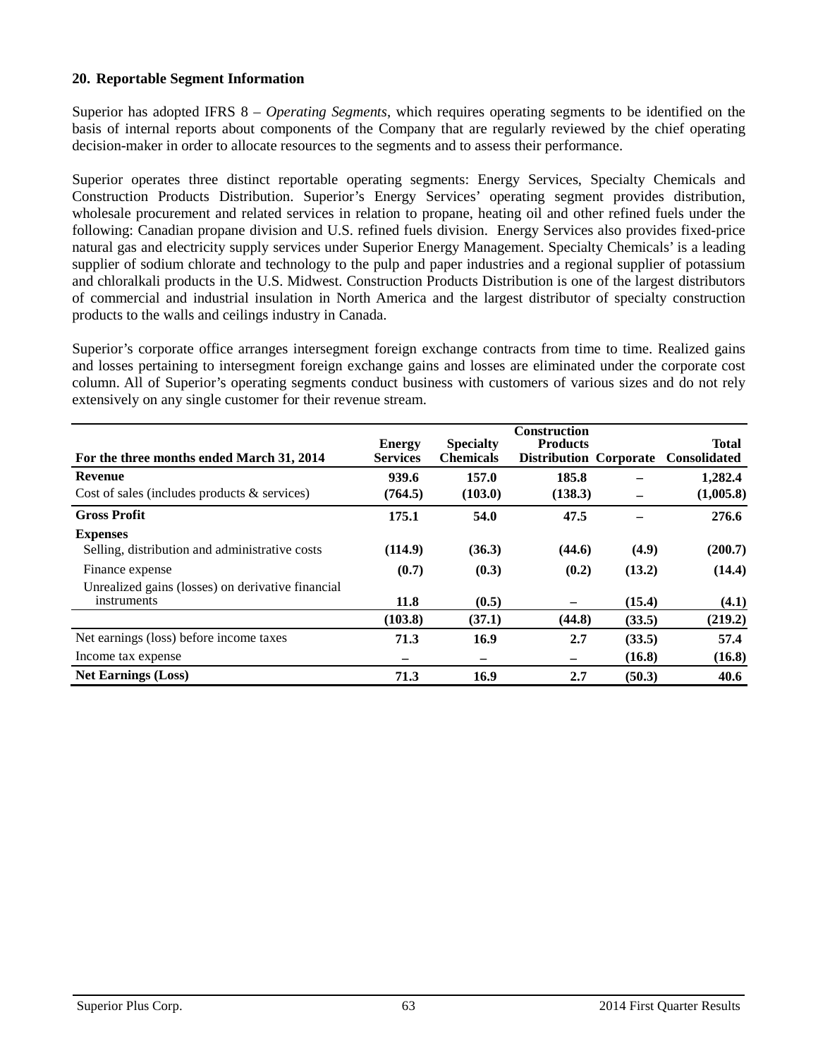## 20. Reportable Segment Information

Superior has adopted IFRS 8 – *Operating Segments*, which requires operating segments to be identified on the basis of internal reports about components of the Company that are regularly reviewed by the chief operating decision-maker in order to allocate resources to the segments and to assess their performance.

Superior operates three distinct reportable operating segments: Energy Services, Specialty Chemicals and Construction Products Distribution. Superior's Energy Services' operating segment provides distribution, wholesale procurement and related services in relation to propane, heating oil and other refined fuels under the following: Canadian propane division and U.S. refined fuels division. Energy Services also provides fixed-price natural gas and electricity supply services under Superior Energy Management. Specialty Chemicals' is a leading supplier of sodium chlorate and technology to the pulp and paper industries and a regional supplier of potassium and chloralkali products in the U.S. Midwest. Construction Products Distribution is one of the largest distributors of commercial and industrial insulation in North America and the largest distributor of specialty construction products to the walls and ceilings industry in Canada.

Superior's corporate office arranges intersegment foreign exchange contracts from time to time. Realized gains and losses pertaining to intersegment foreign exchange gains and losses are eliminated under the corporate cost column. All of Superior's operating segments conduct business with customers of various sizes and do not rely extensively on any single customer for their revenue stream.

| For the three months ended March 31, 2014 | Energy Services | Specialty Chemicals | Construction Products Distribution | Corporate | Total Consolidated |
|---|---|---|---|---|---|
| **Revenue** | **939.6** | **157.0** | **185.8** | – | **1,282.4** |
| Cost of sales (includes products & services) | **(764.5)** | **(103.0)** | **(138.3)** | – | **(1,005.8)** |
| **Gross Profit** | **175.1** | **54.0** | **47.5** | – | **276.6** |
| **Expenses** | | | | | |
| Selling, distribution and administrative costs | **(114.9)** | **(36.3)** | **(44.6)** | **(4.9)** | **(200.7)** |
| Finance expense | **(0.7)** | **(0.3)** | **(0.2)** | **(13.2)** | **(14.4)** |
| Unrealized gains (losses) on derivative financial instruments | **11.8** | **(0.5)** | – | **(15.4)** | **(4.1)** |
| | **(103.8)** | **(37.1)** | **(44.8)** | **(33.5)** | **(219.2)** |
| Net earnings (loss) before income taxes | **71.3** | **16.9** | **2.7** | **(33.5)** | **57.4** |
| Income tax expense | – | – | – | **(16.8)** | **(16.8)** |
| **Net Earnings (Loss)** | **71.3** | **16.9** | **2.7** | **(50.3)** | **40.6** |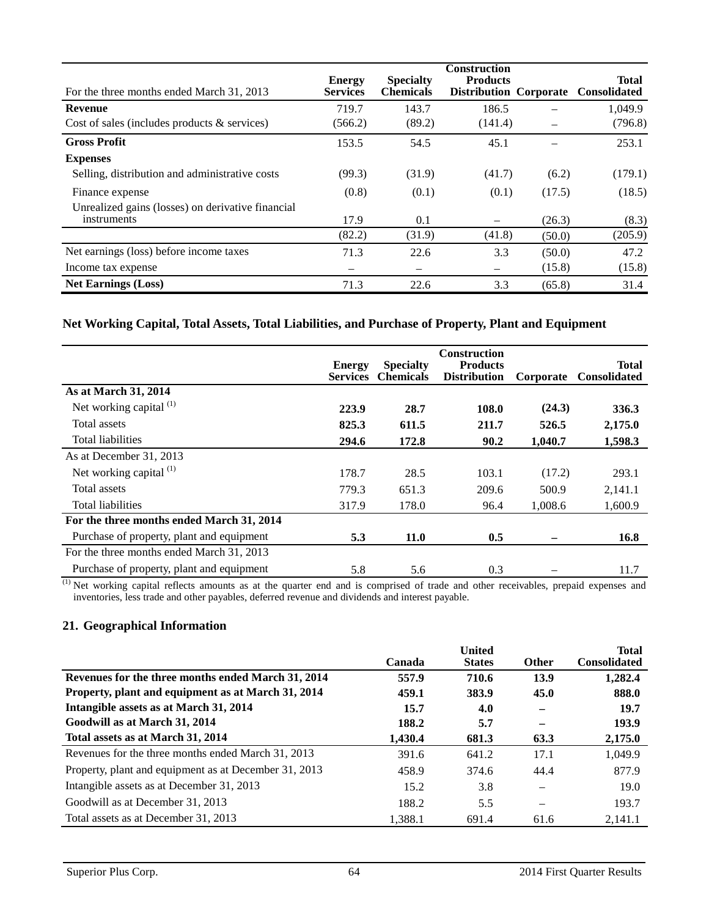| For the three months ended March 31, 2013 | Energy Services | Specialty Chemicals | Construction Products Distribution | Corporate | Total Consolidated |
|---|---|---|---|---|---|
| **Revenue** | 719.7 | 143.7 | 186.5 | – | 1,049.9 |
| Cost of sales (includes products & services) | (566.2) | (89.2) | (141.4) | – | (796.8) |
| **Gross Profit** | 153.5 | 54.5 | 45.1 | – | 253.1 |
| **Expenses** | | | | | |
| Selling, distribution and administrative costs | (99.3) | (31.9) | (41.7) | (6.2) | (179.1) |
| Finance expense | (0.8) | (0.1) | (0.1) | (17.5) | (18.5) |
| Unrealized gains (losses) on derivative financial instruments | 17.9 | 0.1 | – | (26.3) | (8.3) |
| | (82.2) | (31.9) | (41.8) | (50.0) | (205.9) |
| Net earnings (loss) before income taxes | 71.3 | 22.6 | 3.3 | (50.0) | 47.2 |
| Income tax expense | – | – | – | (15.8) | (15.8) |
| **Net Earnings (Loss)** | 71.3 | 22.6 | 3.3 | (65.8) | 31.4 |

**Net Working Capital, Total Assets, Total Liabilities, and Purchase of Property, Plant and Equipment**

| | Energy Services | Specialty Chemicals | Construction Products Distribution | Corporate | Total Consolidated |
|---|---|---|---|---|---|
| **As at March 31, 2014** | | | | | |
| Net working capital [(1)] | **223.9** | **28.7** | **108.0** | **(24.3)** | **336.3** |
| Total assets | **825.3** | **611.5** | **211.7** | **526.5** | **2,175.0** |
| Total liabilities | **294.6** | **172.8** | **90.2** | **1,040.7** | **1,598.3** |
| As at December 31, 2013 | | | | | |
| Net working capital [(1)] | 178.7 | 28.5 | 103.1 | (17.2) | 293.1 |
| Total assets | 779.3 | 651.3 | 209.6 | 500.9 | 2,141.1 |
| Total liabilities | 317.9 | 178.0 | 96.4 | 1,008.6 | 1,600.9 |
| **For the three months ended March 31, 2014** | | | | | |
| Purchase of property, plant and equipment | **5.3** | **11.0** | **0.5** | **–** | **16.8** |
| For the three months ended March 31, 2013 | | | | | |
| Purchase of property, plant and equipment | 5.8 | 5.6 | 0.3 | – | 11.7 |

(1) Net working capital reflects amounts as at the quarter end and is comprised of trade and other receivables, prepaid expenses and inventories, less trade and other payables, deferred revenue and dividends and interest payable.

## 21. Geographical Information

| | Canada | United States | Other | Total Consolidated |
|---|---|---|---|---|
| **Revenues for the three months ended March 31, 2014** | **557.9** | **710.6** | **13.9** | **1,282.4** |
| **Property, plant and equipment as at March 31, 2014** | **459.1** | **383.9** | **45.0** | **888.0** |
| **Intangible assets as at March 31, 2014** | **15.7** | **4.0** | **–** | **19.7** |
| **Goodwill as at March 31, 2014** | **188.2** | **5.7** | **–** | **193.9** |
| **Total assets as at March 31, 2014** | **1,430.4** | **681.3** | **63.3** | **2,175.0** |
| Revenues for the three months ended March 31, 2013 | 391.6 | 641.2 | 17.1 | 1,049.9 |
| Property, plant and equipment as at December 31, 2013 | 458.9 | 374.6 | 44.4 | 877.9 |
| Intangible assets as at December 31, 2013 | 15.2 | 3.8 | – | 19.0 |
| Goodwill as at December 31, 2013 | 188.2 | 5.5 | – | 193.7 |
| Total assets as at December 31, 2013 | 1,388.1 | 691.4 | 61.6 | 2,141.1 |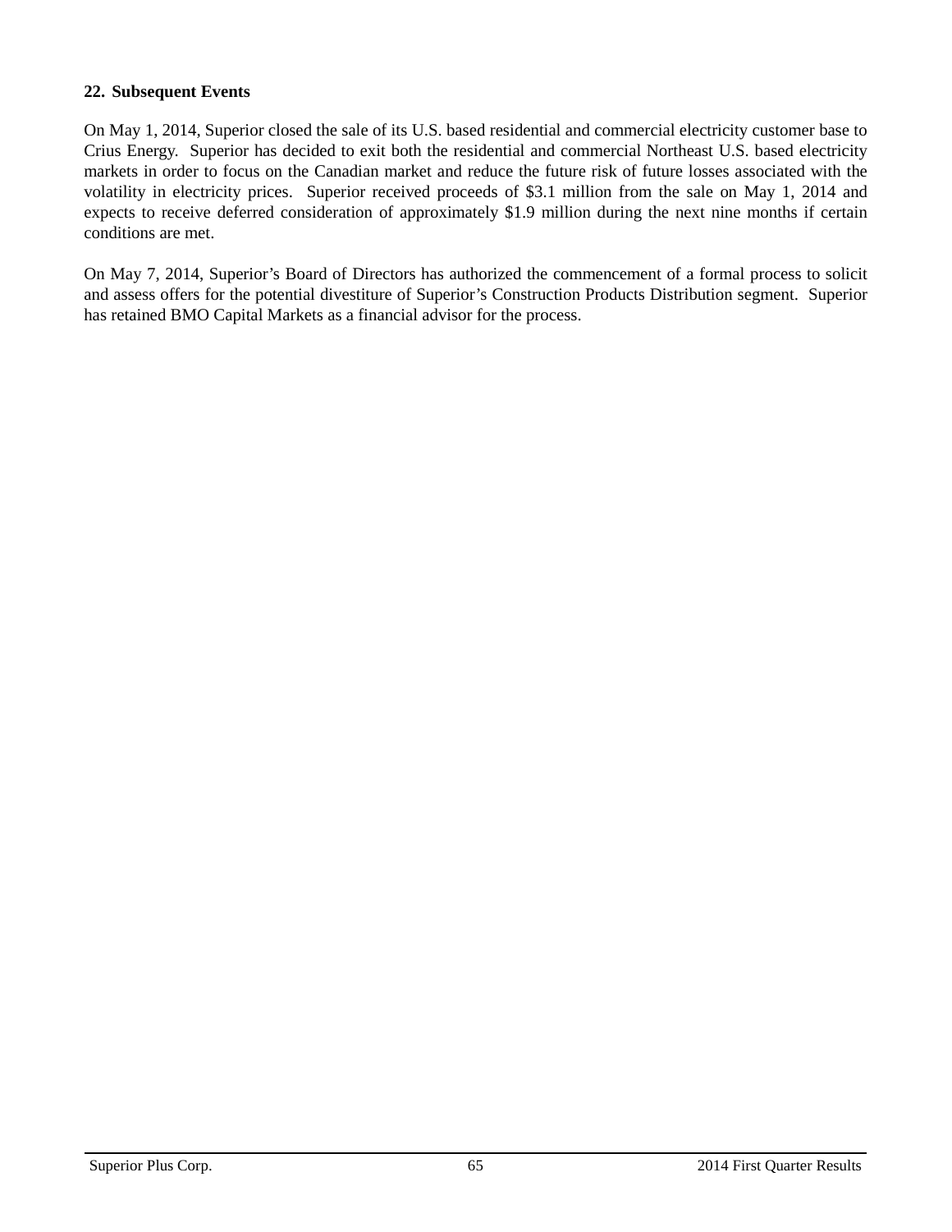## 22. Subsequent Events

On May 1, 2014, Superior closed the sale of its U.S. based residential and commercial electricity customer base to Crius Energy. Superior has decided to exit both the residential and commercial Northeast U.S. based electricity markets in order to focus on the Canadian market and reduce the future risk of future losses associated with the volatility in electricity prices. Superior received proceeds of $3.1 million from the sale on May 1, 2014 and expects to receive deferred consideration of approximately $1.9 million during the next nine months if certain conditions are met.

On May 7, 2014, Superior's Board of Directors has authorized the commencement of a formal process to solicit and assess offers for the potential divestiture of Superior's Construction Products Distribution segment. Superior has retained BMO Capital Markets as a financial advisor for the process.